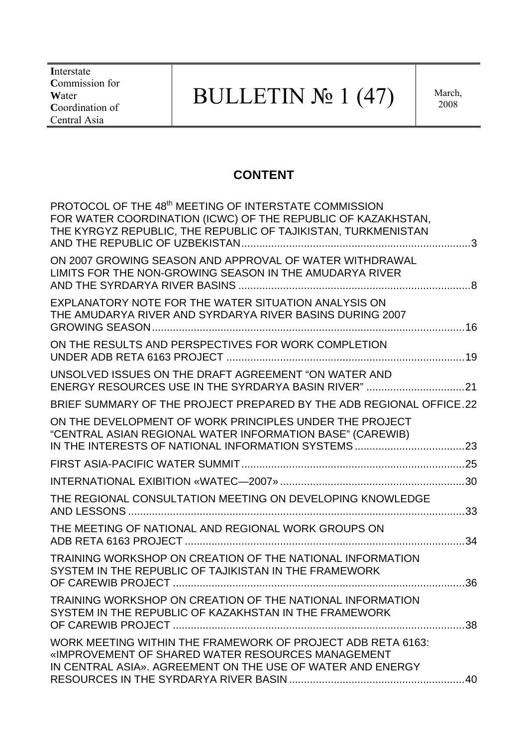| **I**nterstate **C**ommission for **W**ater **C**oordination of Central Asia | BULLETIN № 1 (47) | March, 2008 |
|---|---|---|

## CONTENT

PROTOCOL OF THE 48[th] MEETING OF INTERSTATE COMMISSION FOR WATER COORDINATION (ICWC) OF THE REPUBLIC OF KAZAKHSTAN, THE KYRGYZ REPUBLIC, THE REPUBLIC OF TAJIKISTAN, TURKMENISTAN AND THE REPUBLIC OF UZBEKISTAN ....... 3

ON 2007 GROWING SEASON AND APPROVAL OF WATER WITHDRAWAL LIMITS FOR THE NON-GROWING SEASON IN THE AMUDARYA RIVER AND THE SYRDARYA RIVER BASINS ....... 8

EXPLANATORY NOTE FOR THE WATER SITUATION ANALYSIS ON THE AMUDARYA RIVER AND SYRDARYA RIVER BASINS DURING 2007 GROWING SEASON ....... 16

ON THE RESULTS AND PERSPECTIVES FOR WORK COMPLETION UNDER ADB RETA 6163 PROJECT ....... 19

UNSOLVED ISSUES ON THE DRAFT AGREEMENT "ON WATER AND ENERGY RESOURCES USE IN THE SYRDARYA BASIN RIVER" ....... 21

BRIEF SUMMARY OF THE PROJECT PREPARED BY THE ADB REGIONAL OFFICE ....... 22

ON THE DEVELOPMENT OF WORK PRINCIPLES UNDER THE PROJECT "CENTRAL ASIAN REGIONAL WATER INFORMATION BASE" (CAREWIB) IN THE INTERESTS OF NATIONAL INFORMATION SYSTEMS ....... 23

FIRST ASIA-PACIFIC WATER SUMMIT ....... 25

INTERNATIONAL EXIBITION «WATEC—2007» ....... 30

THE REGIONAL CONSULTATION MEETING ON DEVELOPING KNOWLEDGE AND LESSONS ....... 33

THE MEETING OF NATIONAL AND REGIONAL WORK GROUPS ON ADB RETA 6163 PROJECT ....... 34

TRAINING WORKSHOP ON CREATION OF THE NATIONAL INFORMATION SYSTEM IN THE REPUBLIC OF TAJIKISTAN IN THE FRAMEWORK OF CAREWIB PROJECT ....... 36

TRAINING WORKSHOP ON CREATION OF THE NATIONAL INFORMATION SYSTEM IN THE REPUBLIC OF KAZAKHSTAN IN THE FRAMEWORK OF CAREWIB PROJECT ....... 38

WORK MEETING WITHIN THE FRAMEWORK OF PROJECT ADB RETA 6163: «IMPROVEMENT OF SHARED WATER RESOURCES MANAGEMENT IN CENTRAL ASIA». AGREEMENT ON THE USE OF WATER AND ENERGY RESOURCES IN THE SYRDARYA RIVER BASIN ....... 40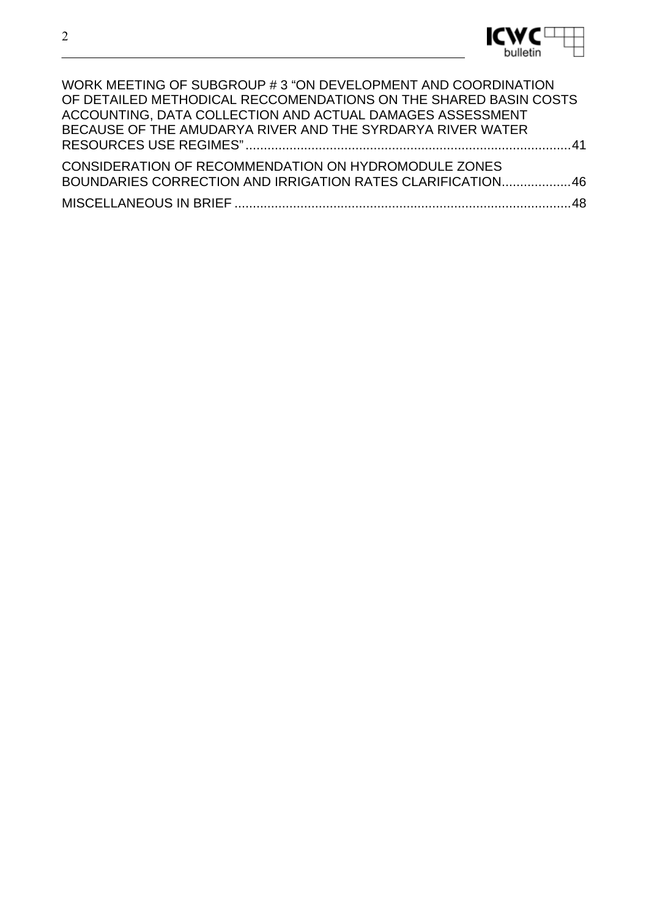WORK MEETING OF SUBGROUP # 3 “ON DEVELOPMENT AND COORDINATION OF DETAILED METHODICAL RECCOMENDATIONS ON THE SHARED BASIN COSTS ACCOUNTING, DATA COLLECTION AND ACTUAL DAMAGES ASSESSMENT BECAUSE OF THE AMUDARYA RIVER AND THE SYRDARYA RIVER WATER RESOURCES USE REGIMES” ........................................................................................41

CONSIDERATION OF RECOMMENDATION ON HYDROMODULE ZONES BOUNDARIES CORRECTION AND IRRIGATION RATES CLARIFICATION...................46

MISCELLANEOUS IN BRIEF ............................................................................................48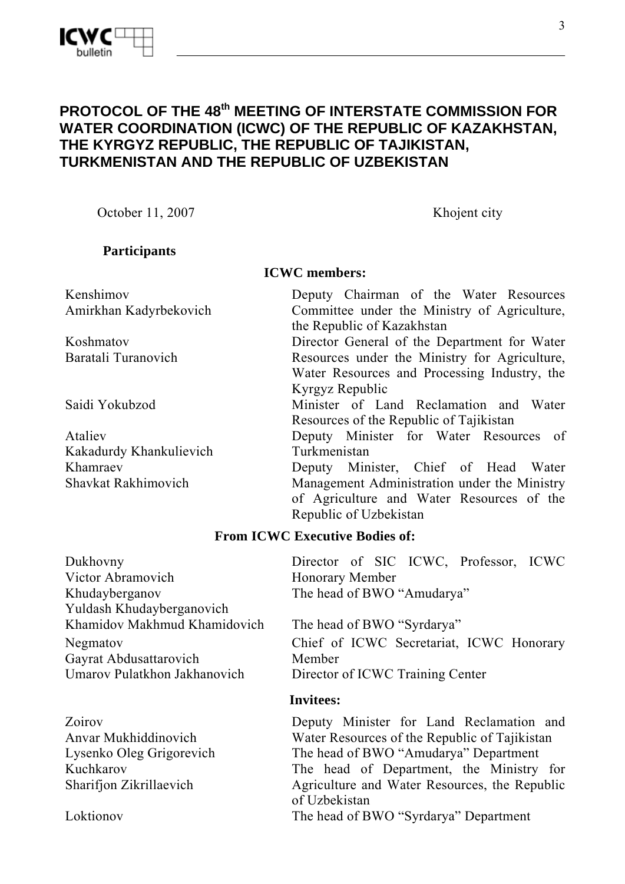# PROTOCOL OF THE 48th MEETING OF INTERSTATE COMMISSION FOR WATER COORDINATION (ICWC) OF THE REPUBLIC OF KAZAKHSTAN, THE KYRGYZ REPUBLIC, THE REPUBLIC OF TAJIKISTAN, TURKMENISTAN AND THE REPUBLIC OF UZBEKISTAN

October 11, 2007 — Khojent city

**Participants**

**ICWC members:**

| | |
|---|---|
| Kenshimov Amirkhan Kadyrbekovich | Deputy Chairman of the Water Resources Committee under the Ministry of Agriculture, the Republic of Kazakhstan |
| Koshmatov Baratali Turanovich | Director General of the Department for Water Resources under the Ministry for Agriculture, Water Resources and Processing Industry, the Kyrgyz Republic |
| Saidi Yokubzod | Minister of Land Reclamation and Water Resources of the Republic of Tajikistan |
| Ataliev Kakadurdy Khankulievich | Deputy Minister for Water Resources of Turkmenistan |
| Khamraev Shavkat Rakhimovich | Deputy Minister, Chief of Head Water Management Administration under the Ministry of Agriculture and Water Resources of the Republic of Uzbekistan |

**From ICWC Executive Bodies of:**

| | |
|---|---|
| Dukhovny Victor Abramovich | Director of SIC ICWC, Professor, ICWC Honorary Member |
| Khudayberganov Yuldash Khudayberganovich | The head of BWO "Amudarya" |
| Khamidov Makhmud Khamidovich | The head of BWO "Syrdarya" |
| Negmatov Gayrat Abdusattarovich | Chief of ICWC Secretariat, ICWC Honorary Member |
| Umarov Pulatkhon Jakhanovich | Director of ICWC Training Center |

**Invitees:**

| | |
|---|---|
| Zoirov Anvar Mukhiddinovich | Deputy Minister for Land Reclamation and Water Resources of the Republic of Tajikistan |
| Lysenko Oleg Grigorevich | The head of BWO "Amudarya" Department |
| Kuchkarov Sharifjon Zikrillaevich | The head of Department, the Ministry for Agriculture and Water Resources, the Republic of Uzbekistan |
| Loktionov | The head of BWO "Syrdarya" Department |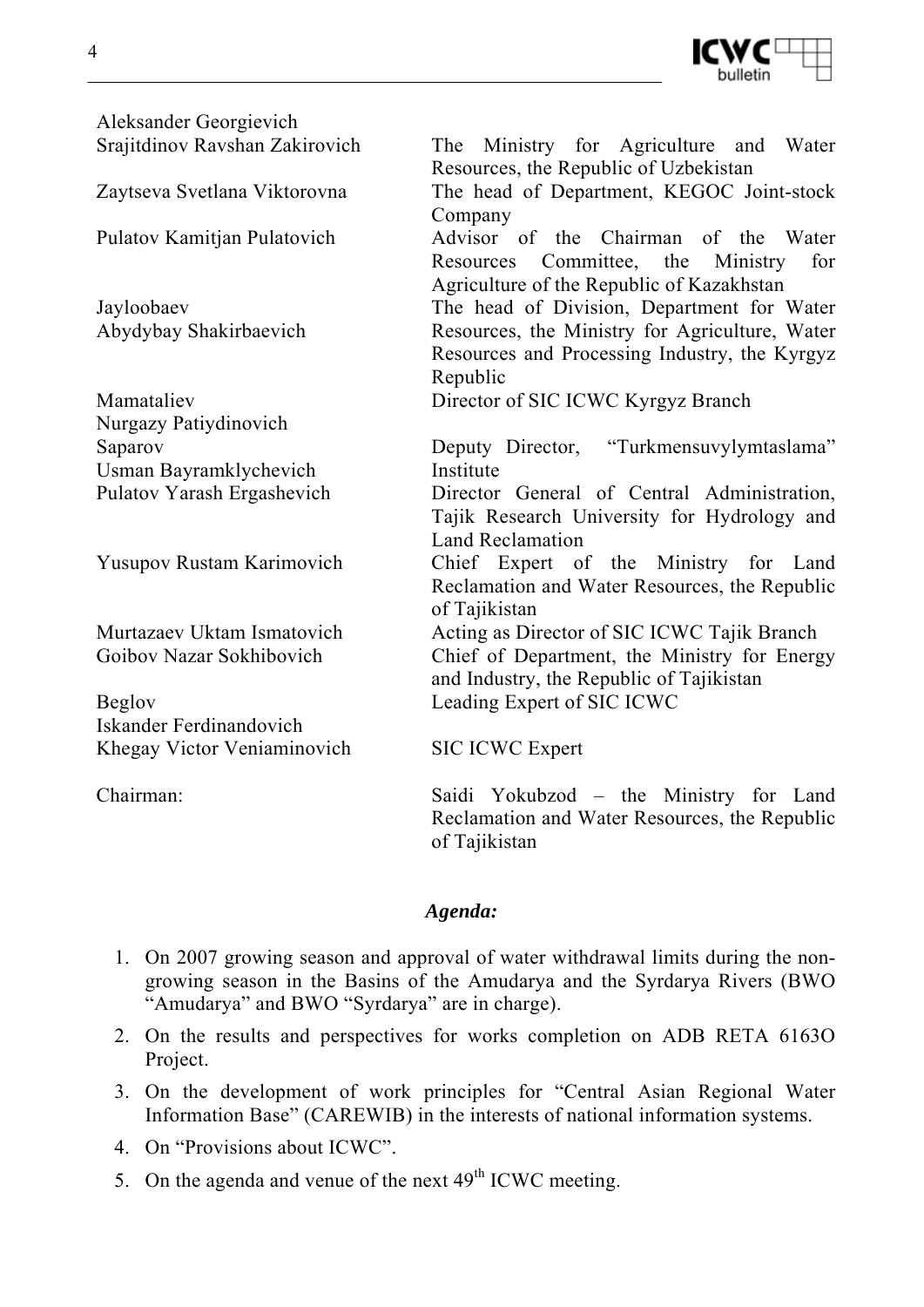| | |
|---|---|
| Aleksander Georgievich | |
| Srajitdinov Ravshan Zakirovich | The Ministry for Agriculture and Water Resources, the Republic of Uzbekistan |
| Zaytseva Svetlana Viktorovna | The head of Department, KEGOC Joint-stock Company |
| Pulatov Kamitjan Pulatovich | Advisor of the Chairman of the Water Resources Committee, the Ministry for Agriculture of the Republic of Kazakhstan |
| Jayloobaev Abydybay Shakirbaevich | The head of Division, Department for Water Resources, the Ministry for Agriculture, Water Resources and Processing Industry, the Kyrgyz Republic |
| Mamataliev Nurgazy Patiydinovich | Director of SIC ICWC Kyrgyz Branch |
| Saparov Usman Bayramklychevich | Deputy Director, "Turkmensuvylymtaslama" Institute |
| Pulatov Yarash Ergashevich | Director General of Central Administration, Tajik Research University for Hydrology and Land Reclamation |
| Yusupov Rustam Karimovich | Chief Expert of the Ministry for Land Reclamation and Water Resources, the Republic of Tajikistan |
| Murtazaev Uktam Ismatovich | Acting as Director of SIC ICWC Tajik Branch |
| Goibov Nazar Sokhibovich | Chief of Department, the Ministry for Energy and Industry, the Republic of Tajikistan |
| Beglov Iskander Ferdinandovich | Leading Expert of SIC ICWC |
| Khegay Victor Veniaminovich | SIC ICWC Expert |
| Chairman: | Saidi Yokubzod – the Ministry for Land Reclamation and Water Resources, the Republic of Tajikistan |

***Agenda:***

1. On 2007 growing season and approval of water withdrawal limits during the non-growing season in the Basins of the Amudarya and the Syrdarya Rivers (BWO "Amudarya" and BWO "Syrdarya" are in charge).
2. On the results and perspectives for works completion on ADB RETA 6163O Project.
3. On the development of work principles for "Central Asian Regional Water Information Base" (CAREWIB) in the interests of national information systems.
4. On "Provisions about ICWC".
5. On the agenda and venue of the next 49th ICWC meeting.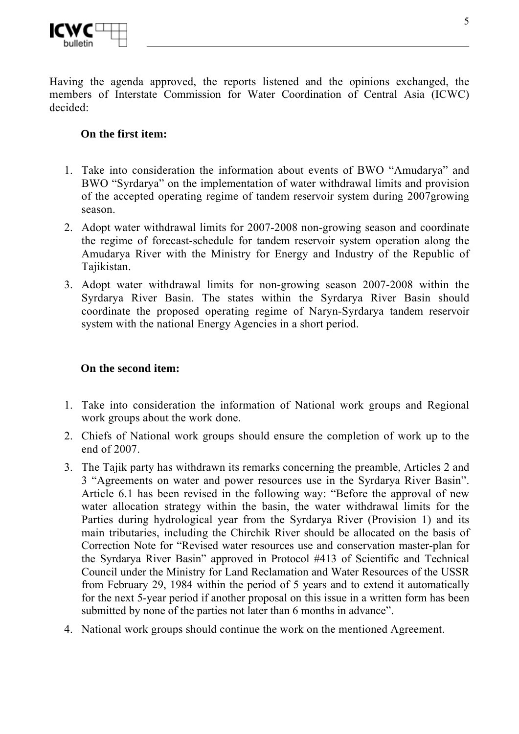Having the agenda approved, the reports listened and the opinions exchanged, the members of Interstate Commission for Water Coordination of Central Asia (ICWC) decided:

**On the first item:**

1. Take into consideration the information about events of BWO “Amudarya” and BWO “Syrdarya” on the implementation of water withdrawal limits and provision of the accepted operating regime of tandem reservoir system during 2007growing season.
2. Adopt water withdrawal limits for 2007-2008 non-growing season and coordinate the regime of forecast-schedule for tandem reservoir system operation along the Amudarya River with the Ministry for Energy and Industry of the Republic of Tajikistan.
3. Adopt water withdrawal limits for non-growing season 2007-2008 within the Syrdarya River Basin. The states within the Syrdarya River Basin should coordinate the proposed operating regime of Naryn-Syrdarya tandem reservoir system with the national Energy Agencies in a short period.

**On the second item:**

1. Take into consideration the information of National work groups and Regional work groups about the work done.
2. Chiefs of National work groups should ensure the completion of work up to the end of 2007.
3. The Tajik party has withdrawn its remarks concerning the preamble, Articles 2 and 3 “Agreements on water and power resources use in the Syrdarya River Basin”. Article 6.1 has been revised in the following way: “Before the approval of new water allocation strategy within the basin, the water withdrawal limits for the Parties during hydrological year from the Syrdarya River (Provision 1) and its main tributaries, including the Chirchik River should be allocated on the basis of Correction Note for “Revised water resources use and conservation master-plan for the Syrdarya River Basin” approved in Protocol #413 of Scientific and Technical Council under the Ministry for Land Reclamation and Water Resources of the USSR from February 29, 1984 within the period of 5 years and to extend it automatically for the next 5-year period if another proposal on this issue in a written form has been submitted by none of the parties not later than 6 months in advance”.
4. National work groups should continue the work on the mentioned Agreement.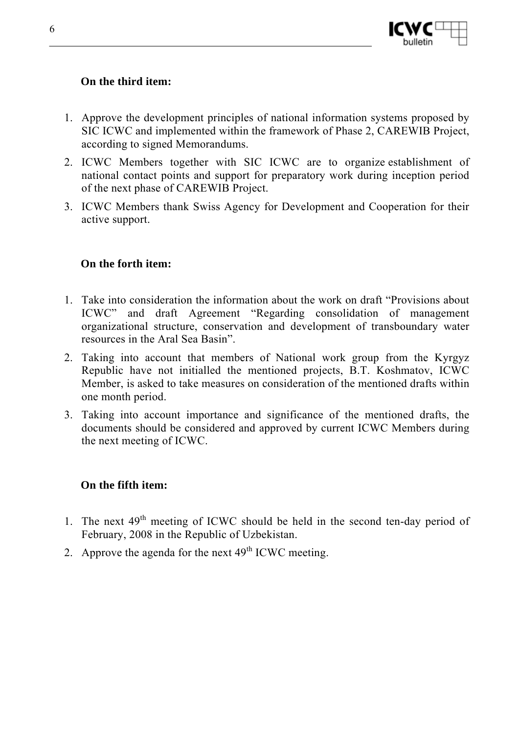**On the third item:**

1. Approve the development principles of national information systems proposed by SIC ICWC and implemented within the framework of Phase 2, CAREWIB Project, according to signed Memorandums.
2. ICWC Members together with SIC ICWC are to organize establishment of national contact points and support for preparatory work during inception period of the next phase of CAREWIB Project.
3. ICWC Members thank Swiss Agency for Development and Cooperation for their active support.

**On the forth item:**

1. Take into consideration the information about the work on draft "Provisions about ICWC" and draft Agreement "Regarding consolidation of management organizational structure, conservation and development of transboundary water resources in the Aral Sea Basin".
2. Taking into account that members of National work group from the Kyrgyz Republic have not initialled the mentioned projects, B.T. Koshmatov, ICWC Member, is asked to take measures on consideration of the mentioned drafts within one month period.
3. Taking into account importance and significance of the mentioned drafts, the documents should be considered and approved by current ICWC Members during the next meeting of ICWC.

**On the fifth item:**

1. The next 49th meeting of ICWC should be held in the second ten-day period of February, 2008 in the Republic of Uzbekistan.
2. Approve the agenda for the next 49th ICWC meeting.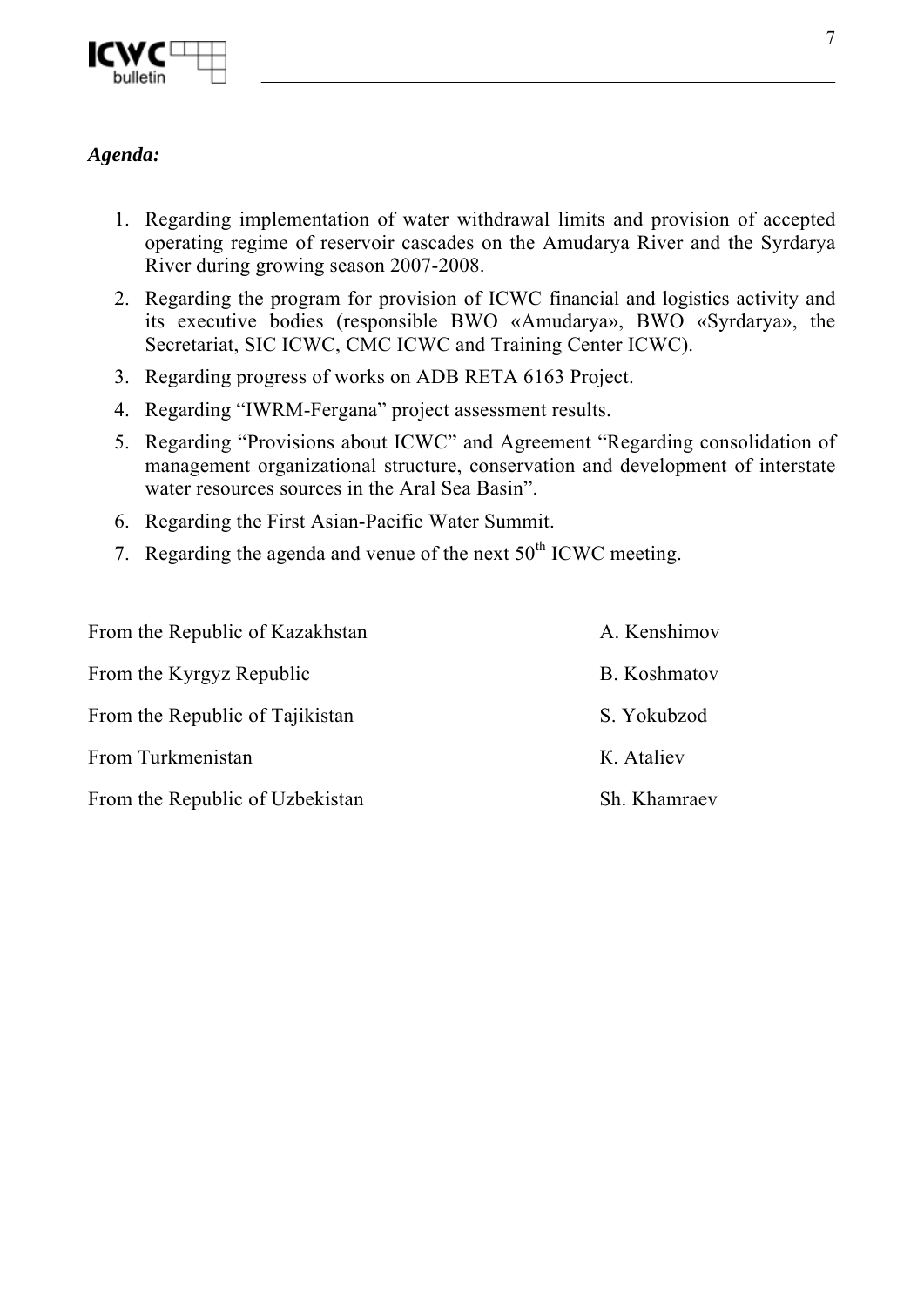***Agenda:***

1. Regarding implementation of water withdrawal limits and provision of accepted operating regime of reservoir cascades on the Amudarya River and the Syrdarya River during growing season 2007-2008.
2. Regarding the program for provision of ICWC financial and logistics activity and its executive bodies (responsible BWO «Amudarya», BWO «Syrdarya», the Secretariat, SIC ICWC, CMC ICWC and Training Center ICWC).
3. Regarding progress of works on ADB RETA 6163 Project.
4. Regarding "IWRM-Fergana" project assessment results.
5. Regarding "Provisions about ICWC" and Agreement "Regarding consolidation of management organizational structure, conservation and development of interstate water resources sources in the Aral Sea Basin".
6. Regarding the First Asian-Pacific Water Summit.
7. Regarding the agenda and venue of the next 50th ICWC meeting.

| | |
|---|---|
| From the Republic of Kazakhstan | A. Kenshimov |
| From the Kyrgyz Republic | B. Koshmatov |
| From the Republic of Tajikistan | S. Yokubzod |
| From Turkmenistan | K. Ataliev |
| From the Republic of Uzbekistan | Sh. Khamraev |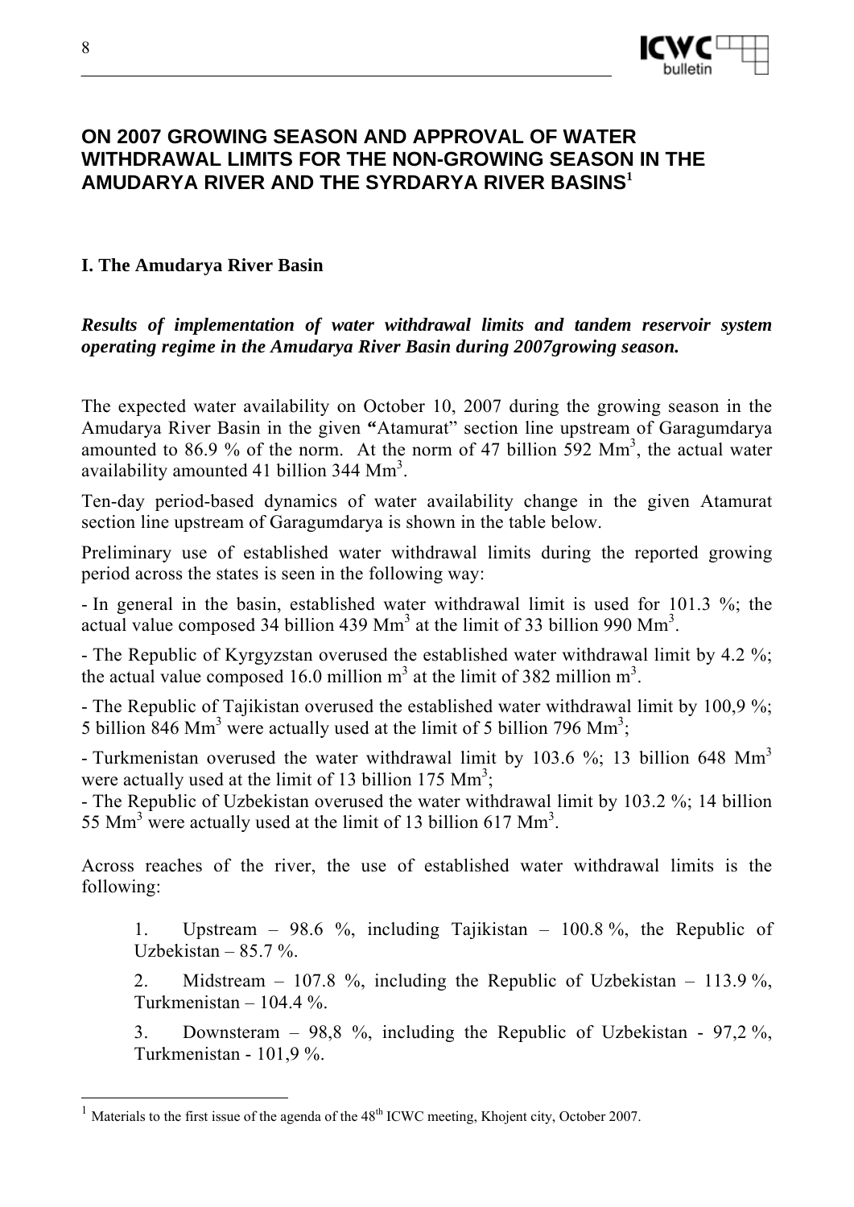## ON 2007 GROWING SEASON AND APPROVAL OF WATER WITHDRAWAL LIMITS FOR THE NON-GROWING SEASON IN THE AMUDARYA RIVER AND THE SYRDARYA RIVER BASINS[1]

### I. The Amudarya River Basin

***Results of implementation of water withdrawal limits and tandem reservoir system operating regime in the Amudarya River Basin during 2007growing season.***

The expected water availability on October 10, 2007 during the growing season in the Amudarya River Basin in the given **"**Atamurat" section line upstream of Garagumdarya amounted to 86.9 % of the norm. At the norm of 47 billion 592 Mm$^3$, the actual water availability amounted 41 billion 344 Mm$^3$.

Ten-day period-based dynamics of water availability change in the given Atamurat section line upstream of Garagumdarya is shown in the table below.

Preliminary use of established water withdrawal limits during the reported growing period across the states is seen in the following way:

- In general in the basin, established water withdrawal limit is used for 101.3 %; the actual value composed 34 billion 439 Mm$^3$ at the limit of 33 billion 990 Mm$^3$.

- The Republic of Kyrgyzstan overused the established water withdrawal limit by 4.2 %; the actual value composed 16.0 million m$^3$ at the limit of 382 million m$^3$.

- The Republic of Tajikistan overused the established water withdrawal limit by 100,9 %; 5 billion 846 Mm$^3$ were actually used at the limit of 5 billion 796 Mm$^3$;

- Turkmenistan overused the water withdrawal limit by 103.6 %; 13 billion 648 Mm$^3$ were actually used at the limit of 13 billion 175 Mm$^3$;

- The Republic of Uzbekistan overused the water withdrawal limit by 103.2 %; 14 billion 55 Mm$^3$ were actually used at the limit of 13 billion 617 Mm$^3$.

Across reaches of the river, the use of established water withdrawal limits is the following:

1. Upstream – 98.6 %, including Tajikistan – 100.8 %, the Republic of Uzbekistan – 85.7 %.

2. Midstream – 107.8 %, including the Republic of Uzbekistan – 113.9 %, Turkmenistan – 104.4 %.

3. Downsteram – 98,8 %, including the Republic of Uzbekistan - 97,2 %, Turkmenistan - 101,9 %.

---

[1] Materials to the first issue of the agenda of the 48th ICWC meeting, Khojent city, October 2007.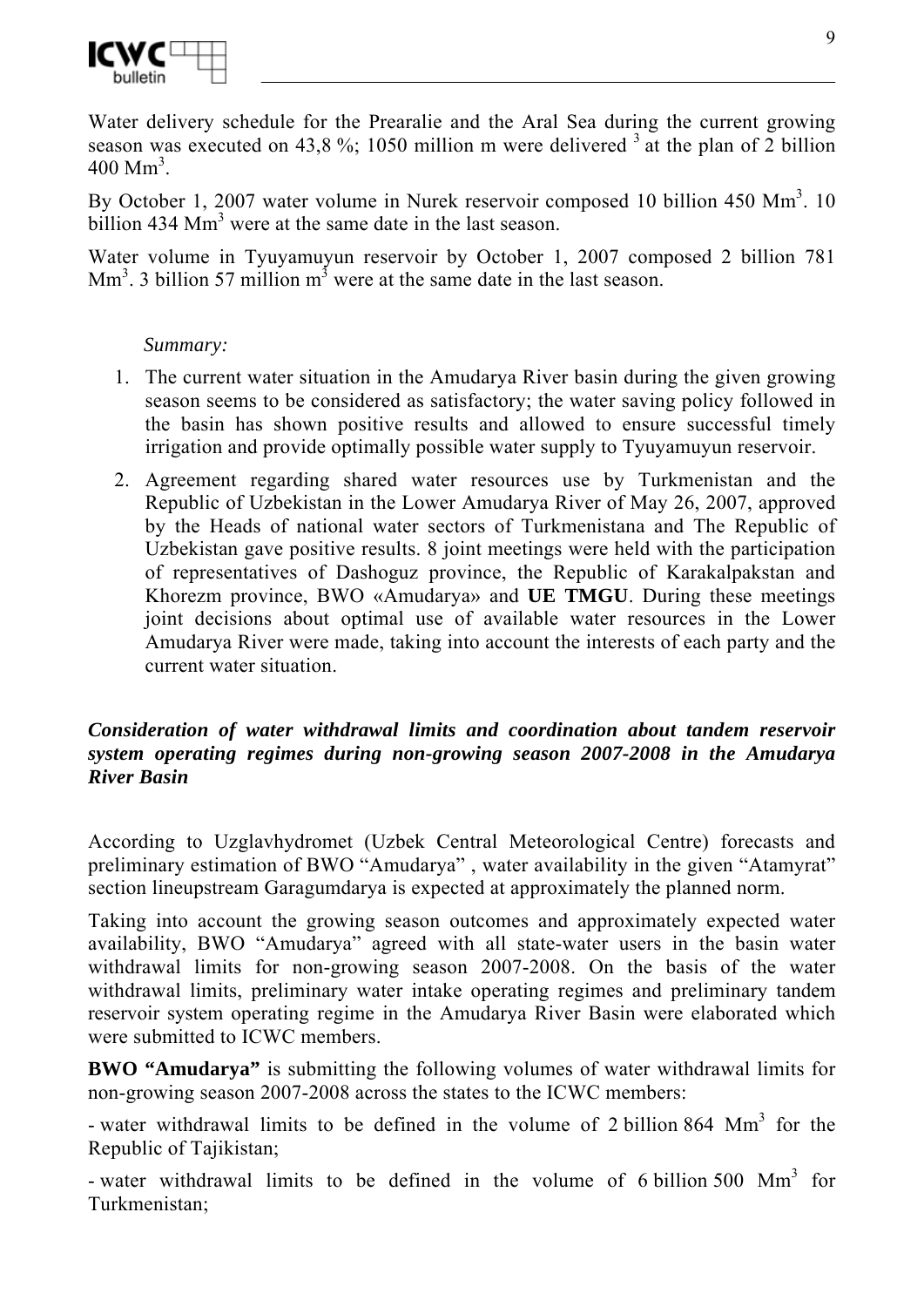Water delivery schedule for the Prearalie and the Aral Sea during the current growing season was executed on 43,8 %; 1050 million m were delivered $^3$ at the plan of 2 billion 400 Mm$^3$.

By October 1, 2007 water volume in Nurek reservoir composed 10 billion 450 Mm$^3$. 10 billion 434 Mm$^3$ were at the same date in the last season.

Water volume in Tyuyamuyun reservoir by October 1, 2007 composed 2 billion 781 Mm$^3$. 3 billion 57 million m$^3$ were at the same date in the last season.

*Summary:*

1. The current water situation in the Amudarya River basin during the given growing season seems to be considered as satisfactory; the water saving policy followed in the basin has shown positive results and allowed to ensure successful timely irrigation and provide optimally possible water supply to Tyuyamuyun reservoir.
2. Agreement regarding shared water resources use by Turkmenistan and the Republic of Uzbekistan in the Lower Amudarya River of May 26, 2007, approved by the Heads of national water sectors of Turkmenistana and The Republic of Uzbekistan gave positive results. 8 joint meetings were held with the participation of representatives of Dashoguz province, the Republic of Karakalpakstan and Khorezm province, BWO «Amudarya» and **UE TMGU**. During these meetings joint decisions about optimal use of available water resources in the Lower Amudarya River were made, taking into account the interests of each party and the current water situation.

***Consideration of water withdrawal limits and coordination about tandem reservoir system operating regimes during non-growing season 2007-2008 in the Amudarya River Basin***

According to Uzglavhydromet (Uzbek Central Meteorological Centre) forecasts and preliminary estimation of BWO "Amudarya" , water availability in the given "Atamyrat" section lineupstream Garagumdarya is expected at approximately the planned norm.

Taking into account the growing season outcomes and approximately expected water availability, BWO "Amudarya" agreed with all state-water users in the basin water withdrawal limits for non-growing season 2007-2008. On the basis of the water withdrawal limits, preliminary water intake operating regimes and preliminary tandem reservoir system operating regime in the Amudarya River Basin were elaborated which were submitted to ICWC members.

**BWO "Amudarya"** is submitting the following volumes of water withdrawal limits for non-growing season 2007-2008 across the states to the ICWC members:

- water withdrawal limits to be defined in the volume of 2 billion 864 Mm$^3$ for the Republic of Tajikistan;

- water withdrawal limits to be defined in the volume of 6 billion 500 Mm$^3$ for Turkmenistan;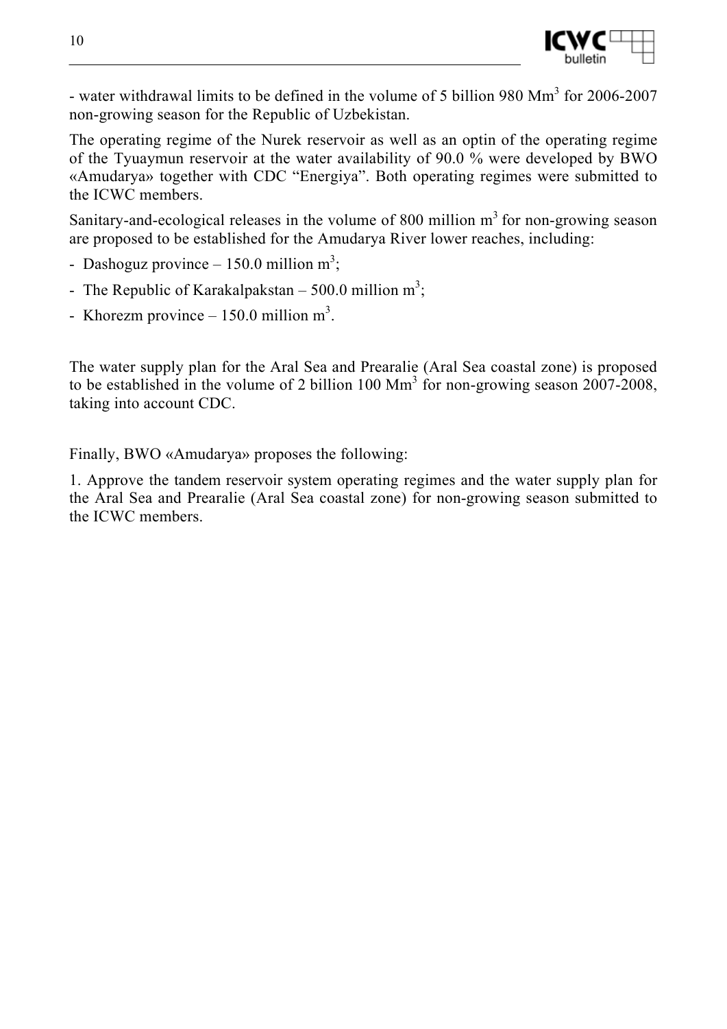- water withdrawal limits to be defined in the volume of 5 billion 980 $Mm^3$ for 2006-2007 non-growing season for the Republic of Uzbekistan.

The operating regime of the Nurek reservoir as well as an optin of the operating regime of the Tyuaymun reservoir at the water availability of 90.0 % were developed by BWO «Amudarya» together with CDC "Energiya". Both operating regimes were submitted to the ICWC members.

Sanitary-and-ecological releases in the volume of 800 million $m^3$ for non-growing season are proposed to be established for the Amudarya River lower reaches, including:

- Dashoguz province – 150.0 million $m^3$;
- The Republic of Karakalpakstan – 500.0 million $m^3$;
- Khorezm province – 150.0 million $m^3$.

The water supply plan for the Aral Sea and Prearalie (Aral Sea coastal zone) is proposed to be established in the volume of 2 billion 100 $Mm^3$ for non-growing season 2007-2008, taking into account CDC.

Finally, BWO «Amudarya» proposes the following:

1. Approve the tandem reservoir system operating regimes and the water supply plan for the Aral Sea and Prearalie (Aral Sea coastal zone) for non-growing season submitted to the ICWC members.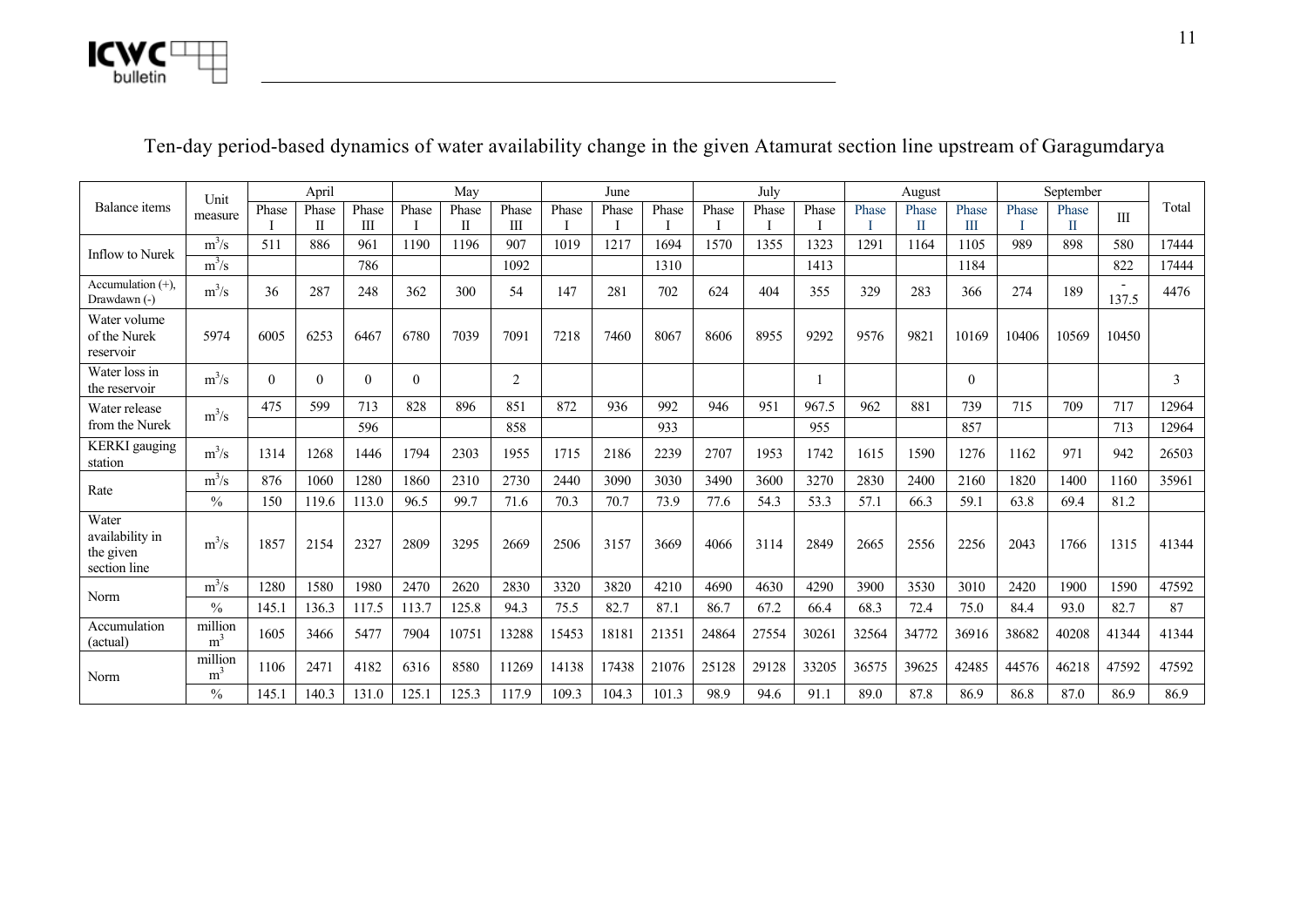## Ten-day period-based dynamics of water availability change in the given Atamurat section line upstream of Garagumdarya

| Balance items | Unit measure | April | | | May | | | June | | | July | | | August | | | September | | | Total |
|---|---|---|---|---|---|---|---|---|---|---|---|---|---|---|---|---|---|---|---|---|
| | | Phase I | Phase II | Phase III | Phase I | Phase II | Phase III | Phase I | Phase I | Phase I | Phase I | Phase I | Phase I | Phase I | Phase II | Phase III | Phase I | Phase II | III | |
| Inflow to Nurek | $m^3/s$ | 511 | 886 | 961 | 1190 | 1196 | 907 | 1019 | 1217 | 1694 | 1570 | 1355 | 1323 | 1291 | 1164 | 1105 | 989 | 898 | 580 | 17444 |
| | $m^3/s$ | | | 786 | | | 1092 | | | 1310 | | | 1413 | | | 1184 | | | 822 | 17444 |
| Accumulation (+), Drawdawn (-) | $m^3/s$ | 36 | 287 | 248 | 362 | 300 | 54 | 147 | 281 | 702 | 624 | 404 | 355 | 329 | 283 | 366 | 274 | 189 | -137.5 | 4476 |
| Water volume of the Nurek reservoir | 5974 | 6005 | 6253 | 6467 | 6780 | 7039 | 7091 | 7218 | 7460 | 8067 | 8606 | 8955 | 9292 | 9576 | 9821 | 10169 | 10406 | 10569 | 10450 | |
| Water loss in the reservoir | $m^3/s$ | 0 | 0 | 0 | 0 | | 2 | | | | | | 1 | | | 0 | | | | 3 |
| Water release from the Nurek | $m^3/s$ | 475 | 599 | 713 | 828 | 896 | 851 | 872 | 936 | 992 | 946 | 951 | 967.5 | 962 | 881 | 739 | 715 | 709 | 717 | 12964 |
| | | | | 596 | | | 858 | | | 933 | | | 955 | | | 857 | | | 713 | 12964 |
| KERKI gauging station | $m^3/s$ | 1314 | 1268 | 1446 | 1794 | 2303 | 1955 | 1715 | 2186 | 2239 | 2707 | 1953 | 1742 | 1615 | 1590 | 1276 | 1162 | 971 | 942 | 26503 |
| Rate | $m^3/s$ | 876 | 1060 | 1280 | 1860 | 2310 | 2730 | 2440 | 3090 | 3030 | 3490 | 3600 | 3270 | 2830 | 2400 | 2160 | 1820 | 1400 | 1160 | 35961 |
| | % | 150 | 119.6 | 113.0 | 96.5 | 99.7 | 71.6 | 70.3 | 70.7 | 73.9 | 77.6 | 54.3 | 53.3 | 57.1 | 66.3 | 59.1 | 63.8 | 69.4 | 81.2 | |
| Water availability in the given section line | $m^3/s$ | 1857 | 2154 | 2327 | 2809 | 3295 | 2669 | 2506 | 3157 | 3669 | 4066 | 3114 | 2849 | 2665 | 2556 | 2256 | 2043 | 1766 | 1315 | 41344 |
| Norm | $m^3/s$ | 1280 | 1580 | 1980 | 2470 | 2620 | 2830 | 3320 | 3820 | 4210 | 4690 | 4630 | 4290 | 3900 | 3530 | 3010 | 2420 | 1900 | 1590 | 47592 |
| | % | 145.1 | 136.3 | 117.5 | 113.7 | 125.8 | 94.3 | 75.5 | 82.7 | 87.1 | 86.7 | 67.2 | 66.4 | 68.3 | 72.4 | 75.0 | 84.4 | 93.0 | 82.7 | 87 |
| Accumulation (actual) | million $m^3$ | 1605 | 3466 | 5477 | 7904 | 10751 | 13288 | 15453 | 18181 | 21351 | 24864 | 27554 | 30261 | 32564 | 34772 | 36916 | 38682 | 40208 | 41344 | 41344 |
| Norm | million $m^3$ | 1106 | 2471 | 4182 | 6316 | 8580 | 11269 | 14138 | 17438 | 21076 | 25128 | 29128 | 33205 | 36575 | 39625 | 42485 | 44576 | 46218 | 47592 | 47592 |
| | % | 145.1 | 140.3 | 131.0 | 125.1 | 125.3 | 117.9 | 109.3 | 104.3 | 101.3 | 98.9 | 94.6 | 91.1 | 89.0 | 87.8 | 86.9 | 86.8 | 87.0 | 86.9 | 86.9 |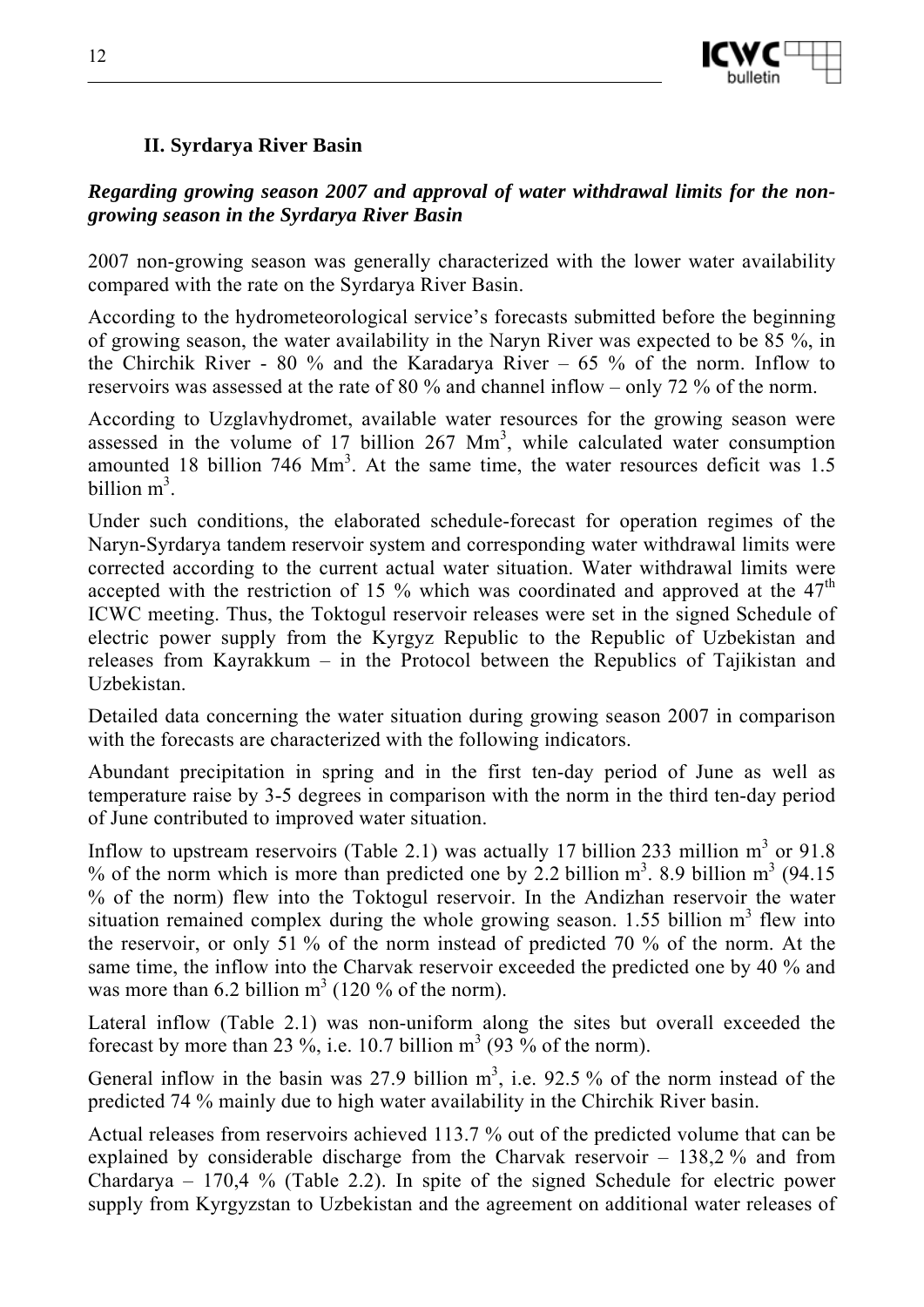## II. Syrdarya River Basin

***Regarding growing season 2007 and approval of water withdrawal limits for the non-growing season in the Syrdarya River Basin***

2007 non-growing season was generally characterized with the lower water availability compared with the rate on the Syrdarya River Basin.

According to the hydrometeorological service's forecasts submitted before the beginning of growing season, the water availability in the Naryn River was expected to be 85 %, in the Chirchik River - 80 % and the Karadarya River – 65 % of the norm. Inflow to reservoirs was assessed at the rate of 80 % and channel inflow – only 72 % of the norm.

According to Uzglavhydromet, available water resources for the growing season were assessed in the volume of 17 billion 267 $Mm^3$, while calculated water consumption amounted 18 billion 746 $Mm^3$. At the same time, the water resources deficit was 1.5 billion $m^3$.

Under such conditions, the elaborated schedule-forecast for operation regimes of the Naryn-Syrdarya tandem reservoir system and corresponding water withdrawal limits were corrected according to the current actual water situation. Water withdrawal limits were accepted with the restriction of 15 % which was coordinated and approved at the 47[th] ICWC meeting. Thus, the Toktogul reservoir releases were set in the signed Schedule of electric power supply from the Kyrgyz Republic to the Republic of Uzbekistan and releases from Kayrakkum – in the Protocol between the Republics of Tajikistan and Uzbekistan.

Detailed data concerning the water situation during growing season 2007 in comparison with the forecasts are characterized with the following indicators.

Abundant precipitation in spring and in the first ten-day period of June as well as temperature raise by 3-5 degrees in comparison with the norm in the third ten-day period of June contributed to improved water situation.

Inflow to upstream reservoirs (Table 2.1) was actually 17 billion 233 million $m^3$ or 91.8 % of the norm which is more than predicted one by 2.2 billion $m^3$. 8.9 billion $m^3$ (94.15 % of the norm) flew into the Toktogul reservoir. In the Andizhan reservoir the water situation remained complex during the whole growing season. 1.55 billion $m^3$ flew into the reservoir, or only 51 % of the norm instead of predicted 70 % of the norm. At the same time, the inflow into the Charvak reservoir exceeded the predicted one by 40 % and was more than 6.2 billion $m^3$ (120 % of the norm).

Lateral inflow (Table 2.1) was non-uniform along the sites but overall exceeded the forecast by more than 23 %, i.e. 10.7 billion $m^3$ (93 % of the norm).

General inflow in the basin was 27.9 billion $m^3$, i.e. 92.5 % of the norm instead of the predicted 74 % mainly due to high water availability in the Chirchik River basin.

Actual releases from reservoirs achieved 113.7 % out of the predicted volume that can be explained by considerable discharge from the Charvak reservoir – 138,2 % and from Chardarya – 170,4 % (Table 2.2). In spite of the signed Schedule for electric power supply from Kyrgyzstan to Uzbekistan and the agreement on additional water releases of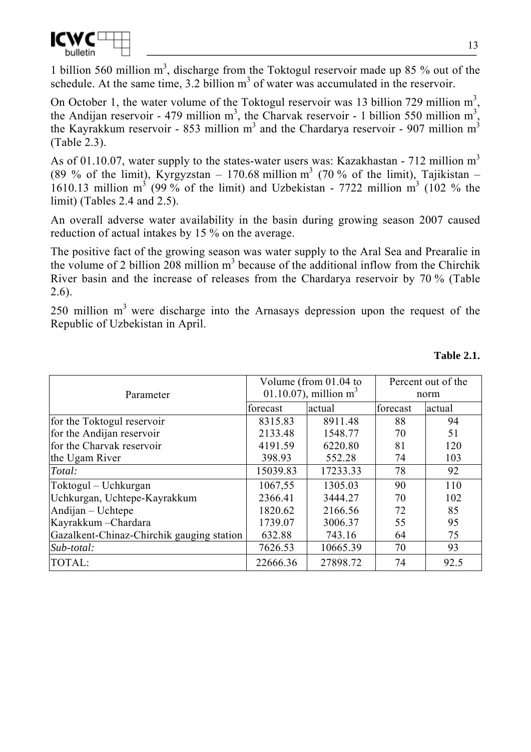1 billion 560 million m$^3$, discharge from the Toktogul reservoir made up 85 % out of the schedule. At the same time, 3.2 billion m$^3$ of water was accumulated in the reservoir.

On October 1, the water volume of the Toktogul reservoir was 13 billion 729 million m$^3$, the Andijan reservoir - 479 million m$^3$, the Charvak reservoir - 1 billion 550 million m$^3$, the Kayrakkum reservoir - 853 million m$^3$ and the Chardarya reservoir - 907 million m$^3$ (Table 2.3).

As of 01.10.07, water supply to the states-water users was: Kazakhastan - 712 million m$^3$ (89 % of the limit), Kyrgyzstan – 170.68 million m$^3$ (70 % of the limit), Tajikistan – 1610.13 million m$^3$ (99 % of the limit) and Uzbekistan - 7722 million m$^3$ (102 % the limit) (Tables 2.4 and 2.5).

An overall adverse water availability in the basin during growing season 2007 caused reduction of actual intakes by 15 % on the average.

The positive fact of the growing season was water supply to the Aral Sea and Prearalie in the volume of 2 billion 208 million m$^3$ because of the additional inflow from the Chirchik River basin and the increase of releases from the Chardarya reservoir by 70 % (Table 2.6).

250 million m$^3$ were discharge into the Arnasays depression upon the request of the Republic of Uzbekistan in April.

**Table 2.1.**

| Parameter | Volume (from 01.04 to 01.10.07), million m$^3$ | | Percent out of the norm | |
|---|---|---|---|---|
| | forecast | actual | forecast | actual |
| for the Toktogul reservoir | 8315.83 | 8911.48 | 88 | 94 |
| for the Andijan reservoir | 2133.48 | 1548.77 | 70 | 51 |
| for the Charvak reservoir | 4191.59 | 6220.80 | 81 | 120 |
| the Ugam River | 398.93 | 552.28 | 74 | 103 |
| *Total:* | 15039.83 | 17233.33 | 78 | 92 |
| Toktogul – Uchkurgan | 1067,55 | 1305.03 | 90 | 110 |
| Uchkurgan, Uchtepe-Kayrakkum | 2366.41 | 3444.27 | 70 | 102 |
| Andijan – Uchtepe | 1820.62 | 2166.56 | 72 | 85 |
| Kayrakkum –Chardara | 1739.07 | 3006.37 | 55 | 95 |
| Gazalkent-Chinaz-Chirchik gauging station | 632.88 | 743.16 | 64 | 75 |
| *Sub-total:* | 7626.53 | 10665.39 | 70 | 93 |
| TOTAL: | 22666.36 | 27898.72 | 74 | 92.5 |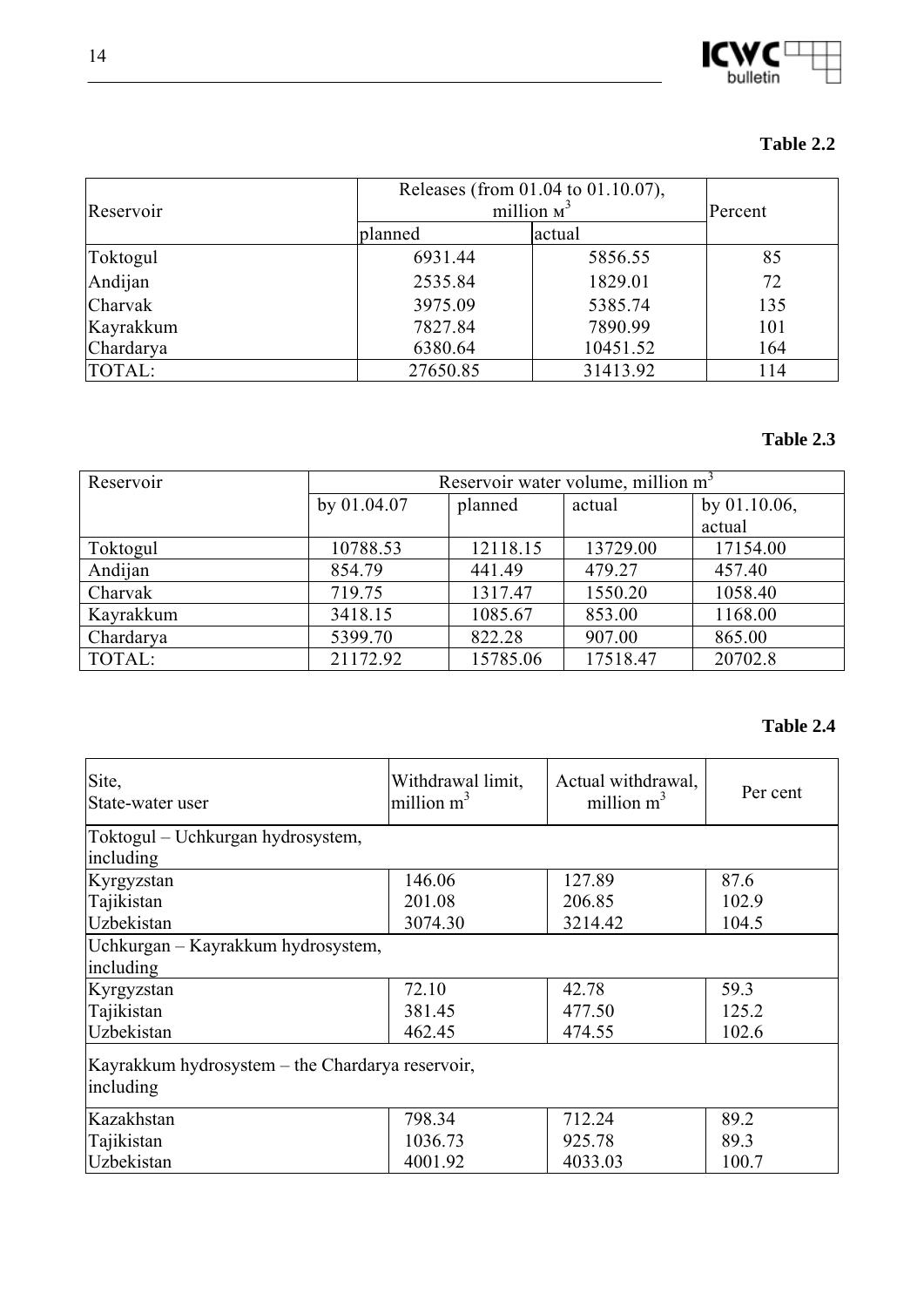**Table 2.2**

| Reservoir | Releases (from 01.04 to 01.10.07), million м$^3$ | | Percent |
|---|---|---|---|
| | planned | actual | |
| Toktogul | 6931.44 | 5856.55 | 85 |
| Andijan | 2535.84 | 1829.01 | 72 |
| Charvak | 3975.09 | 5385.74 | 135 |
| Kayrakkum | 7827.84 | 7890.99 | 101 |
| Chardarya | 6380.64 | 10451.52 | 164 |
| TOTAL: | 27650.85 | 31413.92 | 114 |

**Table 2.3**

| Reservoir | Reservoir water volume, million m$^3$ | | | |
|---|---|---|---|---|
| | by 01.04.07 | planned | actual | by 01.10.06, actual |
| Toktogul | 10788.53 | 12118.15 | 13729.00 | 17154.00 |
| Andijan | 854.79 | 441.49 | 479.27 | 457.40 |
| Charvak | 719.75 | 1317.47 | 1550.20 | 1058.40 |
| Kayrakkum | 3418.15 | 1085.67 | 853.00 | 1168.00 |
| Chardarya | 5399.70 | 822.28 | 907.00 | 865.00 |
| TOTAL: | 21172.92 | 15785.06 | 17518.47 | 20702.8 |

**Table 2.4**

| Site, State-water user | Withdrawal limit, million m$^3$ | Actual withdrawal, million m$^3$ | Per cent |
|---|---|---|---|
| Toktogul – Uchkurgan hydrosystem, including | | | |
| Kyrgyzstan | 146.06 | 127.89 | 87.6 |
| Tajikistan | 201.08 | 206.85 | 102.9 |
| Uzbekistan | 3074.30 | 3214.42 | 104.5 |
| Uchkurgan – Kayrakkum hydrosystem, including | | | |
| Kyrgyzstan | 72.10 | 42.78 | 59.3 |
| Tajikistan | 381.45 | 477.50 | 125.2 |
| Uzbekistan | 462.45 | 474.55 | 102.6 |
| Kayrakkum hydrosystem – the Chardarya reservoir, including | | | |
| Kazakhstan | 798.34 | 712.24 | 89.2 |
| Tajikistan | 1036.73 | 925.78 | 89.3 |
| Uzbekistan | 4001.92 | 4033.03 | 100.7 |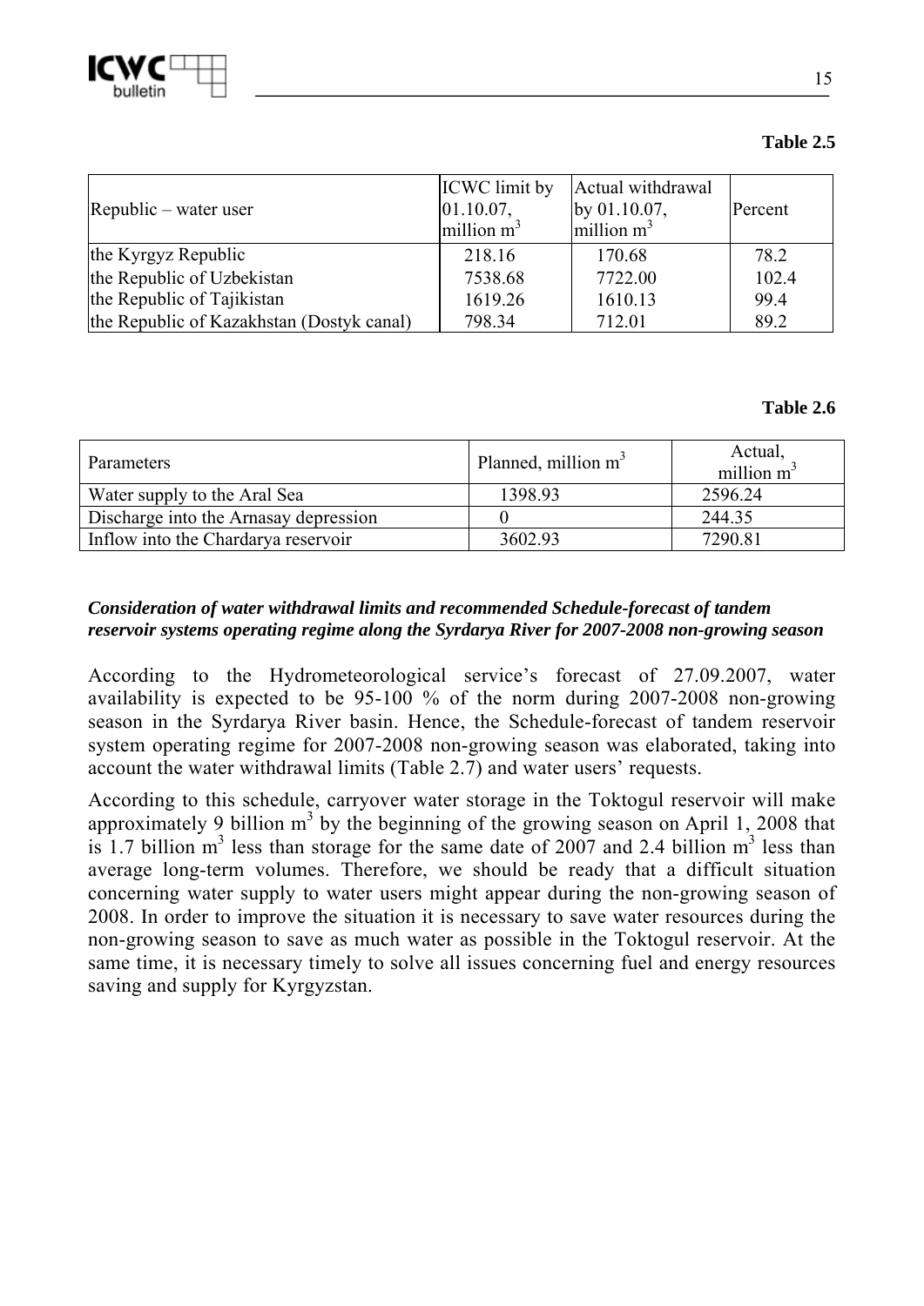**Table 2.5**

| Republic – water user | ICWC limit by 01.10.07, million $m^3$ | Actual withdrawal by 01.10.07, million $m^3$ | Percent |
|---|---|---|---|
| the Kyrgyz Republic | 218.16 | 170.68 | 78.2 |
| the Republic of Uzbekistan | 7538.68 | 7722.00 | 102.4 |
| the Republic of Tajikistan | 1619.26 | 1610.13 | 99.4 |
| the Republic of Kazakhstan (Dostyk canal) | 798.34 | 712.01 | 89.2 |

**Table 2.6**

| Parameters | Planned, million $m^3$ | Actual, million $m^3$ |
|---|---|---|
| Water supply to the Aral Sea | 1398.93 | 2596.24 |
| Discharge into the Arnasay depression | 0 | 244.35 |
| Inflow into the Chardarya reservoir | 3602.93 | 7290.81 |

***Consideration of water withdrawal limits and recommended Schedule-forecast of tandem reservoir systems operating regime along the Syrdarya River for 2007-2008 non-growing season***

According to the Hydrometeorological service's forecast of 27.09.2007, water availability is expected to be 95-100 % of the norm during 2007-2008 non-growing season in the Syrdarya River basin. Hence, the Schedule-forecast of tandem reservoir system operating regime for 2007-2008 non-growing season was elaborated, taking into account the water withdrawal limits (Table 2.7) and water users' requests.

According to this schedule, carryover water storage in the Toktogul reservoir will make approximately 9 billion $m^3$ by the beginning of the growing season on April 1, 2008 that is 1.7 billion $m^3$ less than storage for the same date of 2007 and 2.4 billion $m^3$ less than average long-term volumes. Therefore, we should be ready that a difficult situation concerning water supply to water users might appear during the non-growing season of 2008. In order to improve the situation it is necessary to save water resources during the non-growing season to save as much water as possible in the Toktogul reservoir. At the same time, it is necessary timely to solve all issues concerning fuel and energy resources saving and supply for Kyrgyzstan.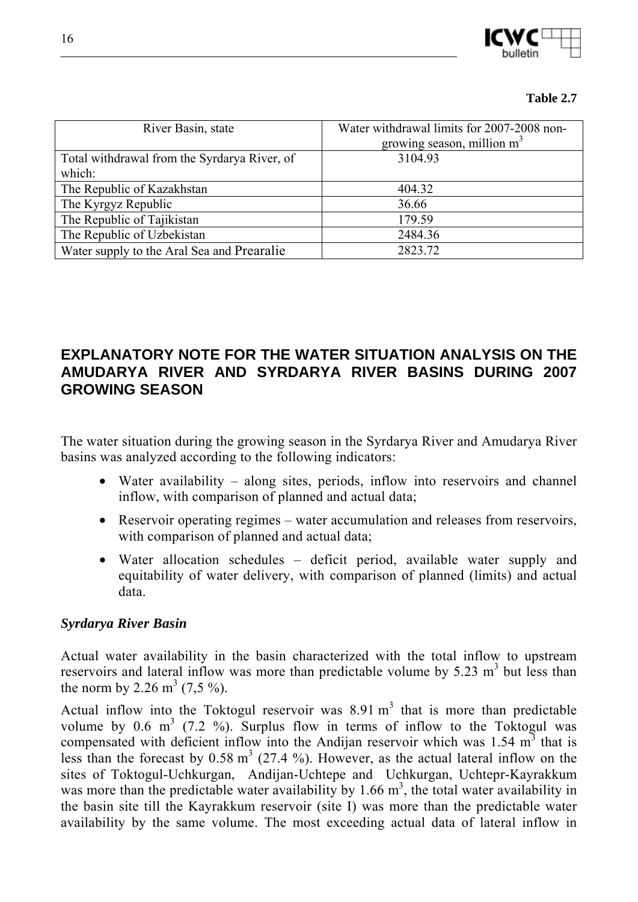**Table 2.7**

| River Basin, state | Water withdrawal limits for 2007-2008 non-growing season, million $m^3$ |
|---|---|
| Total withdrawal from the Syrdarya River, of which: | 3104.93 |
| The Republic of Kazakhstan | 404.32 |
| The Kyrgyz Republic | 36.66 |
| The Republic of Tajikistan | 179.59 |
| The Republic of Uzbekistan | 2484.36 |
| Water supply to the Aral Sea and Prearalie | 2823.72 |

## EXPLANATORY NOTE FOR THE WATER SITUATION ANALYSIS ON THE AMUDARYA RIVER AND SYRDARYA RIVER BASINS DURING 2007 GROWING SEASON

The water situation during the growing season in the Syrdarya River and Amudarya River basins was analyzed according to the following indicators:

- Water availability – along sites, periods, inflow into reservoirs and channel inflow, with comparison of planned and actual data;
- Reservoir operating regimes – water accumulation and releases from reservoirs, with comparison of planned and actual data;
- Water allocation schedules – deficit period, available water supply and equitability of water delivery, with comparison of planned (limits) and actual data.

***Syrdarya River Basin***

Actual water availability in the basin characterized with the total inflow to upstream reservoirs and lateral inflow was more than predictable volume by 5.23 $m^3$ but less than the norm by 2.26 $m^3$ (7,5 %).

Actual inflow into the Toktogul reservoir was 8.91 $m^3$ that is more than predictable volume by 0.6 $m^3$ (7.2 %). Surplus flow in terms of inflow to the Toktogul was compensated with deficient inflow into the Andijan reservoir which was 1.54 $m^3$ that is less than the forecast by 0.58 $m^3$ (27.4 %). However, as the actual lateral inflow on the sites of Toktogul-Uchkurgan, Andijan-Uchtepe and Uchkurgan, Uchtepr-Kayrakkum was more than the predictable water availability by 1.66 $m^3$, the total water availability in the basin site till the Kayrakkum reservoir (site I) was more than the predictable water availability by the same volume. The most exceeding actual data of lateral inflow in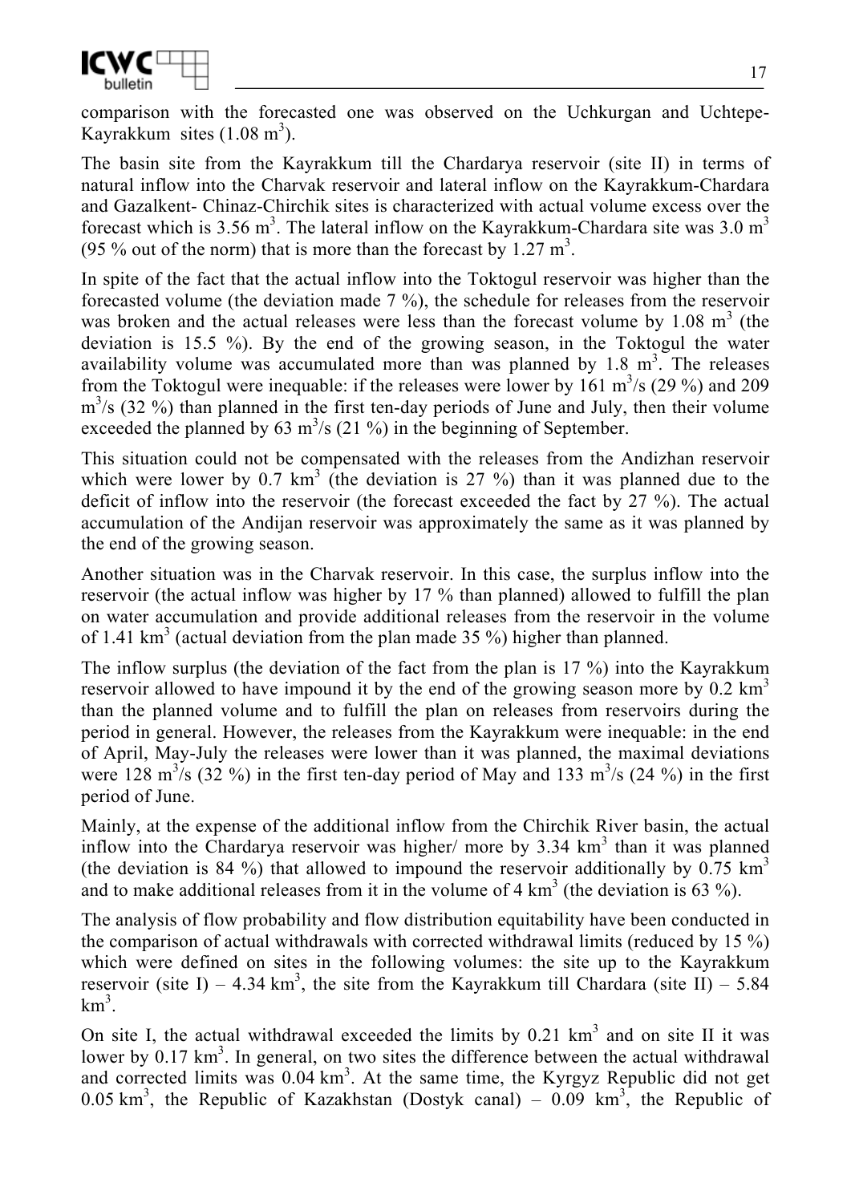comparison with the forecasted one was observed on the Uchkurgan and Uchtepe-Kayrakkum sites (1.08 $m^3$).

The basin site from the Kayrakkum till the Chardarya reservoir (site II) in terms of natural inflow into the Charvak reservoir and lateral inflow on the Kayrakkum-Chardara and Gazalkent- Chinaz-Chirchik sites is characterized with actual volume excess over the forecast which is 3.56 $m^3$. The lateral inflow on the Kayrakkum-Chardara site was 3.0 $m^3$ (95 % out of the norm) that is more than the forecast by 1.27 $m^3$.

In spite of the fact that the actual inflow into the Toktogul reservoir was higher than the forecasted volume (the deviation made 7 %), the schedule for releases from the reservoir was broken and the actual releases were less than the forecast volume by 1.08 $m^3$ (the deviation is 15.5 %). By the end of the growing season, in the Toktogul the water availability volume was accumulated more than was planned by 1.8 $m^3$. The releases from the Toktogul were inequable: if the releases were lower by 161 $m^3/s$ (29 %) and 209 $m^3/s$ (32 %) than planned in the first ten-day periods of June and July, then their volume exceeded the planned by 63 $m^3/s$ (21 %) in the beginning of September.

This situation could not be compensated with the releases from the Andizhan reservoir which were lower by 0.7 $km^3$ (the deviation is 27 %) than it was planned due to the deficit of inflow into the reservoir (the forecast exceeded the fact by 27 %). The actual accumulation of the Andijan reservoir was approximately the same as it was planned by the end of the growing season.

Another situation was in the Charvak reservoir. In this case, the surplus inflow into the reservoir (the actual inflow was higher by 17 % than planned) allowed to fulfill the plan on water accumulation and provide additional releases from the reservoir in the volume of 1.41 $km^3$ (actual deviation from the plan made 35 %) higher than planned.

The inflow surplus (the deviation of the fact from the plan is 17 %) into the Kayrakkum reservoir allowed to have impound it by the end of the growing season more by 0.2 $km^3$ than the planned volume and to fulfill the plan on releases from reservoirs during the period in general. However, the releases from the Kayrakkum were inequable: in the end of April, May-July the releases were lower than it was planned, the maximal deviations were 128 $m^3/s$ (32 %) in the first ten-day period of May and 133 $m^3/s$ (24 %) in the first period of June.

Mainly, at the expense of the additional inflow from the Chirchik River basin, the actual inflow into the Chardarya reservoir was higher/ more by 3.34 $km^3$ than it was planned (the deviation is 84 %) that allowed to impound the reservoir additionally by 0.75 $km^3$ and to make additional releases from it in the volume of 4 $km^3$ (the deviation is 63 %).

The analysis of flow probability and flow distribution equitability have been conducted in the comparison of actual withdrawals with corrected withdrawal limits (reduced by 15 %) which were defined on sites in the following volumes: the site up to the Kayrakkum reservoir (site I) – 4.34 $km^3$, the site from the Kayrakkum till Chardara (site II) – 5.84 $km^3$.

On site I, the actual withdrawal exceeded the limits by 0.21 $km^3$ and on site II it was lower by 0.17 $km^3$. In general, on two sites the difference between the actual withdrawal and corrected limits was 0.04 $km^3$. At the same time, the Kyrgyz Republic did not get 0.05 $km^3$, the Republic of Kazakhstan (Dostyk canal) – 0.09 $km^3$, the Republic of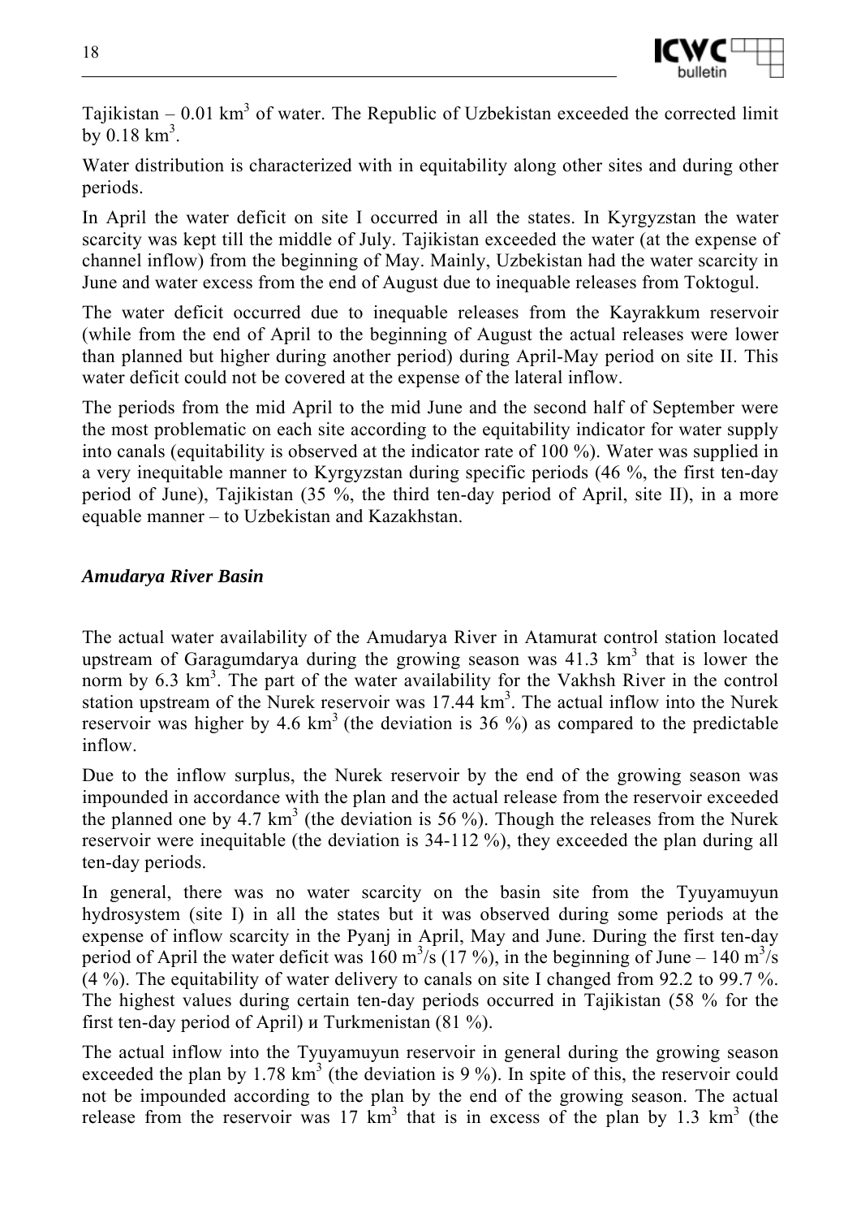Tajikistan – 0.01 km$^3$ of water. The Republic of Uzbekistan exceeded the corrected limit by 0.18 km$^3$.

Water distribution is characterized with in equitability along other sites and during other periods.

In April the water deficit on site I occurred in all the states. In Kyrgyzstan the water scarcity was kept till the middle of July. Tajikistan exceeded the water (at the expense of channel inflow) from the beginning of May. Mainly, Uzbekistan had the water scarcity in June and water excess from the end of August due to inequable releases from Toktogul.

The water deficit occurred due to inequable releases from the Kayrakkum reservoir (while from the end of April to the beginning of August the actual releases were lower than planned but higher during another period) during April-May period on site II. This water deficit could not be covered at the expense of the lateral inflow.

The periods from the mid April to the mid June and the second half of September were the most problematic on each site according to the equitability indicator for water supply into canals (equitability is observed at the indicator rate of 100 %). Water was supplied in a very inequitable manner to Kyrgyzstan during specific periods (46 %, the first ten-day period of June), Tajikistan (35 %, the third ten-day period of April, site II), in a more equable manner – to Uzbekistan and Kazakhstan.

### *Amudarya River Basin*

The actual water availability of the Amudarya River in Atamurat control station located upstream of Garagumdarya during the growing season was 41.3 km$^3$ that is lower the norm by 6.3 km$^3$. The part of the water availability for the Vakhsh River in the control station upstream of the Nurek reservoir was 17.44 km$^3$. The actual inflow into the Nurek reservoir was higher by 4.6 km$^3$ (the deviation is 36 %) as compared to the predictable inflow.

Due to the inflow surplus, the Nurek reservoir by the end of the growing season was impounded in accordance with the plan and the actual release from the reservoir exceeded the planned one by 4.7 km$^3$ (the deviation is 56 %). Though the releases from the Nurek reservoir were inequitable (the deviation is 34-112 %), they exceeded the plan during all ten-day periods.

In general, there was no water scarcity on the basin site from the Tyuyamuyun hydrosystem (site I) in all the states but it was observed during some periods at the expense of inflow scarcity in the Pyanj in April, May and June. During the first ten-day period of April the water deficit was 160 m$^3$/s (17 %), in the beginning of June – 140 m$^3$/s (4 %). The equitability of water delivery to canals on site I changed from 92.2 to 99.7 %. The highest values during certain ten-day periods occurred in Tajikistan (58 % for the first ten-day period of April) и Turkmenistan (81 %).

The actual inflow into the Tyuyamuyun reservoir in general during the growing season exceeded the plan by 1.78 km$^3$ (the deviation is 9 %). In spite of this, the reservoir could not be impounded according to the plan by the end of the growing season. The actual release from the reservoir was 17 km$^3$ that is in excess of the plan by 1.3 km$^3$ (the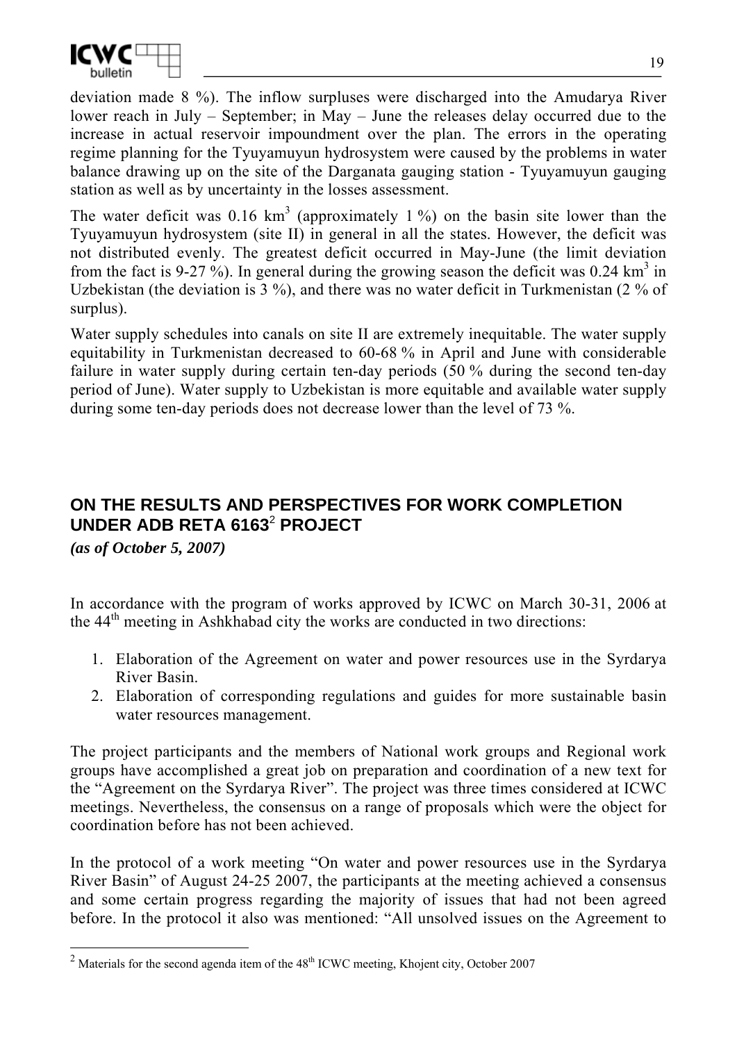deviation made 8 %). The inflow surpluses were discharged into the Amudarya River lower reach in July – September; in May – June the releases delay occurred due to the increase in actual reservoir impoundment over the plan. The errors in the operating regime planning for the Tyuyamuyun hydrosystem were caused by the problems in water balance drawing up on the site of the Darganata gauging station - Tyuyamuyun gauging station as well as by uncertainty in the losses assessment.

The water deficit was 0.16 $km^3$ (approximately 1 %) on the basin site lower than the Tyuyamuyun hydrosystem (site II) in general in all the states. However, the deficit was not distributed evenly. The greatest deficit occurred in May-June (the limit deviation from the fact is 9-27 %). In general during the growing season the deficit was 0.24 $km^3$ in Uzbekistan (the deviation is 3 %), and there was no water deficit in Turkmenistan (2 % of surplus).

Water supply schedules into canals on site II are extremely inequitable. The water supply equitability in Turkmenistan decreased to 60-68 % in April and June with considerable failure in water supply during certain ten-day periods (50 % during the second ten-day period of June). Water supply to Uzbekistan is more equitable and available water supply during some ten-day periods does not decrease lower than the level of 73 %.

## ON THE RESULTS AND PERSPECTIVES FOR WORK COMPLETION UNDER ADB RETA 6163[2] PROJECT

***(as of October 5, 2007)***

In accordance with the program of works approved by ICWC on March 30-31, 2006 at the 44th meeting in Ashkhabad city the works are conducted in two directions:

1. Elaboration of the Agreement on water and power resources use in the Syrdarya River Basin.
2. Elaboration of corresponding regulations and guides for more sustainable basin water resources management.

The project participants and the members of National work groups and Regional work groups have accomplished a great job on preparation and coordination of a new text for the "Agreement on the Syrdarya River". The project was three times considered at ICWC meetings. Nevertheless, the consensus on a range of proposals which were the object for coordination before has not been achieved.

In the protocol of a work meeting "On water and power resources use in the Syrdarya River Basin" of August 24-25 2007, the participants at the meeting achieved a consensus and some certain progress regarding the majority of issues that had not been agreed before. In the protocol it also was mentioned: "All unsolved issues on the Agreement to

[2] Materials for the second agenda item of the 48th ICWC meeting, Khojent city, October 2007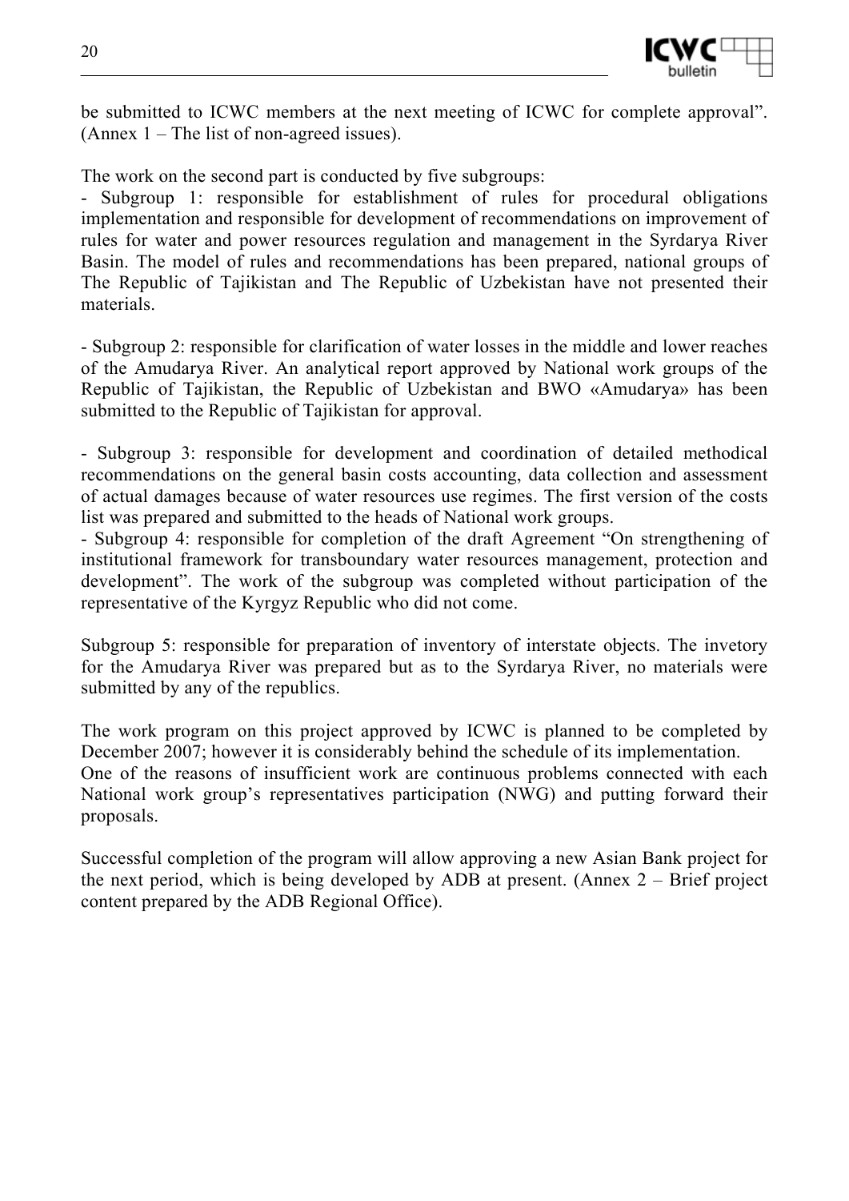be submitted to ICWC members at the next meeting of ICWC for complete approval". (Annex 1 – The list of non-agreed issues).

The work on the second part is conducted by five subgroups:

- Subgroup 1: responsible for establishment of rules for procedural obligations implementation and responsible for development of recommendations on improvement of rules for water and power resources regulation and management in the Syrdarya River Basin. The model of rules and recommendations has been prepared, national groups of The Republic of Tajikistan and The Republic of Uzbekistan have not presented their materials.

- Subgroup 2: responsible for clarification of water losses in the middle and lower reaches of the Amudarya River. An analytical report approved by National work groups of the Republic of Tajikistan, the Republic of Uzbekistan and BWO «Amudarya» has been submitted to the Republic of Tajikistan for approval.

- Subgroup 3: responsible for development and coordination of detailed methodical recommendations on the general basin costs accounting, data collection and assessment of actual damages because of water resources use regimes. The first version of the costs list was prepared and submitted to the heads of National work groups.

- Subgroup 4: responsible for completion of the draft Agreement "On strengthening of institutional framework for transboundary water resources management, protection and development". The work of the subgroup was completed without participation of the representative of the Kyrgyz Republic who did not come.

Subgroup 5: responsible for preparation of inventory of interstate objects. The invetory for the Amudarya River was prepared but as to the Syrdarya River, no materials were submitted by any of the republics.

The work program on this project approved by ICWC is planned to be completed by December 2007; however it is considerably behind the schedule of its implementation.
One of the reasons of insufficient work are continuous problems connected with each National work group's representatives participation (NWG) and putting forward their proposals.

Successful completion of the program will allow approving a new Asian Bank project for the next period, which is being developed by ADB at present. (Annex 2 – Brief project content prepared by the ADB Regional Office).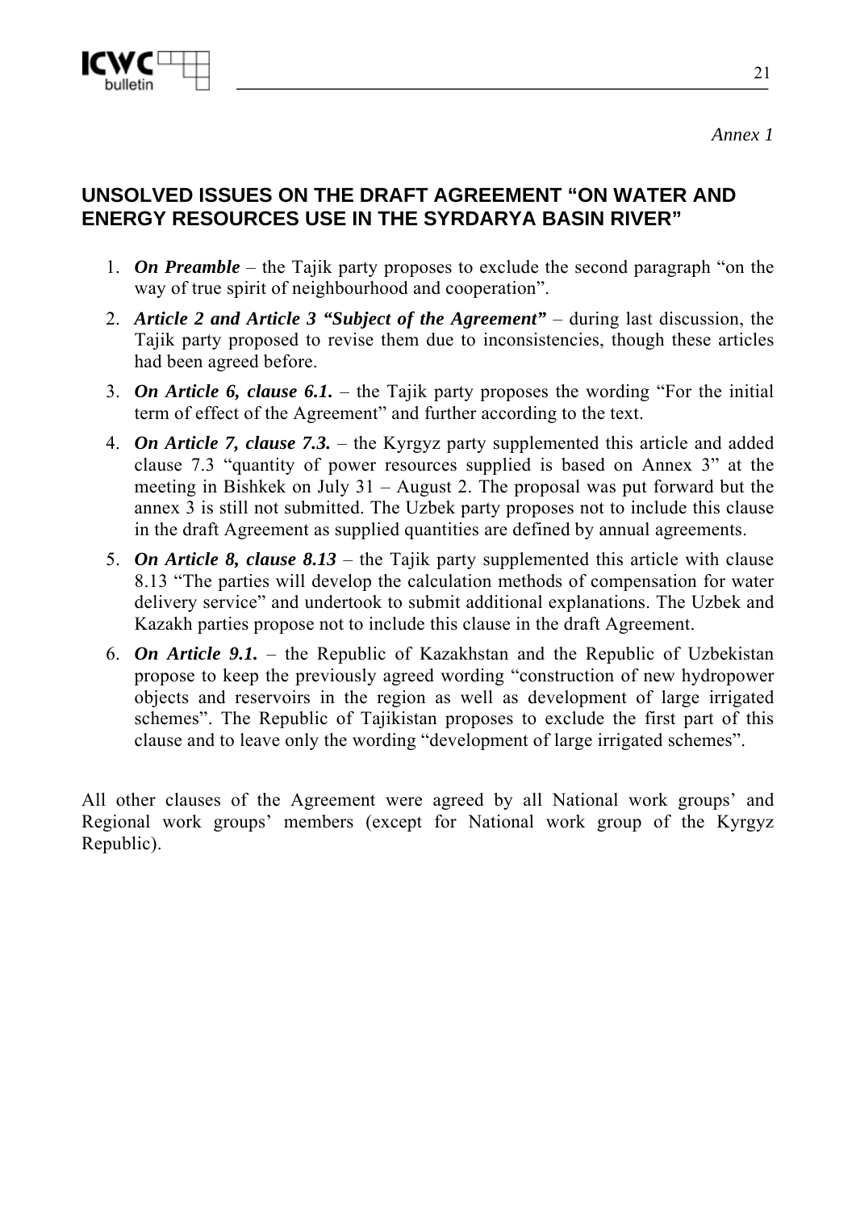*Annex 1*

## UNSOLVED ISSUES ON THE DRAFT AGREEMENT "ON WATER AND ENERGY RESOURCES USE IN THE SYRDARYA BASIN RIVER"

1. ***On Preamble*** – the Tajik party proposes to exclude the second paragraph "on the way of true spirit of neighbourhood and cooperation".
2. ***Article 2 and Article 3 "Subject of the Agreement"*** – during last discussion, the Tajik party proposed to revise them due to inconsistencies, though these articles had been agreed before.
3. ***On Article 6, clause 6.1.*** – the Tajik party proposes the wording "For the initial term of effect of the Agreement" and further according to the text.
4. ***On Article 7, clause 7.3.*** – the Kyrgyz party supplemented this article and added clause 7.3 "quantity of power resources supplied is based on Annex 3" at the meeting in Bishkek on July 31 – August 2. The proposal was put forward but the annex 3 is still not submitted. The Uzbek party proposes not to include this clause in the draft Agreement as supplied quantities are defined by annual agreements.
5. ***On Article 8, clause 8.13*** – the Tajik party supplemented this article with clause 8.13 "The parties will develop the calculation methods of compensation for water delivery service" and undertook to submit additional explanations. The Uzbek and Kazakh parties propose not to include this clause in the draft Agreement.
6. ***On Article 9.1.*** – the Republic of Kazakhstan and the Republic of Uzbekistan propose to keep the previously agreed wording "construction of new hydropower objects and reservoirs in the region as well as development of large irrigated schemes". The Republic of Tajikistan proposes to exclude the first part of this clause and to leave only the wording "development of large irrigated schemes".

All other clauses of the Agreement were agreed by all National work groups' and Regional work groups' members (except for National work group of the Kyrgyz Republic).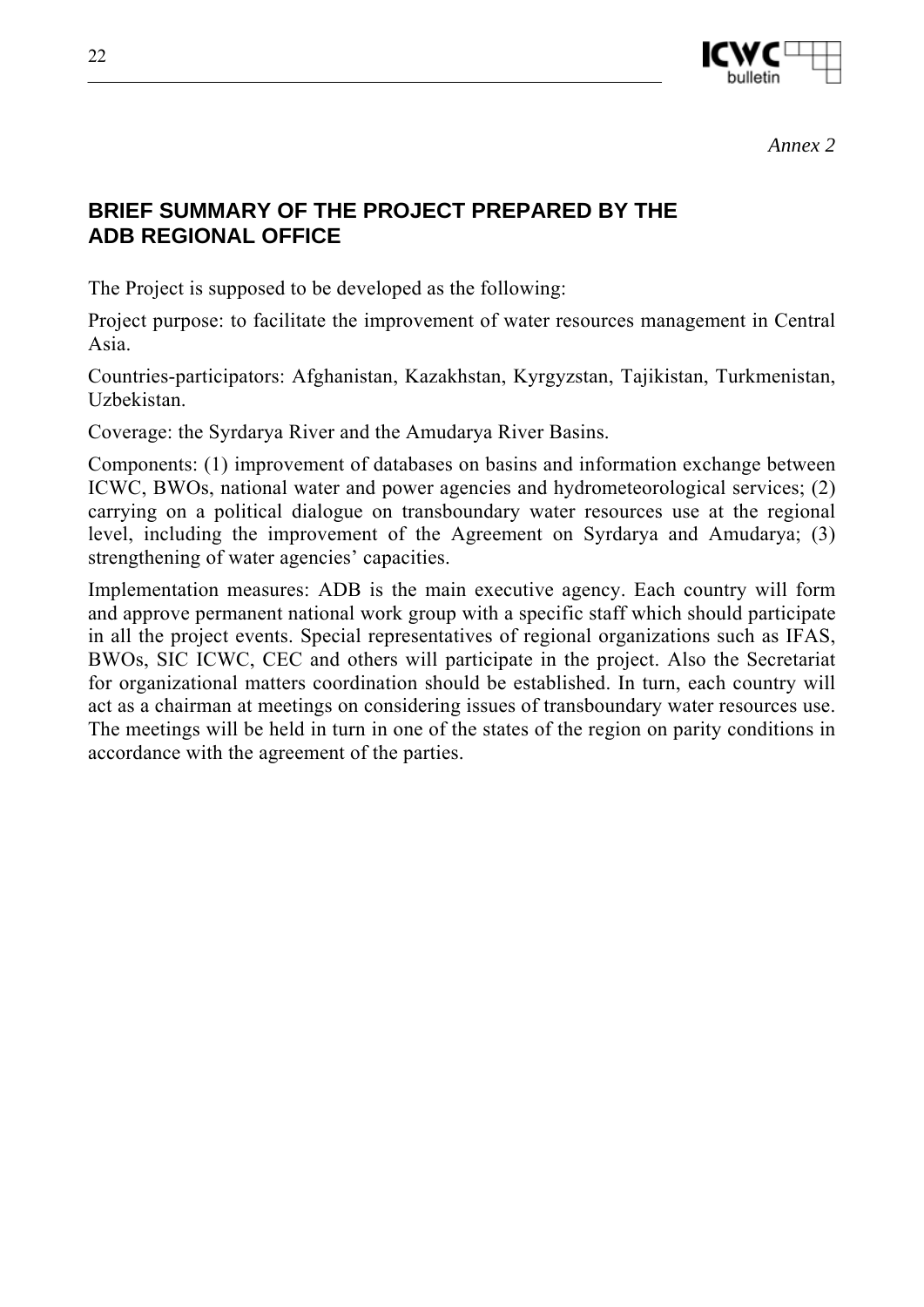*Annex 2*

## BRIEF SUMMARY OF THE PROJECT PREPARED BY THE ADB REGIONAL OFFICE

The Project is supposed to be developed as the following:

Project purpose: to facilitate the improvement of water resources management in Central Asia.

Countries-participators: Afghanistan, Kazakhstan, Kyrgyzstan, Tajikistan, Turkmenistan, Uzbekistan.

Coverage: the Syrdarya River and the Amudarya River Basins.

Components: (1) improvement of databases on basins and information exchange between ICWC, BWOs, national water and power agencies and hydrometeorological services; (2) carrying on a political dialogue on transboundary water resources use at the regional level, including the improvement of the Agreement on Syrdarya and Amudarya; (3) strengthening of water agencies' capacities.

Implementation measures: ADB is the main executive agency. Each country will form and approve permanent national work group with a specific staff which should participate in all the project events. Special representatives of regional organizations such as IFAS, BWOs, SIC ICWC, CEC and others will participate in the project. Also the Secretariat for organizational matters coordination should be established. In turn, each country will act as a chairman at meetings on considering issues of transboundary water resources use. The meetings will be held in turn in one of the states of the region on parity conditions in accordance with the agreement of the parties.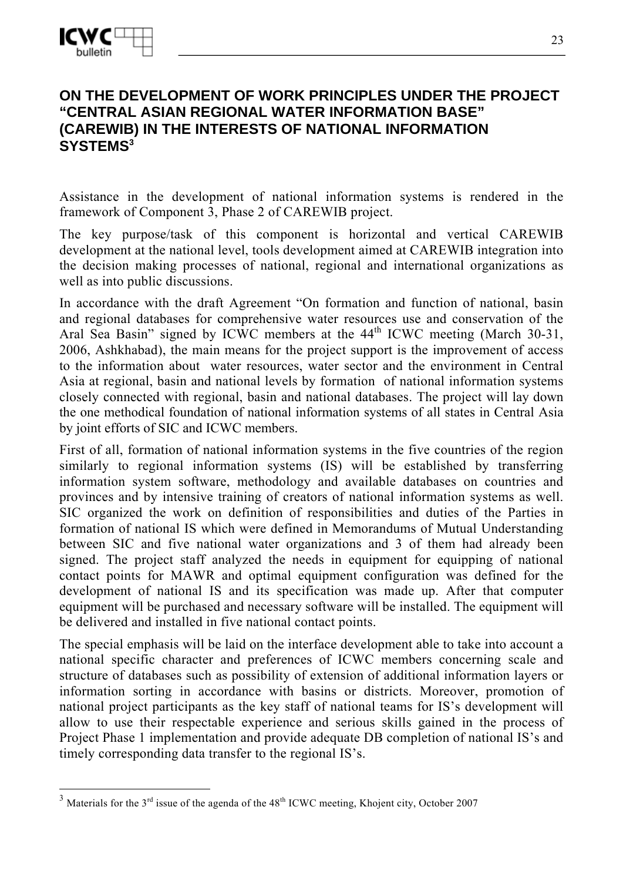# ON THE DEVELOPMENT OF WORK PRINCIPLES UNDER THE PROJECT “CENTRAL ASIAN REGIONAL WATER INFORMATION BASE” (CAREWIB) IN THE INTERESTS OF NATIONAL INFORMATION SYSTEMS[3]

Assistance in the development of national information systems is rendered in the framework of Component 3, Phase 2 of CAREWIB project.

The key purpose/task of this component is horizontal and vertical CAREWIB development at the national level, tools development aimed at CAREWIB integration into the decision making processes of national, regional and international organizations as well as into public discussions.

In accordance with the draft Agreement “On formation and function of national, basin and regional databases for comprehensive water resources use and conservation of the Aral Sea Basin” signed by ICWC members at the 44th ICWC meeting (March 30-31, 2006, Ashkhabad), the main means for the project support is the improvement of access to the information about water resources, water sector and the environment in Central Asia at regional, basin and national levels by formation of national information systems closely connected with regional, basin and national databases. The project will lay down the one methodical foundation of national information systems of all states in Central Asia by joint efforts of SIC and ICWC members.

First of all, formation of national information systems in the five countries of the region similarly to regional information systems (IS) will be established by transferring information system software, methodology and available databases on countries and provinces and by intensive training of creators of national information systems as well. SIC organized the work on definition of responsibilities and duties of the Parties in formation of national IS which were defined in Memorandums of Mutual Understanding between SIC and five national water organizations and 3 of them had already been signed. The project staff analyzed the needs in equipment for equipping of national contact points for MAWR and optimal equipment configuration was defined for the development of national IS and its specification was made up. After that computer equipment will be purchased and necessary software will be installed. The equipment will be delivered and installed in five national contact points.

The special emphasis will be laid on the interface development able to take into account a national specific character and preferences of ICWC members concerning scale and structure of databases such as possibility of extension of additional information layers or information sorting in accordance with basins or districts. Moreover, promotion of national project participants as the key staff of national teams for IS’s development will allow to use their respectable experience and serious skills gained in the process of Project Phase 1 implementation and provide adequate DB completion of national IS’s and timely corresponding data transfer to the regional IS’s.

---

[3] Materials for the 3rd issue of the agenda of the 48th ICWC meeting, Khojent city, October 2007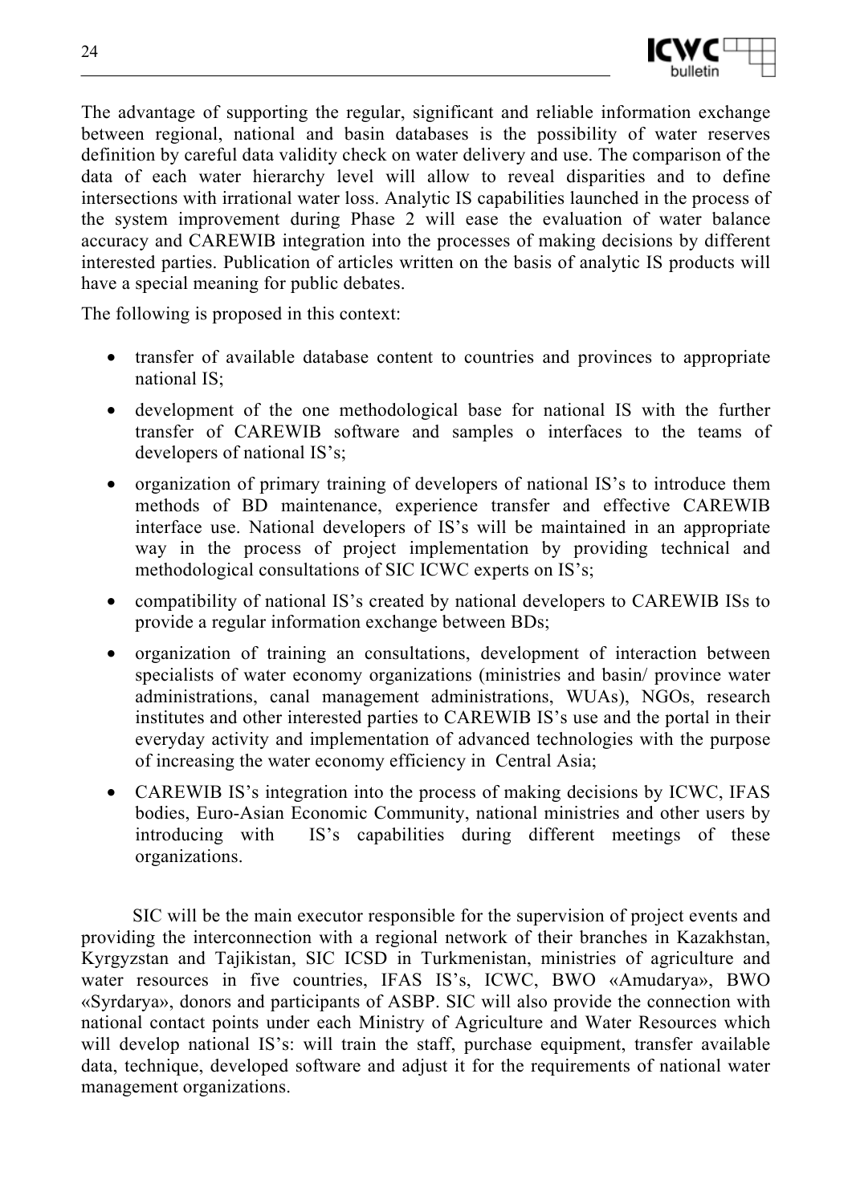The advantage of supporting the regular, significant and reliable information exchange between regional, national and basin databases is the possibility of water reserves definition by careful data validity check on water delivery and use. The comparison of the data of each water hierarchy level will allow to reveal disparities and to define intersections with irrational water loss. Analytic IS capabilities launched in the process of the system improvement during Phase 2 will ease the evaluation of water balance accuracy and CAREWIB integration into the processes of making decisions by different interested parties. Publication of articles written on the basis of analytic IS products will have a special meaning for public debates.

The following is proposed in this context:

- transfer of available database content to countries and provinces to appropriate national IS;
- development of the one methodological base for national IS with the further transfer of CAREWIB software and samples o interfaces to the teams of developers of national IS's;
- organization of primary training of developers of national IS's to introduce them methods of BD maintenance, experience transfer and effective CAREWIB interface use. National developers of IS's will be maintained in an appropriate way in the process of project implementation by providing technical and methodological consultations of SIC ICWC experts on IS's;
- compatibility of national IS's created by national developers to CAREWIB ISs to provide a regular information exchange between BDs;
- organization of training an consultations, development of interaction between specialists of water economy organizations (ministries and basin/ province water administrations, canal management administrations, WUAs), NGOs, research institutes and other interested parties to CAREWIB IS's use and the portal in their everyday activity and implementation of advanced technologies with the purpose of increasing the water economy efficiency in Central Asia;
- CAREWIB IS's integration into the process of making decisions by ICWC, IFAS bodies, Euro-Asian Economic Community, national ministries and other users by introducing with IS's capabilities during different meetings of these organizations.

SIC will be the main executor responsible for the supervision of project events and providing the interconnection with a regional network of their branches in Kazakhstan, Kyrgyzstan and Tajikistan, SIC ICSD in Turkmenistan, ministries of agriculture and water resources in five countries, IFAS IS's, ICWC, BWO «Amudarya», BWO «Syrdarya», donors and participants of ASBP. SIC will also provide the connection with national contact points under each Ministry of Agriculture and Water Resources which will develop national IS's: will train the staff, purchase equipment, transfer available data, technique, developed software and adjust it for the requirements of national water management organizations.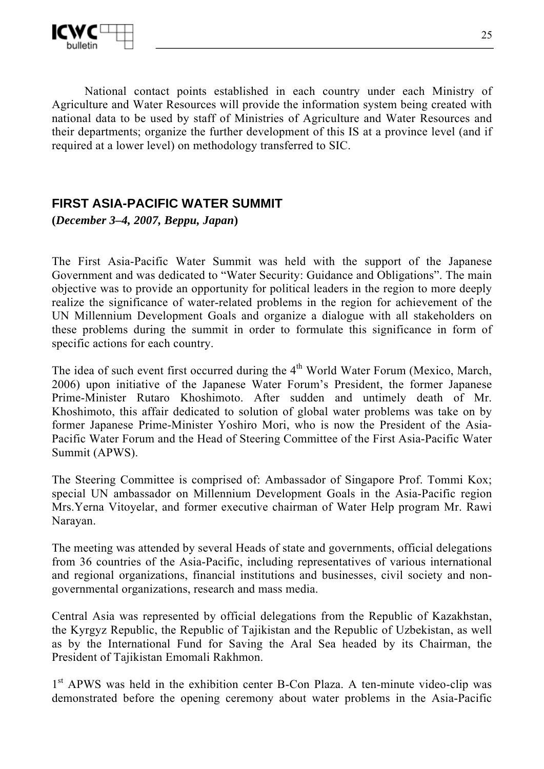National contact points established in each country under each Ministry of Agriculture and Water Resources will provide the information system being created with national data to be used by staff of Ministries of Agriculture and Water Resources and their departments; organize the further development of this IS at a province level (and if required at a lower level) on methodology transferred to SIC.

## FIRST ASIA-PACIFIC WATER SUMMIT

**(*December 3–4, 2007, Beppu, Japan*)**

The First Asia-Pacific Water Summit was held with the support of the Japanese Government and was dedicated to "Water Security: Guidance and Obligations". The main objective was to provide an opportunity for political leaders in the region to more deeply realize the significance of water-related problems in the region for achievement of the UN Millennium Development Goals and organize a dialogue with all stakeholders on these problems during the summit in order to formulate this significance in form of specific actions for each country.

The idea of such event first occurred during the 4th World Water Forum (Mexico, March, 2006) upon initiative of the Japanese Water Forum's President, the former Japanese Prime-Minister Rutaro Khoshimoto. After sudden and untimely death of Mr. Khoshimoto, this affair dedicated to solution of global water problems was take on by former Japanese Prime-Minister Yoshiro Mori, who is now the President of the Asia-Pacific Water Forum and the Head of Steering Committee of the First Asia-Pacific Water Summit (APWS).

The Steering Committee is comprised of: Ambassador of Singapore Prof. Tommi Kox; special UN ambassador on Millennium Development Goals in the Asia-Pacific region Mrs.Yerna Vitoyelar, and former executive chairman of Water Help program Mr. Rawi Narayan.

The meeting was attended by several Heads of state and governments, official delegations from 36 countries of the Asia-Pacific, including representatives of various international and regional organizations, financial institutions and businesses, civil society and non-governmental organizations, research and mass media.

Central Asia was represented by official delegations from the Republic of Kazakhstan, the Kyrgyz Republic, the Republic of Tajikistan and the Republic of Uzbekistan, as well as by the International Fund for Saving the Aral Sea headed by its Chairman, the President of Tajikistan Emomali Rakhmon.

1st APWS was held in the exhibition center B-Con Plaza. A ten-minute video-clip was demonstrated before the opening ceremony about water problems in the Asia-Pacific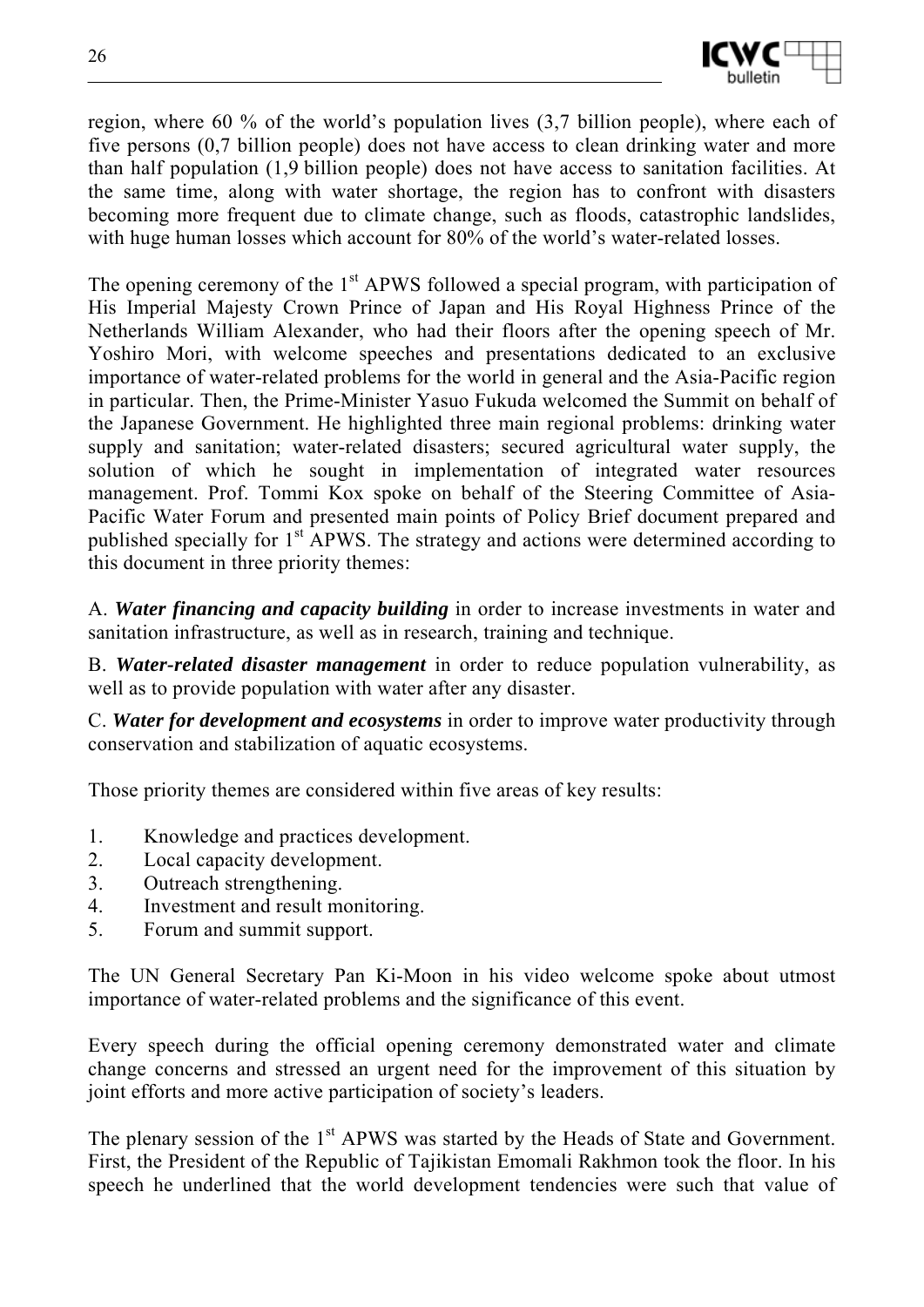region, where 60 % of the world's population lives (3,7 billion people), where each of five persons (0,7 billion people) does not have access to clean drinking water and more than half population (1,9 billion people) does not have access to sanitation facilities. At the same time, along with water shortage, the region has to confront with disasters becoming more frequent due to climate change, such as floods, catastrophic landslides, with huge human losses which account for 80% of the world's water-related losses.

The opening ceremony of the 1st APWS followed a special program, with participation of His Imperial Majesty Crown Prince of Japan and His Royal Highness Prince of the Netherlands William Alexander, who had their floors after the opening speech of Mr. Yoshiro Mori, with welcome speeches and presentations dedicated to an exclusive importance of water-related problems for the world in general and the Asia-Pacific region in particular. Then, the Prime-Minister Yasuo Fukuda welcomed the Summit on behalf of the Japanese Government. He highlighted three main regional problems: drinking water supply and sanitation; water-related disasters; secured agricultural water supply, the solution of which he sought in implementation of integrated water resources management. Prof. Tommi Kox spoke on behalf of the Steering Committee of Asia-Pacific Water Forum and presented main points of Policy Brief document prepared and published specially for 1st APWS. The strategy and actions were determined according to this document in three priority themes:

A. ***Water financing and capacity building*** in order to increase investments in water and sanitation infrastructure, as well as in research, training and technique.

B. ***Water-related disaster management*** in order to reduce population vulnerability, as well as to provide population with water after any disaster.

C. ***Water for development and ecosystems*** in order to improve water productivity through conservation and stabilization of aquatic ecosystems.

Those priority themes are considered within five areas of key results:

1. Knowledge and practices development.
2. Local capacity development.
3. Outreach strengthening.
4. Investment and result monitoring.
5. Forum and summit support.

The UN General Secretary Pan Ki-Moon in his video welcome spoke about utmost importance of water-related problems and the significance of this event.

Every speech during the official opening ceremony demonstrated water and climate change concerns and stressed an urgent need for the improvement of this situation by joint efforts and more active participation of society's leaders.

The plenary session of the 1st APWS was started by the Heads of State and Government. First, the President of the Republic of Tajikistan Emomali Rakhmon took the floor. In his speech he underlined that the world development tendencies were such that value of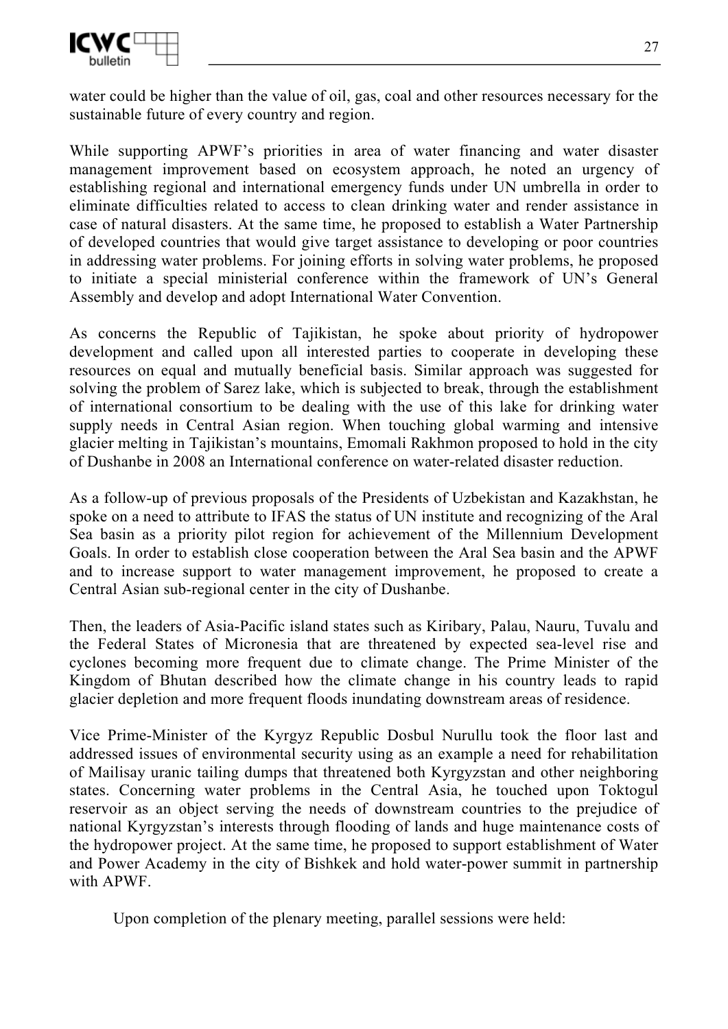water could be higher than the value of oil, gas, coal and other resources necessary for the sustainable future of every country and region.

While supporting APWF's priorities in area of water financing and water disaster management improvement based on ecosystem approach, he noted an urgency of establishing regional and international emergency funds under UN umbrella in order to eliminate difficulties related to access to clean drinking water and render assistance in case of natural disasters. At the same time, he proposed to establish a Water Partnership of developed countries that would give target assistance to developing or poor countries in addressing water problems. For joining efforts in solving water problems, he proposed to initiate a special ministerial conference within the framework of UN's General Assembly and develop and adopt International Water Convention.

As concerns the Republic of Tajikistan, he spoke about priority of hydropower development and called upon all interested parties to cooperate in developing these resources on equal and mutually beneficial basis. Similar approach was suggested for solving the problem of Sarez lake, which is subjected to break, through the establishment of international consortium to be dealing with the use of this lake for drinking water supply needs in Central Asian region. When touching global warming and intensive glacier melting in Tajikistan's mountains, Emomali Rakhmon proposed to hold in the city of Dushanbe in 2008 an International conference on water-related disaster reduction.

As a follow-up of previous proposals of the Presidents of Uzbekistan and Kazakhstan, he spoke on a need to attribute to IFAS the status of UN institute and recognizing of the Aral Sea basin as a priority pilot region for achievement of the Millennium Development Goals. In order to establish close cooperation between the Aral Sea basin and the APWF and to increase support to water management improvement, he proposed to create a Central Asian sub-regional center in the city of Dushanbe.

Then, the leaders of Asia-Pacific island states such as Kiribary, Palau, Nauru, Tuvalu and the Federal States of Micronesia that are threatened by expected sea-level rise and cyclones becoming more frequent due to climate change. The Prime Minister of the Kingdom of Bhutan described how the climate change in his country leads to rapid glacier depletion and more frequent floods inundating downstream areas of residence.

Vice Prime-Minister of the Kyrgyz Republic Dosbul Nurullu took the floor last and addressed issues of environmental security using as an example a need for rehabilitation of Mailisay uranic tailing dumps that threatened both Kyrgyzstan and other neighboring states. Concerning water problems in the Central Asia, he touched upon Toktogul reservoir as an object serving the needs of downstream countries to the prejudice of national Kyrgyzstan's interests through flooding of lands and huge maintenance costs of the hydropower project. At the same time, he proposed to support establishment of Water and Power Academy in the city of Bishkek and hold water-power summit in partnership with APWF.

Upon completion of the plenary meeting, parallel sessions were held: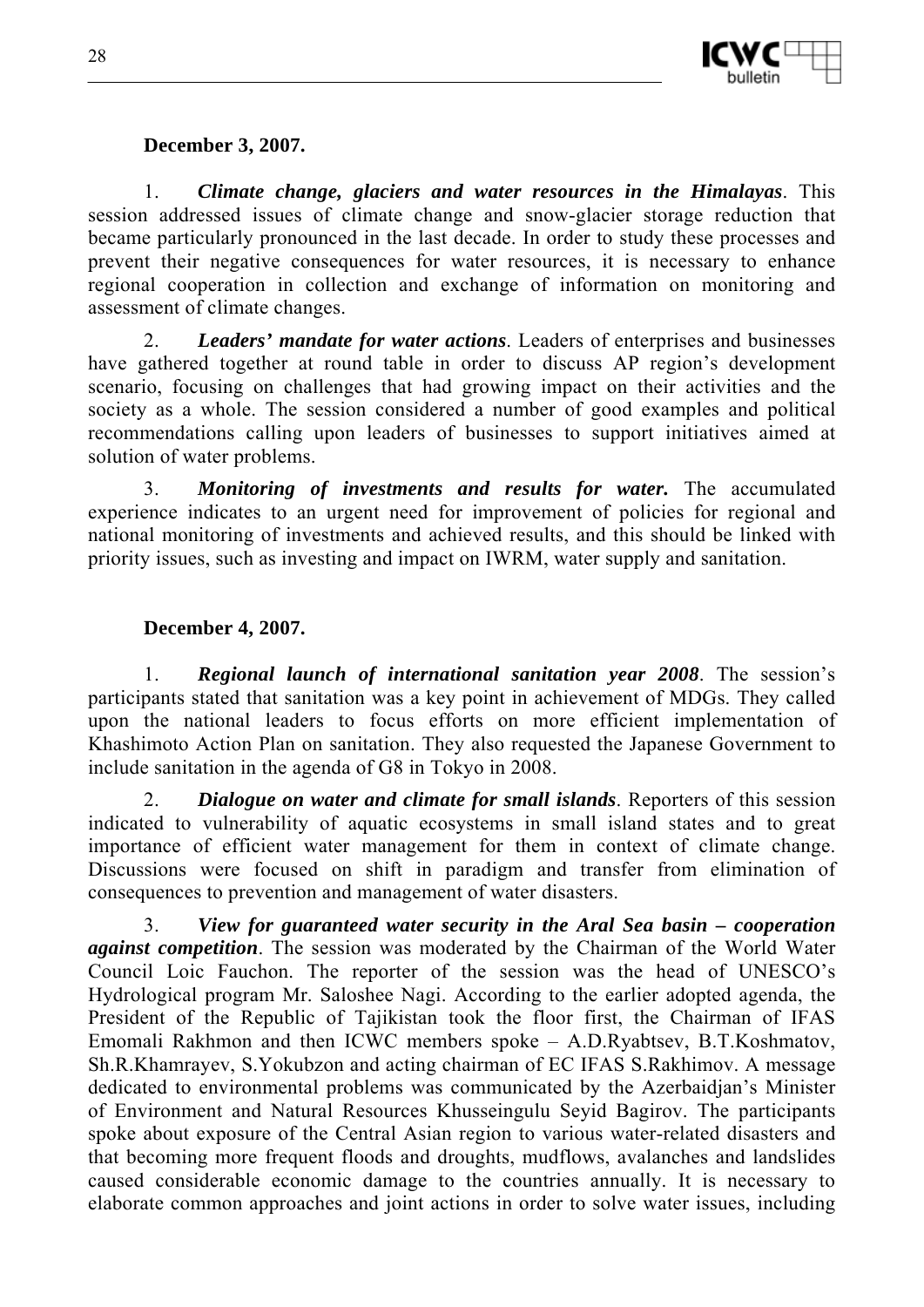**December 3, 2007.**

1. ***Climate change, glaciers and water resources in the Himalayas***. This session addressed issues of climate change and snow-glacier storage reduction that became particularly pronounced in the last decade. In order to study these processes and prevent their negative consequences for water resources, it is necessary to enhance regional cooperation in collection and exchange of information on monitoring and assessment of climate changes.

2. ***Leaders' mandate for water actions***. Leaders of enterprises and businesses have gathered together at round table in order to discuss AP region's development scenario, focusing on challenges that had growing impact on their activities and the society as a whole. The session considered a number of good examples and political recommendations calling upon leaders of businesses to support initiatives aimed at solution of water problems.

3. ***Monitoring of investments and results for water.*** The accumulated experience indicates to an urgent need for improvement of policies for regional and national monitoring of investments and achieved results, and this should be linked with priority issues, such as investing and impact on IWRM, water supply and sanitation.

**December 4, 2007.**

1. ***Regional launch of international sanitation year 2008***. The session's participants stated that sanitation was a key point in achievement of MDGs. They called upon the national leaders to focus efforts on more efficient implementation of Khashimoto Action Plan on sanitation. They also requested the Japanese Government to include sanitation in the agenda of G8 in Tokyo in 2008.

2. ***Dialogue on water and climate for small islands***. Reporters of this session indicated to vulnerability of aquatic ecosystems in small island states and to great importance of efficient water management for them in context of climate change. Discussions were focused on shift in paradigm and transfer from elimination of consequences to prevention and management of water disasters.

3. ***View for guaranteed water security in the Aral Sea basin – cooperation against competition***. The session was moderated by the Chairman of the World Water Council Loic Fauchon. The reporter of the session was the head of UNESCO's Hydrological program Mr. Saloshee Nagi. According to the earlier adopted agenda, the President of the Republic of Tajikistan took the floor first, the Chairman of IFAS Emomali Rakhmon and then ICWC members spoke – A.D.Ryabtsev, B.T.Koshmatov, Sh.R.Khamrayev, S.Yokubzon and acting chairman of EC IFAS S.Rakhimov. A message dedicated to environmental problems was communicated by the Azerbaidjan's Minister of Environment and Natural Resources Khusseingulu Seyid Bagirov. The participants spoke about exposure of the Central Asian region to various water-related disasters and that becoming more frequent floods and droughts, mudflows, avalanches and landslides caused considerable economic damage to the countries annually. It is necessary to elaborate common approaches and joint actions in order to solve water issues, including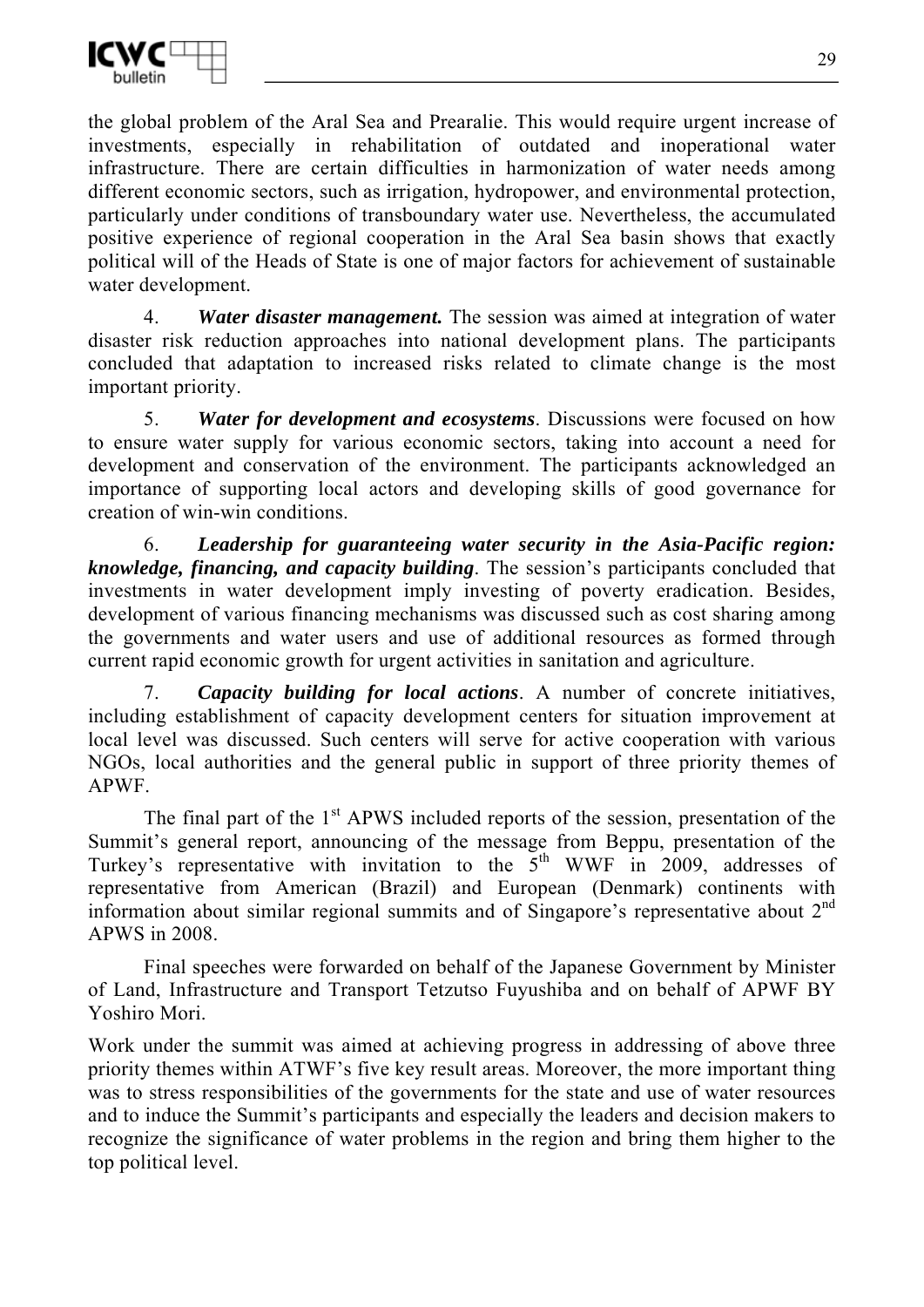the global problem of the Aral Sea and Prearalie. This would require urgent increase of investments, especially in rehabilitation of outdated and inoperational water infrastructure. There are certain difficulties in harmonization of water needs among different economic sectors, such as irrigation, hydropower, and environmental protection, particularly under conditions of transboundary water use. Nevertheless, the accumulated positive experience of regional cooperation in the Aral Sea basin shows that exactly political will of the Heads of State is one of major factors for achievement of sustainable water development.

4. ***Water disaster management.*** The session was aimed at integration of water disaster risk reduction approaches into national development plans. The participants concluded that adaptation to increased risks related to climate change is the most important priority.

5. ***Water for development and ecosystems***. Discussions were focused on how to ensure water supply for various economic sectors, taking into account a need for development and conservation of the environment. The participants acknowledged an importance of supporting local actors and developing skills of good governance for creation of win-win conditions.

6. ***Leadership for guaranteeing water security in the Asia-Pacific region: knowledge, financing, and capacity building***. The session's participants concluded that investments in water development imply investing of poverty eradication. Besides, development of various financing mechanisms was discussed such as cost sharing among the governments and water users and use of additional resources as formed through current rapid economic growth for urgent activities in sanitation and agriculture.

7. ***Capacity building for local actions***. A number of concrete initiatives, including establishment of capacity development centers for situation improvement at local level was discussed. Such centers will serve for active cooperation with various NGOs, local authorities and the general public in support of three priority themes of APWF.

The final part of the 1st APWS included reports of the session, presentation of the Summit's general report, announcing of the message from Beppu, presentation of the Turkey's representative with invitation to the 5th WWF in 2009, addresses of representative from American (Brazil) and European (Denmark) continents with information about similar regional summits and of Singapore's representative about 2nd APWS in 2008.

Final speeches were forwarded on behalf of the Japanese Government by Minister of Land, Infrastructure and Transport Tetzutso Fuyushiba and on behalf of APWF BY Yoshiro Mori.

Work under the summit was aimed at achieving progress in addressing of above three priority themes within ATWF's five key result areas. Moreover, the more important thing was to stress responsibilities of the governments for the state and use of water resources and to induce the Summit's participants and especially the leaders and decision makers to recognize the significance of water problems in the region and bring them higher to the top political level.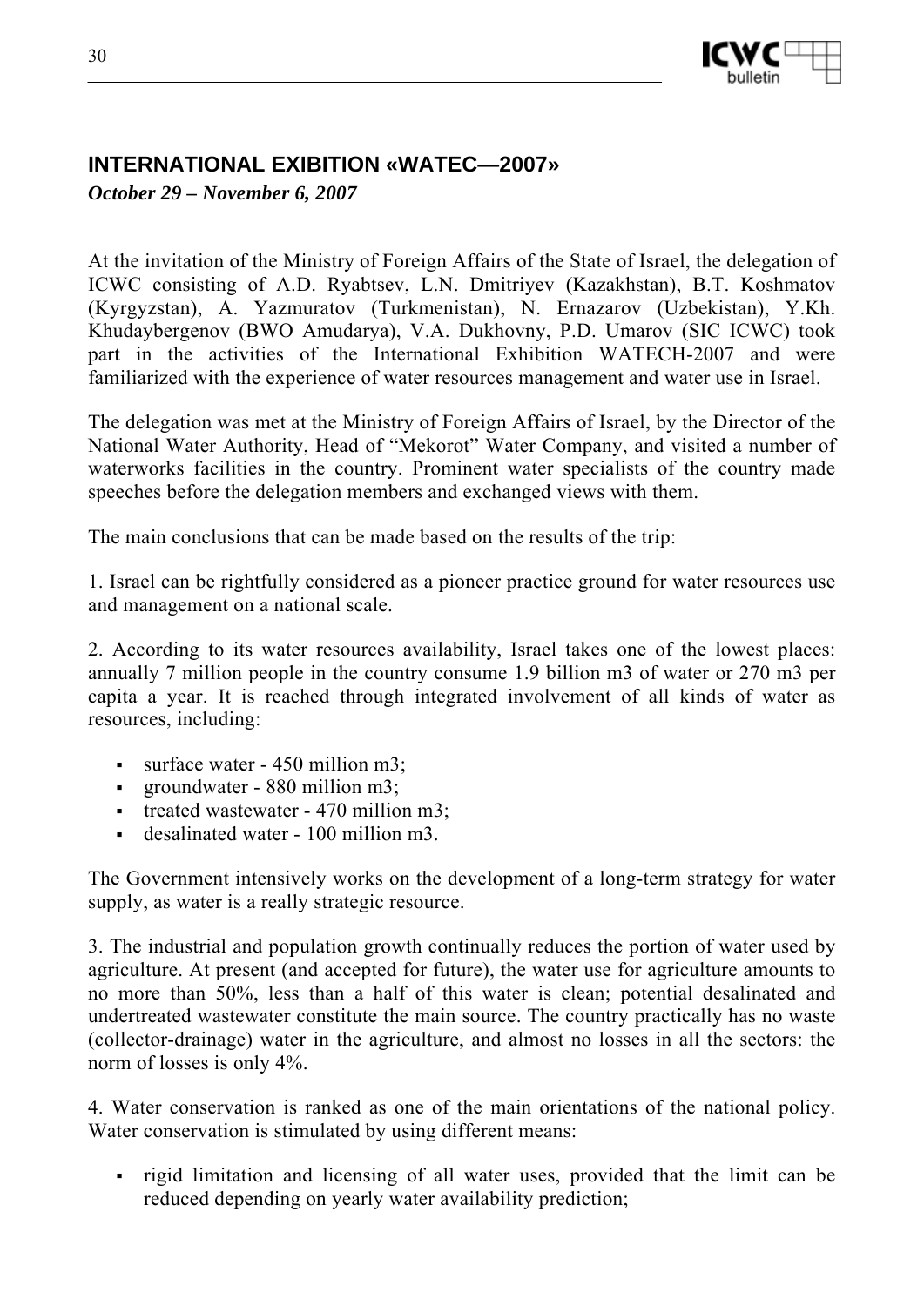## INTERNATIONAL EXIBITION «WATEC—2007»

***October 29 – November 6, 2007***

At the invitation of the Ministry of Foreign Affairs of the State of Israel, the delegation of ICWC consisting of A.D. Ryabtsev, L.N. Dmitriyev (Kazakhstan), B.T. Koshmatov (Kyrgyzstan), A. Yazmuratov (Turkmenistan), N. Ernazarov (Uzbekistan), Y.Kh. Khudaybergenov (BWO Amudarya), V.A. Dukhovny, P.D. Umarov (SIC ICWC) took part in the activities of the International Exhibition WATECH-2007 and were familiarized with the experience of water resources management and water use in Israel.

The delegation was met at the Ministry of Foreign Affairs of Israel, by the Director of the National Water Authority, Head of "Mekorot" Water Company, and visited a number of waterworks facilities in the country. Prominent water specialists of the country made speeches before the delegation members and exchanged views with them.

The main conclusions that can be made based on the results of the trip:

1. Israel can be rightfully considered as a pioneer practice ground for water resources use and management on a national scale.

2. According to its water resources availability, Israel takes one of the lowest places: annually 7 million people in the country consume 1.9 billion m3 of water or 270 m3 per capita a year. It is reached through integrated involvement of all kinds of water as resources, including:

- surface water - 450 million m3;
- groundwater - 880 million m3;
- treated wastewater - 470 million m3;
- desalinated water - 100 million m3.

The Government intensively works on the development of a long-term strategy for water supply, as water is a really strategic resource.

3. The industrial and population growth continually reduces the portion of water used by agriculture. At present (and accepted for future), the water use for agriculture amounts to no more than 50%, less than a half of this water is clean; potential desalinated and undertreated wastewater constitute the main source. The country practically has no waste (collector-drainage) water in the agriculture, and almost no losses in all the sectors: the norm of losses is only 4%.

4. Water conservation is ranked as one of the main orientations of the national policy. Water conservation is stimulated by using different means:

- rigid limitation and licensing of all water uses, provided that the limit can be reduced depending on yearly water availability prediction;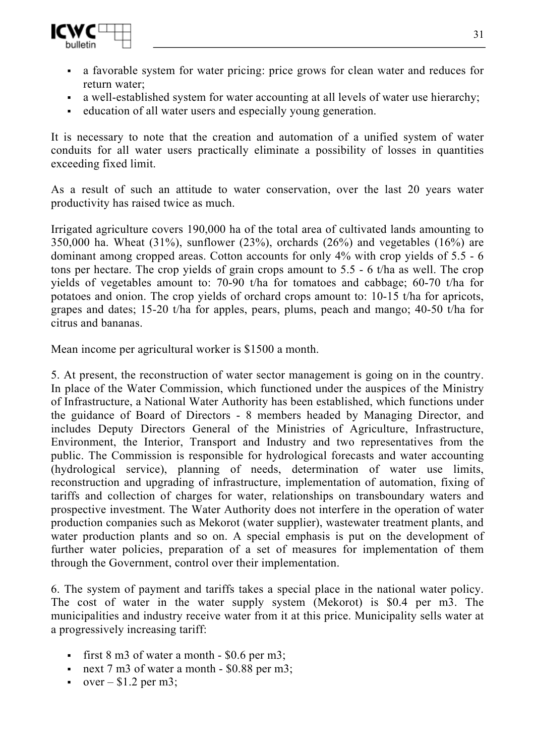- a favorable system for water pricing: price grows for clean water and reduces for return water;
- a well-established system for water accounting at all levels of water use hierarchy;
- education of all water users and especially young generation.

It is necessary to note that the creation and automation of a unified system of water conduits for all water users practically eliminate a possibility of losses in quantities exceeding fixed limit.

As a result of such an attitude to water conservation, over the last 20 years water productivity has raised twice as much.

Irrigated agriculture covers 190,000 ha of the total area of cultivated lands amounting to 350,000 ha. Wheat (31%), sunflower (23%), orchards (26%) and vegetables (16%) are dominant among cropped areas. Cotton accounts for only 4% with crop yields of 5.5 - 6 tons per hectare. The crop yields of grain crops amount to 5.5 - 6 t/ha as well. The crop yields of vegetables amount to: 70-90 t/ha for tomatoes and cabbage; 60-70 t/ha for potatoes and onion. The crop yields of orchard crops amount to: 10-15 t/ha for apricots, grapes and dates; 15-20 t/ha for apples, pears, plums, peach and mango; 40-50 t/ha for citrus and bananas.

Mean income per agricultural worker is $1500 a month.

5. At present, the reconstruction of water sector management is going on in the country. In place of the Water Commission, which functioned under the auspices of the Ministry of Infrastructure, a National Water Authority has been established, which functions under the guidance of Board of Directors - 8 members headed by Managing Director, and includes Deputy Directors General of the Ministries of Agriculture, Infrastructure, Environment, the Interior, Transport and Industry and two representatives from the public. The Commission is responsible for hydrological forecasts and water accounting (hydrological service), planning of needs, determination of water use limits, reconstruction and upgrading of infrastructure, implementation of automation, fixing of tariffs and collection of charges for water, relationships on transboundary waters and prospective investment. The Water Authority does not interfere in the operation of water production companies such as Mekorot (water supplier), wastewater treatment plants, and water production plants and so on. A special emphasis is put on the development of further water policies, preparation of a set of measures for implementation of them through the Government, control over their implementation.

6. The system of payment and tariffs takes a special place in the national water policy. The cost of water in the water supply system (Mekorot) is $0.4 per m3. The municipalities and industry receive water from it at this price. Municipality sells water at a progressively increasing tariff:

- first 8 m3 of water a month - $0.6 per m3;
- next 7 m3 of water a month - $0.88 per m3;
- over – $1.2 per m3;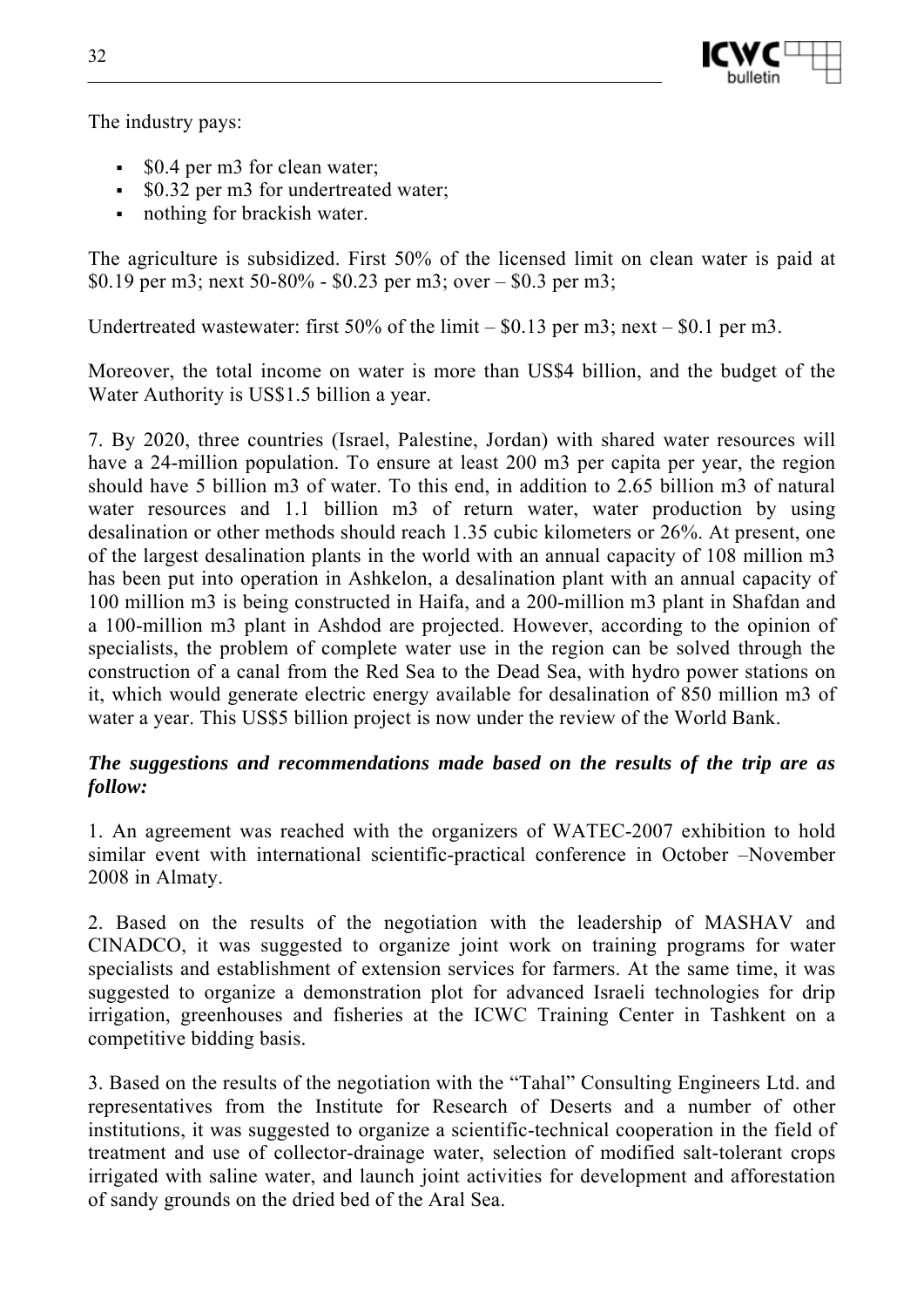The industry pays:

- $0.4 per m3 for clean water;
- $0.32 per m3 for undertreated water;
- nothing for brackish water.

The agriculture is subsidized. First 50% of the licensed limit on clean water is paid at $0.19 per m3; next 50-80% - $0.23 per m3; over – $0.3 per m3;

Undertreated wastewater: first 50% of the limit – $0.13 per m3; next – $0.1 per m3.

Moreover, the total income on water is more than US$4 billion, and the budget of the Water Authority is US$1.5 billion a year.

7. By 2020, three countries (Israel, Palestine, Jordan) with shared water resources will have a 24-million population. To ensure at least 200 m3 per capita per year, the region should have 5 billion m3 of water. To this end, in addition to 2.65 billion m3 of natural water resources and 1.1 billion m3 of return water, water production by using desalination or other methods should reach 1.35 cubic kilometers or 26%. At present, one of the largest desalination plants in the world with an annual capacity of 108 million m3 has been put into operation in Ashkelon, a desalination plant with an annual capacity of 100 million m3 is being constructed in Haifa, and a 200-million m3 plant in Shafdan and a 100-million m3 plant in Ashdod are projected. However, according to the opinion of specialists, the problem of complete water use in the region can be solved through the construction of a canal from the Red Sea to the Dead Sea, with hydro power stations on it, which would generate electric energy available for desalination of 850 million m3 of water a year. This US$5 billion project is now under the review of the World Bank.

***The suggestions and recommendations made based on the results of the trip are as follow:***

1. An agreement was reached with the organizers of WATEC-2007 exhibition to hold similar event with international scientific-practical conference in October –November 2008 in Almaty.

2. Based on the results of the negotiation with the leadership of MASHAV and CINADCO, it was suggested to organize joint work on training programs for water specialists and establishment of extension services for farmers. At the same time, it was suggested to organize a demonstration plot for advanced Israeli technologies for drip irrigation, greenhouses and fisheries at the ICWC Training Center in Tashkent on a competitive bidding basis.

3. Based on the results of the negotiation with the "Tahal" Consulting Engineers Ltd. and representatives from the Institute for Research of Deserts and a number of other institutions, it was suggested to organize a scientific-technical cooperation in the field of treatment and use of collector-drainage water, selection of modified salt-tolerant crops irrigated with saline water, and launch joint activities for development and afforestation of sandy grounds on the dried bed of the Aral Sea.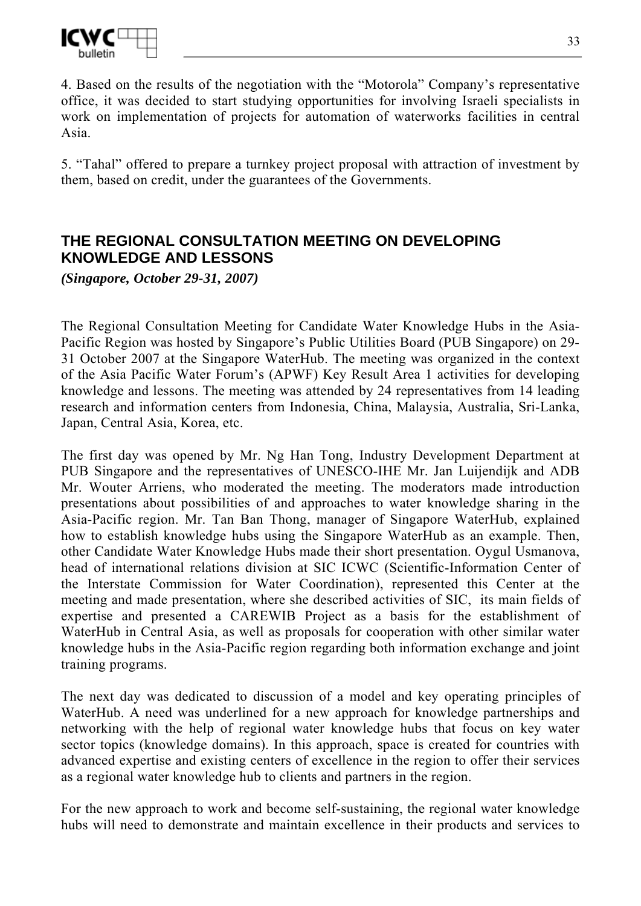4. Based on the results of the negotiation with the "Motorola" Company's representative office, it was decided to start studying opportunities for involving Israeli specialists in work on implementation of projects for automation of waterworks facilities in central Asia.

5. "Tahal" offered to prepare a turnkey project proposal with attraction of investment by them, based on credit, under the guarantees of the Governments.

## THE REGIONAL CONSULTATION MEETING ON DEVELOPING KNOWLEDGE AND LESSONS

***(Singapore, October 29-31, 2007)***

The Regional Consultation Meeting for Candidate Water Knowledge Hubs in the Asia-Pacific Region was hosted by Singapore's Public Utilities Board (PUB Singapore) on 29-31 October 2007 at the Singapore WaterHub. The meeting was organized in the context of the Asia Pacific Water Forum's (APWF) Key Result Area 1 activities for developing knowledge and lessons. The meeting was attended by 24 representatives from 14 leading research and information centers from Indonesia, China, Malaysia, Australia, Sri-Lanka, Japan, Central Asia, Korea, etc.

The first day was opened by Mr. Ng Han Tong, Industry Development Department at PUB Singapore and the representatives of UNESCO-IHE Mr. Jan Luijendijk and ADB Mr. Wouter Arriens, who moderated the meeting. The moderators made introduction presentations about possibilities of and approaches to water knowledge sharing in the Asia-Pacific region. Mr. Tan Ban Thong, manager of Singapore WaterHub, explained how to establish knowledge hubs using the Singapore WaterHub as an example. Then, other Candidate Water Knowledge Hubs made their short presentation. Oygul Usmanova, head of international relations division at SIC ICWC (Scientific-Information Center of the Interstate Commission for Water Coordination), represented this Center at the meeting and made presentation, where she described activities of SIC, its main fields of expertise and presented a CAREWIB Project as a basis for the establishment of WaterHub in Central Asia, as well as proposals for cooperation with other similar water knowledge hubs in the Asia-Pacific region regarding both information exchange and joint training programs.

The next day was dedicated to discussion of a model and key operating principles of WaterHub. A need was underlined for a new approach for knowledge partnerships and networking with the help of regional water knowledge hubs that focus on key water sector topics (knowledge domains). In this approach, space is created for countries with advanced expertise and existing centers of excellence in the region to offer their services as a regional water knowledge hub to clients and partners in the region.

For the new approach to work and become self-sustaining, the regional water knowledge hubs will need to demonstrate and maintain excellence in their products and services to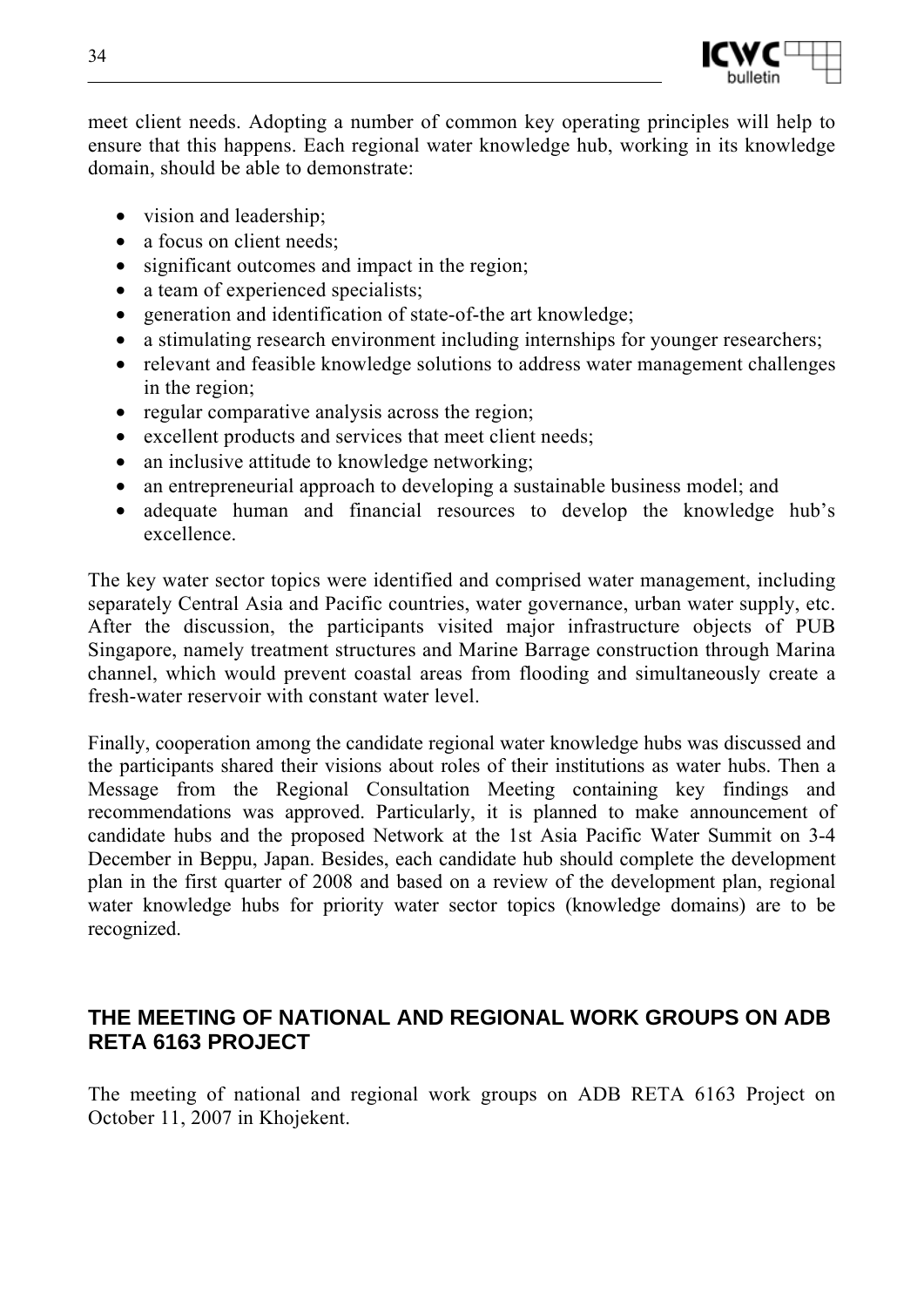meet client needs. Adopting a number of common key operating principles will help to ensure that this happens. Each regional water knowledge hub, working in its knowledge domain, should be able to demonstrate:

- vision and leadership;
- a focus on client needs;
- significant outcomes and impact in the region;
- a team of experienced specialists;
- generation and identification of state-of-the art knowledge;
- a stimulating research environment including internships for younger researchers;
- relevant and feasible knowledge solutions to address water management challenges in the region;
- regular comparative analysis across the region;
- excellent products and services that meet client needs;
- an inclusive attitude to knowledge networking;
- an entrepreneurial approach to developing a sustainable business model; and
- adequate human and financial resources to develop the knowledge hub's excellence.

The key water sector topics were identified and comprised water management, including separately Central Asia and Pacific countries, water governance, urban water supply, etc. After the discussion, the participants visited major infrastructure objects of PUB Singapore, namely treatment structures and Marine Barrage construction through Marina channel, which would prevent coastal areas from flooding and simultaneously create a fresh-water reservoir with constant water level.

Finally, cooperation among the candidate regional water knowledge hubs was discussed and the participants shared their visions about roles of their institutions as water hubs. Then a Message from the Regional Consultation Meeting containing key findings and recommendations was approved. Particularly, it is planned to make announcement of candidate hubs and the proposed Network at the 1st Asia Pacific Water Summit on 3-4 December in Beppu, Japan. Besides, each candidate hub should complete the development plan in the first quarter of 2008 and based on a review of the development plan, regional water knowledge hubs for priority water sector topics (knowledge domains) are to be recognized.

## THE MEETING OF NATIONAL AND REGIONAL WORK GROUPS ON ADB RETA 6163 PROJECT

The meeting of national and regional work groups on ADB RETA 6163 Project on October 11, 2007 in Khojekent.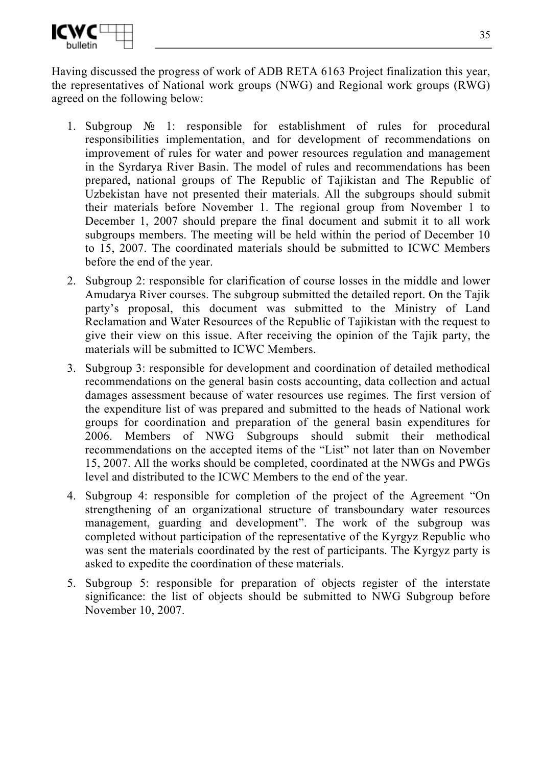Having discussed the progress of work of ADB RETA 6163 Project finalization this year, the representatives of National work groups (NWG) and Regional work groups (RWG) agreed on the following below:

1. Subgroup № 1: responsible for establishment of rules for procedural responsibilities implementation, and for development of recommendations on improvement of rules for water and power resources regulation and management in the Syrdarya River Basin. The model of rules and recommendations has been prepared, national groups of The Republic of Tajikistan and The Republic of Uzbekistan have not presented their materials. All the subgroups should submit their materials before November 1. The regional group from November 1 to December 1, 2007 should prepare the final document and submit it to all work subgroups members. The meeting will be held within the period of December 10 to 15, 2007. The coordinated materials should be submitted to ICWC Members before the end of the year.
2. Subgroup 2: responsible for clarification of course losses in the middle and lower Amudarya River courses. The subgroup submitted the detailed report. On the Tajik party's proposal, this document was submitted to the Ministry of Land Reclamation and Water Resources of the Republic of Tajikistan with the request to give their view on this issue. After receiving the opinion of the Tajik party, the materials will be submitted to ICWC Members.
3. Subgroup 3: responsible for development and coordination of detailed methodical recommendations on the general basin costs accounting, data collection and actual damages assessment because of water resources use regimes. The first version of the expenditure list of was prepared and submitted to the heads of National work groups for coordination and preparation of the general basin expenditures for 2006. Members of NWG Subgroups should submit their methodical recommendations on the accepted items of the "List" not later than on November 15, 2007. All the works should be completed, coordinated at the NWGs and PWGs level and distributed to the ICWC Members to the end of the year.
4. Subgroup 4: responsible for completion of the project of the Agreement "On strengthening of an organizational structure of transboundary water resources management, guarding and development". The work of the subgroup was completed without participation of the representative of the Kyrgyz Republic who was sent the materials coordinated by the rest of participants. The Kyrgyz party is asked to expedite the coordination of these materials.
5. Subgroup 5: responsible for preparation of objects register of the interstate significance: the list of objects should be submitted to NWG Subgroup before November 10, 2007.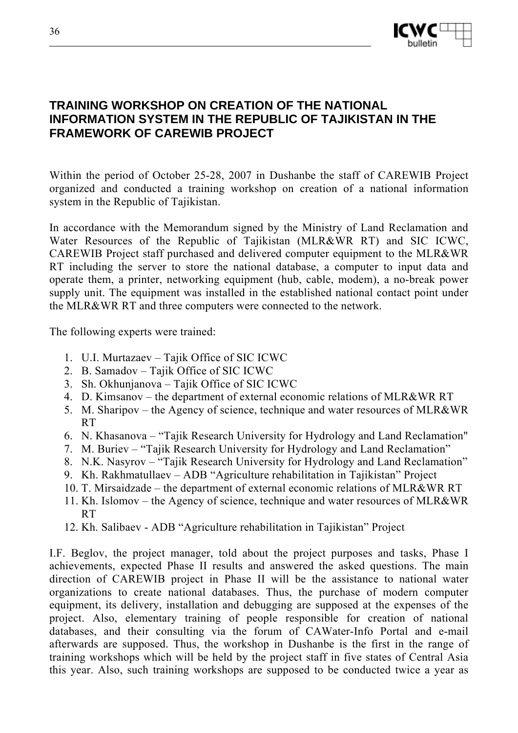# TRAINING WORKSHOP ON CREATION OF THE NATIONAL INFORMATION SYSTEM IN THE REPUBLIC OF TAJIKISTAN IN THE FRAMEWORK OF CAREWIB PROJECT

Within the period of October 25-28, 2007 in Dushanbe the staff of CAREWIB Project organized and conducted a training workshop on creation of a national information system in the Republic of Tajikistan.

In accordance with the Memorandum signed by the Ministry of Land Reclamation and Water Resources of the Republic of Tajikistan (MLR&WR RT) and SIC ICWC, CAREWIB Project staff purchased and delivered computer equipment to the MLR&WR RT including the server to store the national database, a computer to input data and operate them, a printer, networking equipment (hub, cable, modem), a no-break power supply unit. The equipment was installed in the established national contact point under the MLR&WR RT and three computers were connected to the network.

The following experts were trained:

1. U.I. Murtazaev – Tajik Office of SIC ICWC
2. B. Samadov – Tajik Office of SIC ICWC
3. Sh. Okhunjanova – Tajik Office of SIC ICWC
4. D. Kimsanov – the department of external economic relations of MLR&WR RT
5. M. Sharipov – the Agency of science, technique and water resources of MLR&WR RT
6. N. Khasanova – "Tajik Research University for Hydrology and Land Reclamation"
7. M. Buriev – "Tajik Research University for Hydrology and Land Reclamation"
8. N.K. Nasyrov – "Tajik Research University for Hydrology and Land Reclamation"
9. Kh. Rakhmatullaev – ADB "Agriculture rehabilitation in Tajikistan" Project
10. T. Mirsaidzade – the department of external economic relations of MLR&WR RT
11. Kh. Islomov – the Agency of science, technique and water resources of MLR&WR RT
12. Kh. Salibaev - ADB "Agriculture rehabilitation in Tajikistan" Project

I.F. Beglov, the project manager, told about the project purposes and tasks, Phase I achievements, expected Phase II results and answered the asked questions. The main direction of CAREWIB project in Phase II will be the assistance to national water organizations to create national databases. Thus, the purchase of modern computer equipment, its delivery, installation and debugging are supposed at the expenses of the project. Also, elementary training of people responsible for creation of national databases, and their consulting via the forum of CAWater-Info Portal and e-mail afterwards are supposed. Thus, the workshop in Dushanbe is the first in the range of training workshops which will be held by the project staff in five states of Central Asia this year. Also, such training workshops are supposed to be conducted twice a year as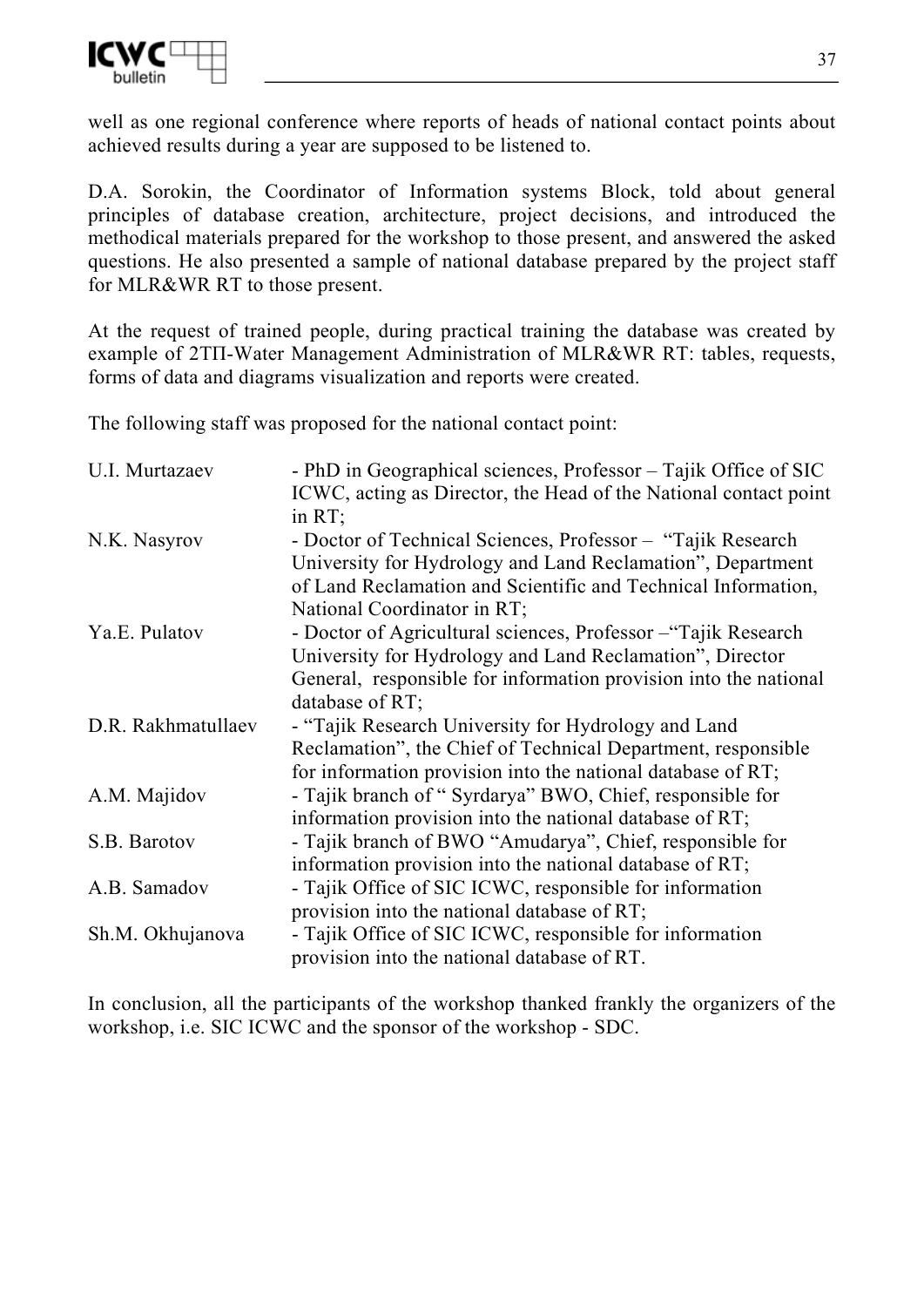well as one regional conference where reports of heads of national contact points about achieved results during a year are supposed to be listened to.

D.A. Sorokin, the Coordinator of Information systems Block, told about general principles of database creation, architecture, project decisions, and introduced the methodical materials prepared for the workshop to those present, and answered the asked questions. He also presented a sample of national database prepared by the project staff for MLR&WR RT to those present.

At the request of trained people, during practical training the database was created by example of 2TП-Water Management Administration of MLR&WR RT: tables, requests, forms of data and diagrams visualization and reports were created.

The following staff was proposed for the national contact point:

| | |
|---|---|
| U.I. Murtazaev | - PhD in Geographical sciences, Professor – Tajik Office of SIC ICWC, acting as Director, the Head of the National contact point in RT; |
| N.K. Nasyrov | - Doctor of Technical Sciences, Professor – "Tajik Research University for Hydrology and Land Reclamation", Department of Land Reclamation and Scientific and Technical Information, National Coordinator in RT; |
| Ya.E. Pulatov | - Doctor of Agricultural sciences, Professor –"Tajik Research University for Hydrology and Land Reclamation", Director General, responsible for information provision into the national database of RT; |
| D.R. Rakhmatullaev | - "Tajik Research University for Hydrology and Land Reclamation", the Chief of Technical Department, responsible for information provision into the national database of RT; |
| A.M. Majidov | - Tajik branch of " Syrdarya" BWO, Chief, responsible for information provision into the national database of RT; |
| S.B. Barotov | - Tajik branch of BWO "Amudarya", Chief, responsible for information provision into the national database of RT; |
| A.B. Samadov | - Tajik Office of SIC ICWC, responsible for information provision into the national database of RT; |
| Sh.M. Okhujanova | - Tajik Office of SIC ICWC, responsible for information provision into the national database of RT. |

In conclusion, all the participants of the workshop thanked frankly the organizers of the workshop, i.e. SIC ICWC and the sponsor of the workshop - SDC.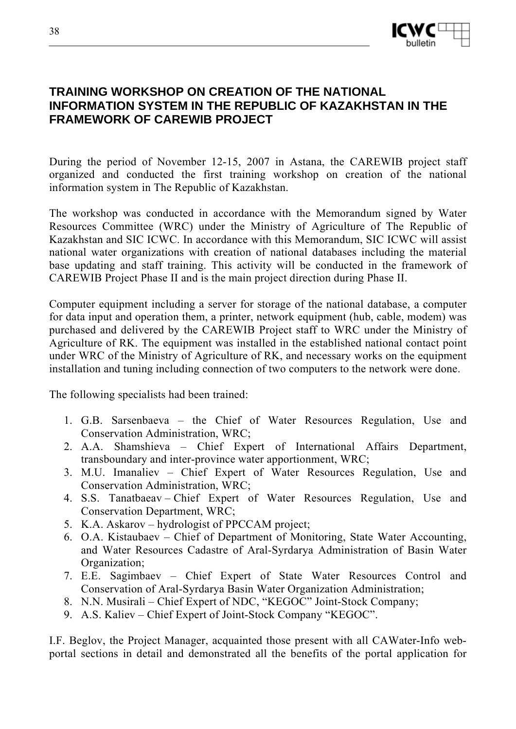# TRAINING WORKSHOP ON CREATION OF THE NATIONAL INFORMATION SYSTEM IN THE REPUBLIC OF KAZAKHSTAN IN THE FRAMEWORK OF CAREWIB PROJECT

During the period of November 12-15, 2007 in Astana, the CAREWIB project staff organized and conducted the first training workshop on creation of the national information system in The Republic of Kazakhstan.

The workshop was conducted in accordance with the Memorandum signed by Water Resources Committee (WRC) under the Ministry of Agriculture of The Republic of Kazakhstan and SIC ICWC. In accordance with this Memorandum, SIC ICWC will assist national water organizations with creation of national databases including the material base updating and staff training. This activity will be conducted in the framework of CAREWIB Project Phase II and is the main project direction during Phase II.

Computer equipment including a server for storage of the national database, a computer for data input and operation them, a printer, network equipment (hub, cable, modem) was purchased and delivered by the CAREWIB Project staff to WRC under the Ministry of Agriculture of RK. The equipment was installed in the established national contact point under WRC of the Ministry of Agriculture of RK, and necessary works on the equipment installation and tuning including connection of two computers to the network were done.

The following specialists had been trained:

1. G.B. Sarsenbaeva – the Chief of Water Resources Regulation, Use and Conservation Administration, WRC;
2. A.A. Shamshieva – Chief Expert of International Affairs Department, transboundary and inter-province water apportionment, WRC;
3. M.U. Imanaliev – Chief Expert of Water Resources Regulation, Use and Conservation Administration, WRC;
4. S.S. Tanatbaeav – Chief Expert of Water Resources Regulation, Use and Conservation Department, WRC;
5. K.A. Askarov – hydrologist of PPCCAM project;
6. O.A. Kistaubaev – Chief of Department of Monitoring, State Water Accounting, and Water Resources Cadastre of Aral-Syrdarya Administration of Basin Water Organization;
7. E.E. Sagimbaev – Chief Expert of State Water Resources Control and Conservation of Aral-Syrdarya Basin Water Organization Administration;
8. N.N. Musirali – Chief Expert of NDC, "KEGOC" Joint-Stock Company;
9. A.S. Kaliev – Chief Expert of Joint-Stock Company "KEGOC".

I.F. Beglov, the Project Manager, acquainted those present with all CAWater-Info web-portal sections in detail and demonstrated all the benefits of the portal application for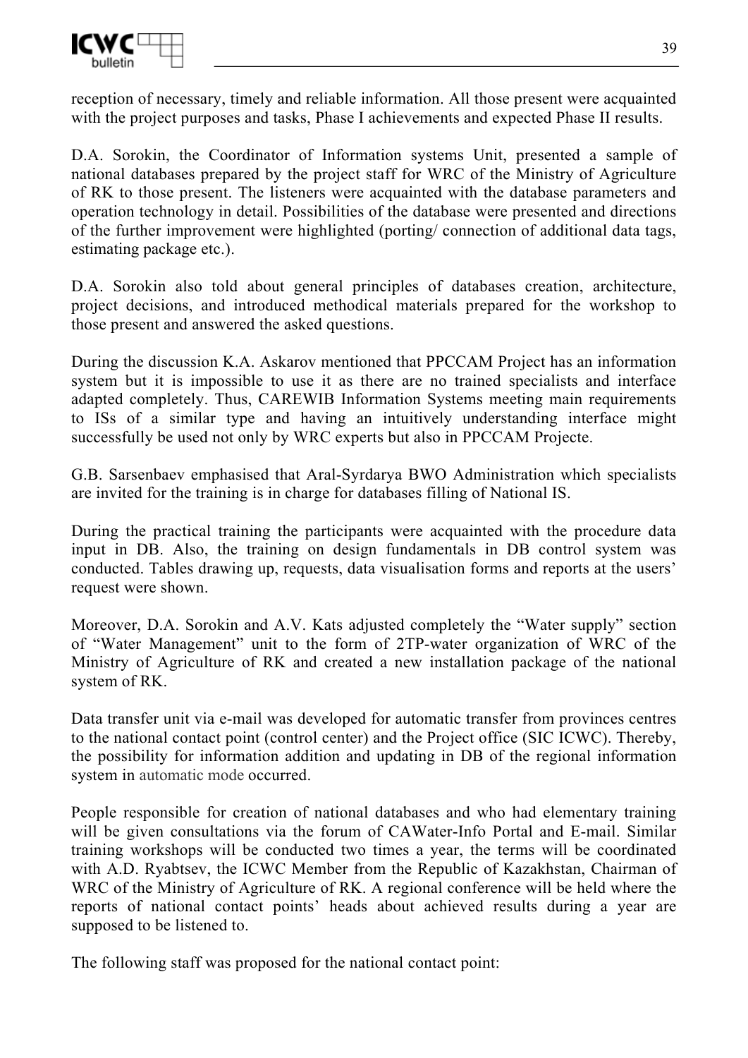reception of necessary, timely and reliable information. All those present were acquainted with the project purposes and tasks, Phase I achievements and expected Phase II results.

D.A. Sorokin, the Coordinator of Information systems Unit, presented a sample of national databases prepared by the project staff for WRC of the Ministry of Agriculture of RK to those present. The listeners were acquainted with the database parameters and operation technology in detail. Possibilities of the database were presented and directions of the further improvement were highlighted (porting/ connection of additional data tags, estimating package etc.).

D.A. Sorokin also told about general principles of databases creation, architecture, project decisions, and introduced methodical materials prepared for the workshop to those present and answered the asked questions.

During the discussion K.A. Askarov mentioned that PPCCAM Project has an information system but it is impossible to use it as there are no trained specialists and interface adapted completely. Thus, CAREWIB Information Systems meeting main requirements to ISs of a similar type and having an intuitively understanding interface might successfully be used not only by WRC experts but also in PPCCAM Projecte.

G.B. Sarsenbaev emphasised that Aral-Syrdarya BWO Administration which specialists are invited for the training is in charge for databases filling of National IS.

During the practical training the participants were acquainted with the procedure data input in DB. Also, the training on design fundamentals in DB control system was conducted. Tables drawing up, requests, data visualisation forms and reports at the users' request were shown.

Moreover, D.A. Sorokin and A.V. Kats adjusted completely the "Water supply" section of "Water Management" unit to the form of 2TP-water organization of WRC of the Ministry of Agriculture of RK and created a new installation package of the national system of RK.

Data transfer unit via e-mail was developed for automatic transfer from provinces centres to the national contact point (control center) and the Project office (SIC ICWC). Thereby, the possibility for information addition and updating in DB of the regional information system in automatic mode occurred.

People responsible for creation of national databases and who had elementary training will be given consultations via the forum of CAWater-Info Portal and E-mail. Similar training workshops will be conducted two times a year, the terms will be coordinated with A.D. Ryabtsev, the ICWC Member from the Republic of Kazakhstan, Chairman of WRC of the Ministry of Agriculture of RK. A regional conference will be held where the reports of national contact points' heads about achieved results during a year are supposed to be listened to.

The following staff was proposed for the national contact point: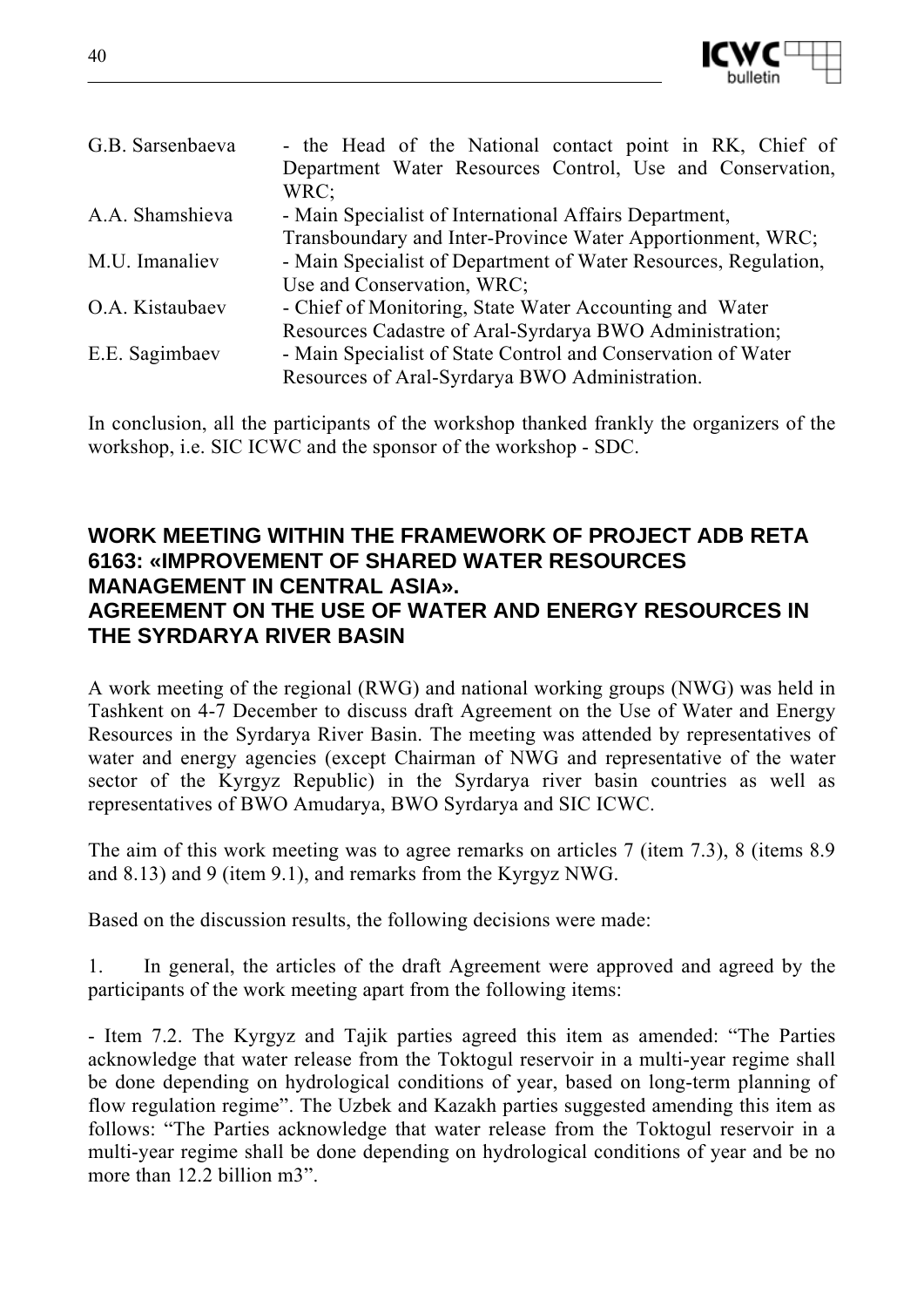| | |
|---|---|
| G.B. Sarsenbaeva | - the Head of the National contact point in RK, Chief of Department Water Resources Control, Use and Conservation, WRC; |
| A.A. Shamshieva | - Main Specialist of International Affairs Department, Transboundary and Inter-Province Water Apportionment, WRC; |
| M.U. Imanaliev | - Main Specialist of Department of Water Resources, Regulation, Use and Conservation, WRC; |
| O.A. Kistaubaev | - Chief of Monitoring, State Water Accounting and Water Resources Cadastre of Aral-Syrdarya BWO Administration; |
| E.E. Sagimbaev | - Main Specialist of State Control and Conservation of Water Resources of Aral-Syrdarya BWO Administration. |

In conclusion, all the participants of the workshop thanked frankly the organizers of the workshop, i.e. SIC ICWC and the sponsor of the workshop - SDC.

## WORK MEETING WITHIN THE FRAMEWORK OF PROJECT ADB RETA 6163: «IMPROVEMENT OF SHARED WATER RESOURCES MANAGEMENT IN CENTRAL ASIA». AGREEMENT ON THE USE OF WATER AND ENERGY RESOURCES IN THE SYRDARYA RIVER BASIN

A work meeting of the regional (RWG) and national working groups (NWG) was held in Tashkent on 4-7 December to discuss draft Agreement on the Use of Water and Energy Resources in the Syrdarya River Basin. The meeting was attended by representatives of water and energy agencies (except Chairman of NWG and representative of the water sector of the Kyrgyz Republic) in the Syrdarya river basin countries as well as representatives of BWO Amudarya, BWO Syrdarya and SIC ICWC.

The aim of this work meeting was to agree remarks on articles 7 (item 7.3), 8 (items 8.9 and 8.13) and 9 (item 9.1), and remarks from the Kyrgyz NWG.

Based on the discussion results, the following decisions were made:

1. In general, the articles of the draft Agreement were approved and agreed by the participants of the work meeting apart from the following items:

- Item 7.2. The Kyrgyz and Tajik parties agreed this item as amended: "The Parties acknowledge that water release from the Toktogul reservoir in a multi-year regime shall be done depending on hydrological conditions of year, based on long-term planning of flow regulation regime". The Uzbek and Kazakh parties suggested amending this item as follows: "The Parties acknowledge that water release from the Toktogul reservoir in a multi-year regime shall be done depending on hydrological conditions of year and be no more than 12.2 billion m3".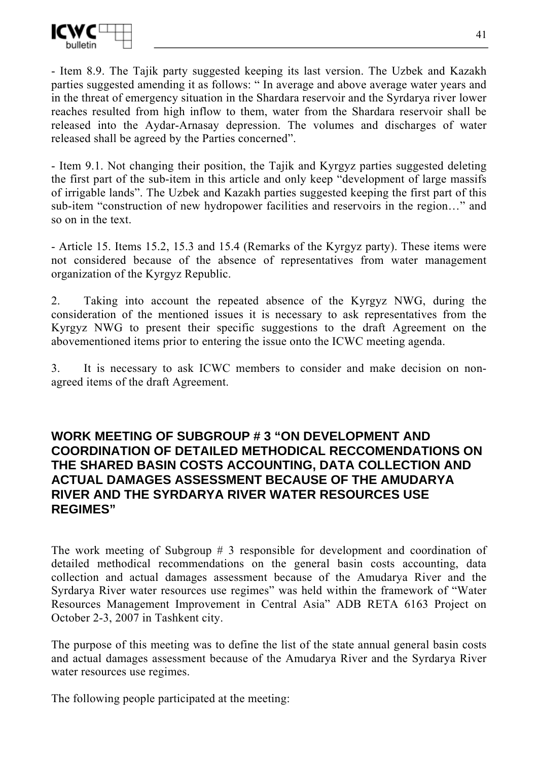- Item 8.9. The Tajik party suggested keeping its last version. The Uzbek and Kazakh parties suggested amending it as follows: " In average and above average water years and in the threat of emergency situation in the Shardara reservoir and the Syrdarya river lower reaches resulted from high inflow to them, water from the Shardara reservoir shall be released into the Aydar-Arnasay depression. The volumes and discharges of water released shall be agreed by the Parties concerned".

- Item 9.1. Not changing their position, the Tajik and Kyrgyz parties suggested deleting the first part of the sub-item in this article and only keep "development of large massifs of irrigable lands". The Uzbek and Kazakh parties suggested keeping the first part of this sub-item "construction of new hydropower facilities and reservoirs in the region…" and so on in the text.

- Article 15. Items 15.2, 15.3 and 15.4 (Remarks of the Kyrgyz party). These items were not considered because of the absence of representatives from water management organization of the Kyrgyz Republic.

2. Taking into account the repeated absence of the Kyrgyz NWG, during the consideration of the mentioned issues it is necessary to ask representatives from the Kyrgyz NWG to present their specific suggestions to the draft Agreement on the abovementioned items prior to entering the issue onto the ICWC meeting agenda.

3. It is necessary to ask ICWC members to consider and make decision on non-agreed items of the draft Agreement.

## WORK MEETING OF SUBGROUP # 3 "ON DEVELOPMENT AND COORDINATION OF DETAILED METHODICAL RECCOMENDATIONS ON THE SHARED BASIN COSTS ACCOUNTING, DATA COLLECTION AND ACTUAL DAMAGES ASSESSMENT BECAUSE OF THE AMUDARYA RIVER AND THE SYRDARYA RIVER WATER RESOURCES USE REGIMES"

The work meeting of Subgroup # 3 responsible for development and coordination of detailed methodical recommendations on the general basin costs accounting, data collection and actual damages assessment because of the Amudarya River and the Syrdarya River water resources use regimes" was held within the framework of "Water Resources Management Improvement in Central Asia" ADB RETA 6163 Project on October 2-3, 2007 in Tashkent city.

The purpose of this meeting was to define the list of the state annual general basin costs and actual damages assessment because of the Amudarya River and the Syrdarya River water resources use regimes.

The following people participated at the meeting: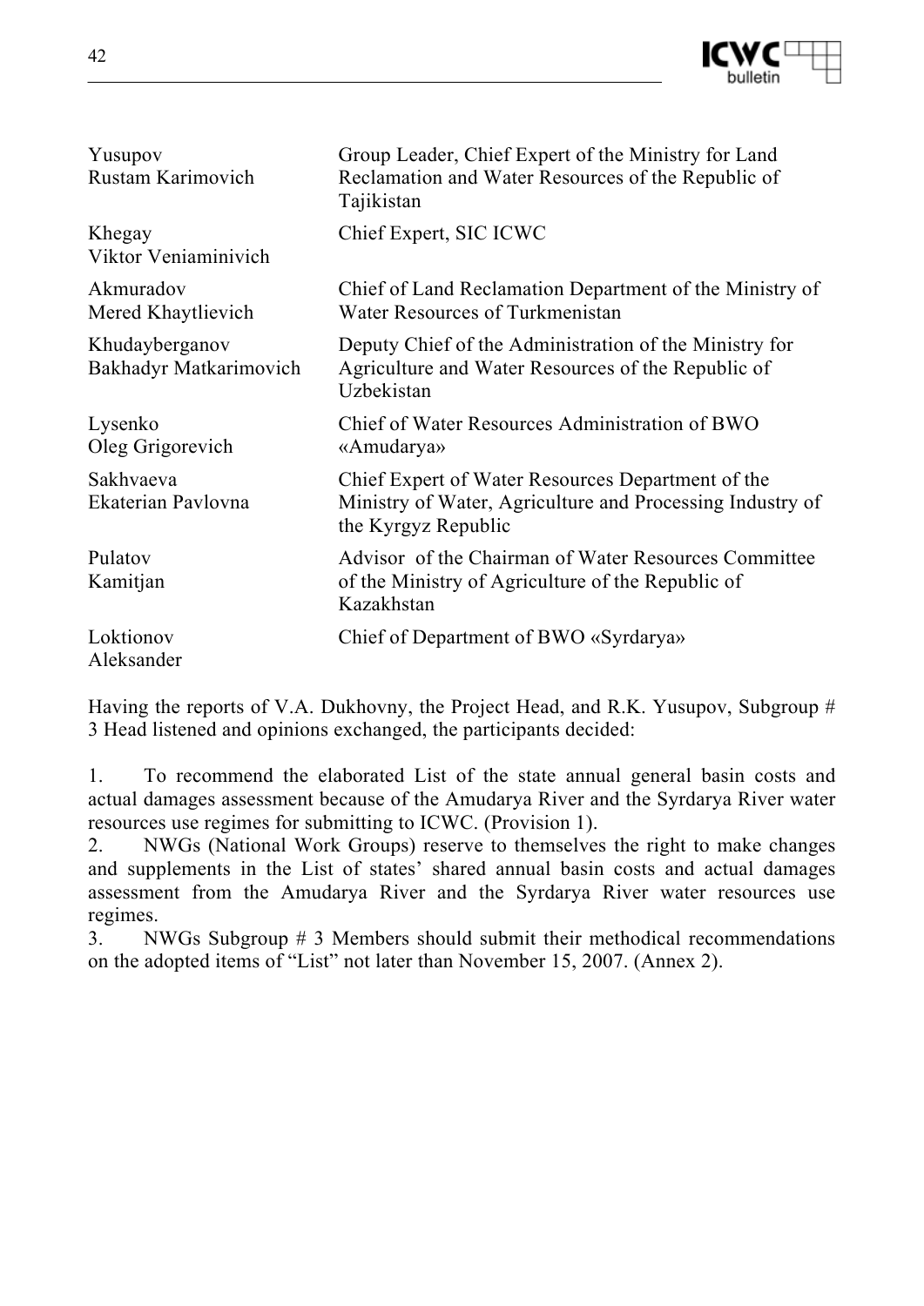| | |
|---|---|
| Yusupov Rustam Karimovich | Group Leader, Chief Expert of the Ministry for Land Reclamation and Water Resources of the Republic of Tajikistan |
| Khegay Viktor Veniaminivich | Chief Expert, SIC ICWC |
| Akmuradov Mered Khaytlievich | Chief of Land Reclamation Department of the Ministry of Water Resources of Turkmenistan |
| Khudayberganov Bakhadyr Matkarimovich | Deputy Chief of the Administration of the Ministry for Agriculture and Water Resources of the Republic of Uzbekistan |
| Lysenko Oleg Grigorevich | Chief of Water Resources Administration of BWO «Amudarya» |
| Sakhvaeva Ekaterian Pavlovna | Chief Expert of Water Resources Department of the Ministry of Water, Agriculture and Processing Industry of the Kyrgyz Republic |
| Pulatov Kamitjan | Advisor of the Chairman of Water Resources Committee of the Ministry of Agriculture of the Republic of Kazakhstan |
| Loktionov Aleksander | Chief of Department of BWO «Syrdarya» |

Having the reports of V.A. Dukhovny, the Project Head, and R.K. Yusupov, Subgroup # 3 Head listened and opinions exchanged, the participants decided:

1. To recommend the elaborated List of the state annual general basin costs and actual damages assessment because of the Amudarya River and the Syrdarya River water resources use regimes for submitting to ICWC. (Provision 1).
2. NWGs (National Work Groups) reserve to themselves the right to make changes and supplements in the List of states' shared annual basin costs and actual damages assessment from the Amudarya River and the Syrdarya River water resources use regimes.
3. NWGs Subgroup # 3 Members should submit their methodical recommendations on the adopted items of "List" not later than November 15, 2007. (Annex 2).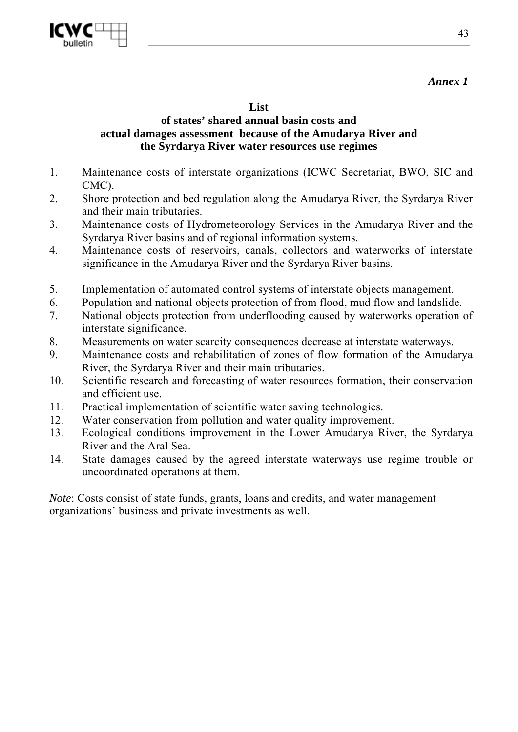*Annex 1*

**List**
**of states' shared annual basin costs and**
**actual damages assessment because of the Amudarya River and**
**the Syrdarya River water resources use regimes**

1. Maintenance costs of interstate organizations (ICWC Secretariat, BWO, SIC and CMC).
2. Shore protection and bed regulation along the Amudarya River, the Syrdarya River and their main tributaries.
3. Maintenance costs of Hydrometeorology Services in the Amudarya River and the Syrdarya River basins and of regional information systems.
4. Maintenance costs of reservoirs, canals, collectors and waterworks of interstate significance in the Amudarya River and the Syrdarya River basins.
5. Implementation of automated control systems of interstate objects management.
6. Population and national objects protection of from flood, mud flow and landslide.
7. National objects protection from underflooding caused by waterworks operation of interstate significance.
8. Measurements on water scarcity consequences decrease at interstate waterways.
9. Maintenance costs and rehabilitation of zones of flow formation of the Amudarya River, the Syrdarya River and their main tributaries.
10. Scientific research and forecasting of water resources formation, their conservation and efficient use.
11. Practical implementation of scientific water saving technologies.
12. Water conservation from pollution and water quality improvement.
13. Ecological conditions improvement in the Lower Amudarya River, the Syrdarya River and the Aral Sea.
14. State damages caused by the agreed interstate waterways use regime trouble or uncoordinated operations at them.

*Note*: Costs consist of state funds, grants, loans and credits, and water management organizations' business and private investments as well.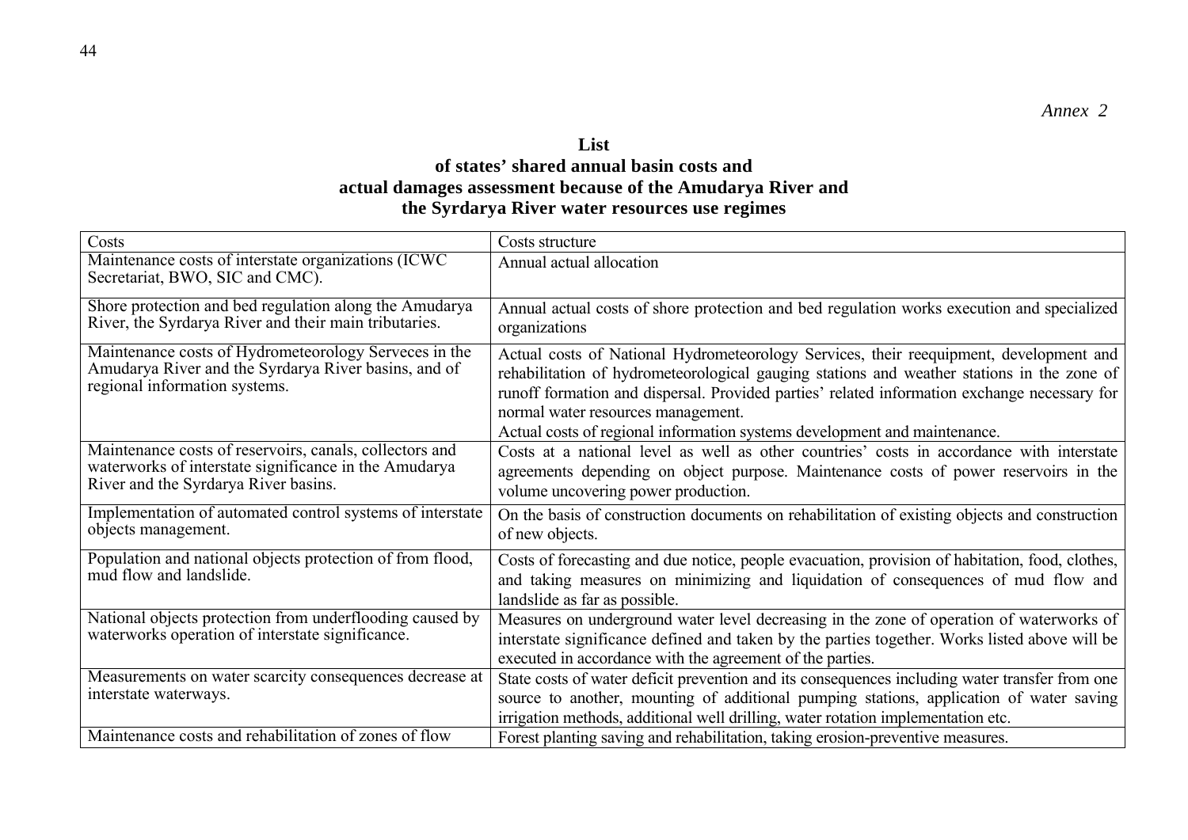*Annex 2*

**List**
**of states' shared annual basin costs and**
**actual damages assessment because of the Amudarya River and**
**the Syrdarya River water resources use regimes**

| Costs | Costs structure |
|---|---|
| Maintenance costs of interstate organizations (ICWC Secretariat, BWO, SIC and CMC). | Annual actual allocation |
| Shore protection and bed regulation along the Amudarya River, the Syrdarya River and their main tributaries. | Annual actual costs of shore protection and bed regulation works execution and specialized organizations |
| Maintenance costs of Hydrometeorology Serveces in the Amudarya River and the Syrdarya River basins, and of regional information systems. | Actual costs of National Hydrometeorology Services, their reequipment, development and rehabilitation of hydrometeorological gauging stations and weather stations in the zone of runoff formation and dispersal. Provided parties' related information exchange necessary for normal water resources management. Actual costs of regional information systems development and maintenance. |
| Maintenance costs of reservoirs, canals, collectors and waterworks of interstate significance in the Amudarya River and the Syrdarya River basins. | Costs at a national level as well as other countries' costs in accordance with interstate agreements depending on object purpose. Maintenance costs of power reservoirs in the volume uncovering power production. |
| Implementation of automated control systems of interstate objects management. | On the basis of construction documents on rehabilitation of existing objects and construction of new objects. |
| Population and national objects protection of from flood, mud flow and landslide. | Costs of forecasting and due notice, people evacuation, provision of habitation, food, clothes, and taking measures on minimizing and liquidation of consequences of mud flow and landslide as far as possible. |
| National objects protection from underflooding caused by waterworks operation of interstate significance. | Measures on underground water level decreasing in the zone of operation of waterworks of interstate significance defined and taken by the parties together. Works listed above will be executed in accordance with the agreement of the parties. |
| Measurements on water scarcity consequences decrease at interstate waterways. | State costs of water deficit prevention and its consequences including water transfer from one source to another, mounting of additional pumping stations, application of water saving irrigation methods, additional well drilling, water rotation implementation etc. |
| Maintenance costs and rehabilitation of zones of flow | Forest planting saving and rehabilitation, taking erosion-preventive measures. |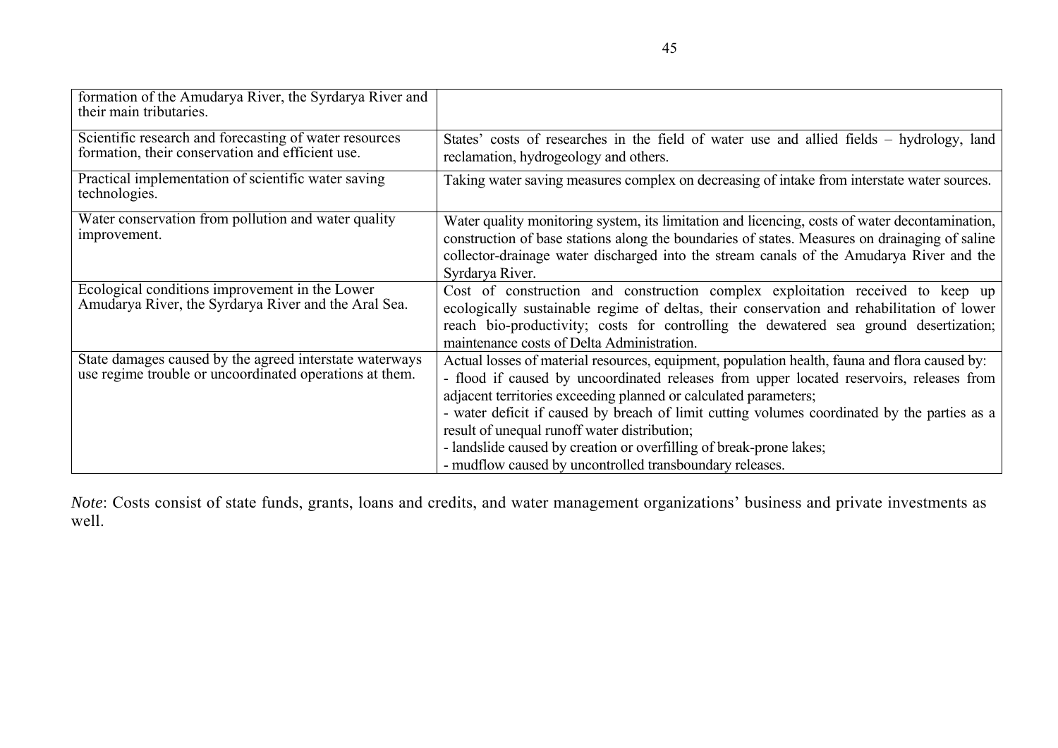| | |
|---|---|
| formation of the Amudarya River, the Syrdarya River and their main tributaries. | |
| Scientific research and forecasting of water resources formation, their conservation and efficient use. | States' costs of researches in the field of water use and allied fields – hydrology, land reclamation, hydrogeology and others. |
| Practical implementation of scientific water saving technologies. | Taking water saving measures complex on decreasing of intake from interstate water sources. |
| Water conservation from pollution and water quality improvement. | Water quality monitoring system, its limitation and licencing, costs of water decontamination, construction of base stations along the boundaries of states. Measures on drainaging of saline collector-drainage water discharged into the stream canals of the Amudarya River and the Syrdarya River. |
| Ecological conditions improvement in the Lower Amudarya River, the Syrdarya River and the Aral Sea. | Cost of construction and construction complex exploitation received to keep up ecologically sustainable regime of deltas, their conservation and rehabilitation of lower reach bio-productivity; costs for controlling the dewatered sea ground desertization; maintenance costs of Delta Administration. |
| State damages caused by the agreed interstate waterways use regime trouble or uncoordinated operations at them. | Actual losses of material resources, equipment, population health, fauna and flora caused by:<br>- flood if caused by uncoordinated releases from upper located reservoirs, releases from adjacent territories exceeding planned or calculated parameters;<br>- water deficit if caused by breach of limit cutting volumes coordinated by the parties as a result of unequal runoff water distribution;<br>- landslide caused by creation or overfilling of break-prone lakes;<br>- mudflow caused by uncontrolled transboundary releases. |

*Note*: Costs consist of state funds, grants, loans and credits, and water management organizations' business and private investments as well.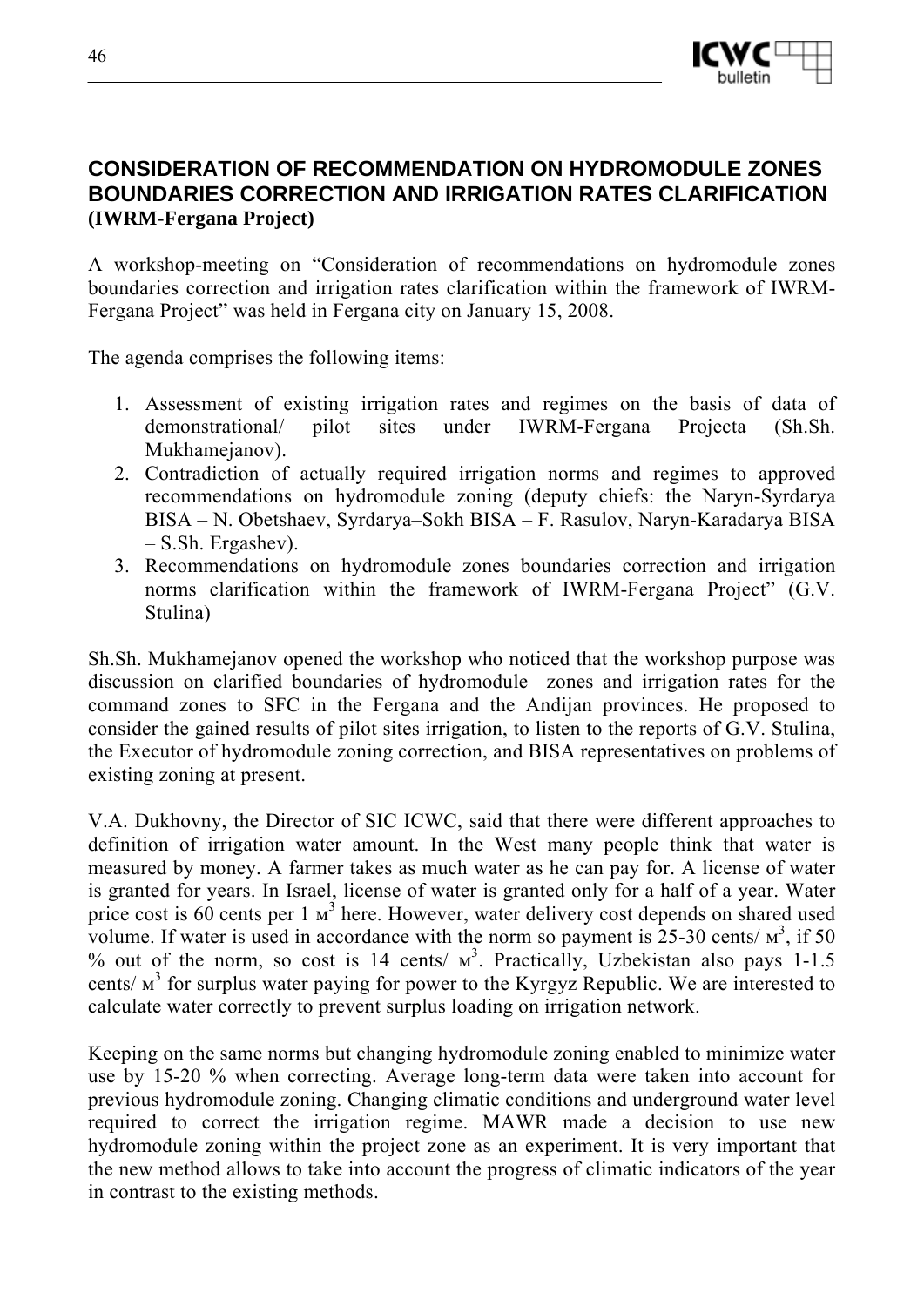## CONSIDERATION OF RECOMMENDATION ON HYDROMODULE ZONES BOUNDARIES CORRECTION AND IRRIGATION RATES CLARIFICATION

**(IWRM-Fergana Project)**

A workshop-meeting on "Consideration of recommendations on hydromodule zones boundaries correction and irrigation rates clarification within the framework of IWRM-Fergana Project" was held in Fergana city on January 15, 2008.

The agenda comprises the following items:

1. Assessment of existing irrigation rates and regimes on the basis of data of demonstrational/ pilot sites under IWRM-Fergana Projecta (Sh.Sh. Mukhamejanov).
2. Contradiction of actually required irrigation norms and regimes to approved recommendations on hydromodule zoning (deputy chiefs: the Naryn-Syrdarya BISA – N. Obetshaev, Syrdarya–Sokh BISA – F. Rasulov, Naryn-Karadarya BISA – S.Sh. Ergashev).
3. Recommendations on hydromodule zones boundaries correction and irrigation norms clarification within the framework of IWRM-Fergana Project" (G.V. Stulina)

Sh.Sh. Mukhamejanov opened the workshop who noticed that the workshop purpose was discussion on clarified boundaries of hydromodule zones and irrigation rates for the command zones to SFC in the Fergana and the Andijan provinces. He proposed to consider the gained results of pilot sites irrigation, to listen to the reports of G.V. Stulina, the Executor of hydromodule zoning correction, and BISA representatives on problems of existing zoning at present.

V.A. Dukhovny, the Director of SIC ICWC, said that there were different approaches to definition of irrigation water amount. In the West many people think that water is measured by money. A farmer takes as much water as he can pay for. A license of water is granted for years. In Israel, license of water is granted only for a half of a year. Water price cost is 60 cents per 1 м$^3$ here. However, water delivery cost depends on shared used volume. If water is used in accordance with the norm so payment is 25-30 cents/ м$^3$, if 50 % out of the norm, so cost is 14 cents/ м$^3$. Practically, Uzbekistan also pays 1-1.5 cents/ м$^3$ for surplus water paying for power to the Kyrgyz Republic. We are interested to calculate water correctly to prevent surplus loading on irrigation network.

Keeping on the same norms but changing hydromodule zoning enabled to minimize water use by 15-20 % when correcting. Average long-term data were taken into account for previous hydromodule zoning. Changing climatic conditions and underground water level required to correct the irrigation regime. MAWR made a decision to use new hydromodule zoning within the project zone as an experiment. It is very important that the new method allows to take into account the progress of climatic indicators of the year in contrast to the existing methods.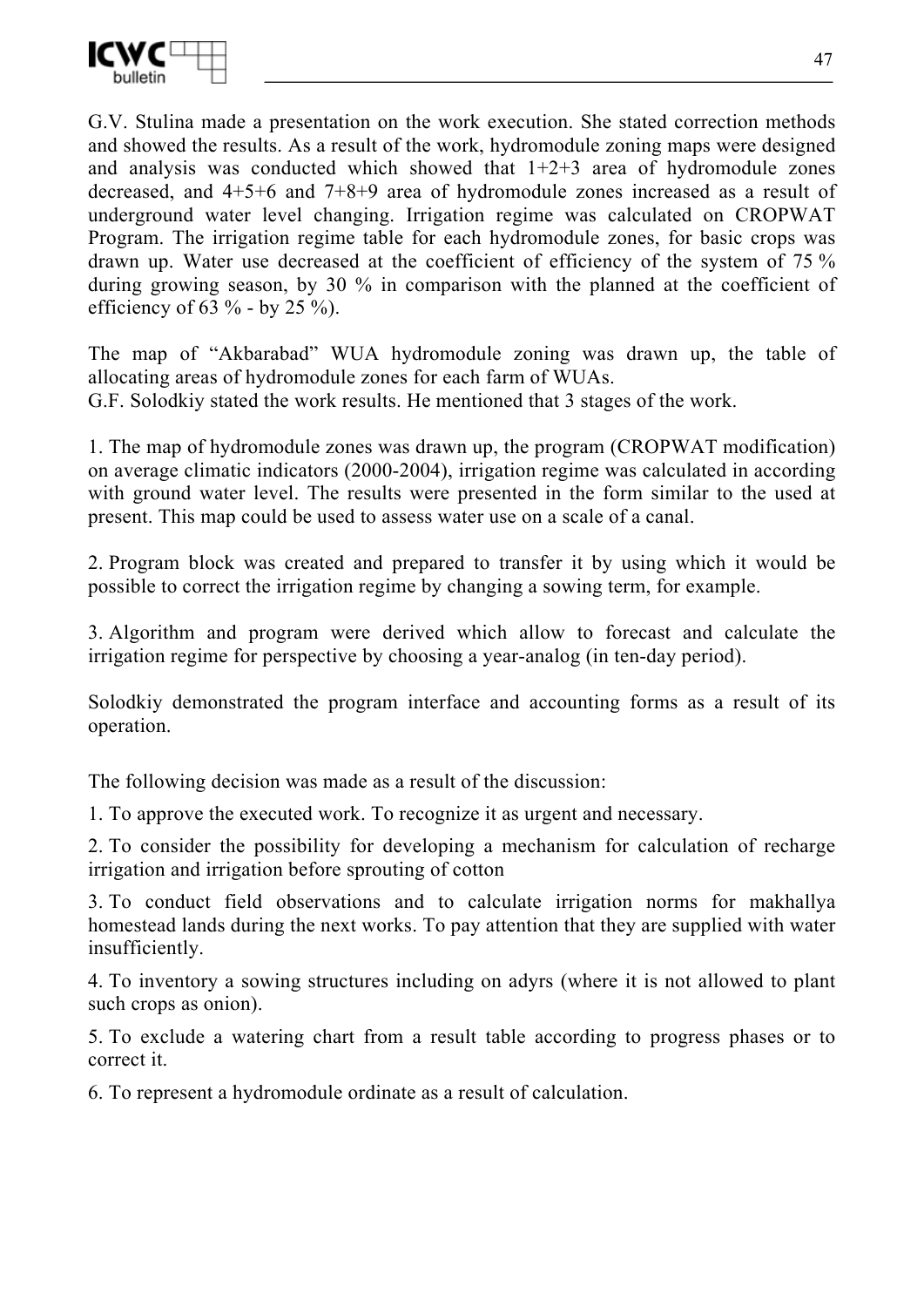G.V. Stulina made a presentation on the work execution. She stated correction methods and showed the results. As a result of the work, hydromodule zoning maps were designed and analysis was conducted which showed that 1+2+3 area of hydromodule zones decreased, and 4+5+6 and 7+8+9 area of hydromodule zones increased as a result of underground water level changing. Irrigation regime was calculated on CROPWAT Program. The irrigation regime table for each hydromodule zones, for basic crops was drawn up. Water use decreased at the coefficient of efficiency of the system of 75 % during growing season, by 30 % in comparison with the planned at the coefficient of efficiency of 63 % - by 25 %).

The map of "Akbarabad" WUA hydromodule zoning was drawn up, the table of allocating areas of hydromodule zones for each farm of WUAs.
G.F. Solodkiy stated the work results. He mentioned that 3 stages of the work.

1. The map of hydromodule zones was drawn up, the program (CROPWAT modification) on average climatic indicators (2000-2004), irrigation regime was calculated in according with ground water level. The results were presented in the form similar to the used at present. This map could be used to assess water use on a scale of a canal.

2. Program block was created and prepared to transfer it by using which it would be possible to correct the irrigation regime by changing a sowing term, for example.

3. Algorithm and program were derived which allow to forecast and calculate the irrigation regime for perspective by choosing a year-analog (in ten-day period).

Solodkiy demonstrated the program interface and accounting forms as a result of its operation.

The following decision was made as a result of the discussion:

1. To approve the executed work. To recognize it as urgent and necessary.

2. To consider the possibility for developing a mechanism for calculation of recharge irrigation and irrigation before sprouting of cotton

3. To conduct field observations and to calculate irrigation norms for makhallya homestead lands during the next works. To pay attention that they are supplied with water insufficiently.

4. To inventory a sowing structures including on adyrs (where it is not allowed to plant such crops as onion).

5. To exclude a watering chart from a result table according to progress phases or to correct it.

6. To represent a hydromodule ordinate as a result of calculation.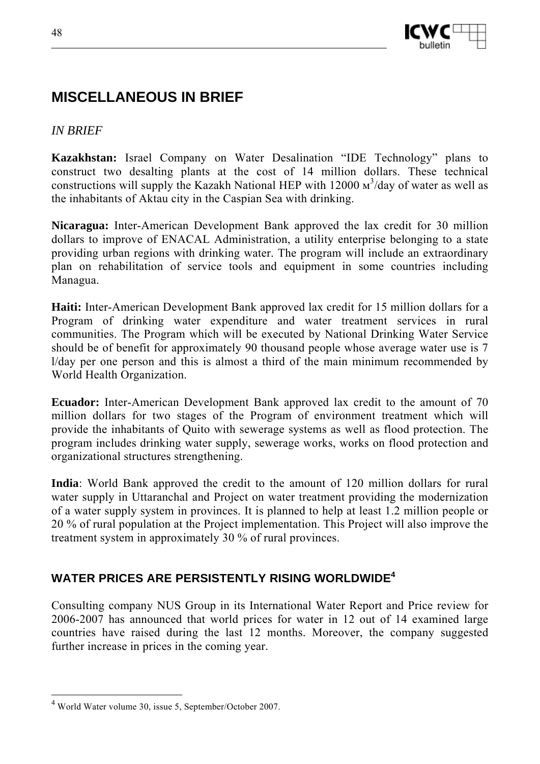# MISCELLANEOUS IN BRIEF

*IN BRIEF*

**Kazakhstan:** Israel Company on Water Desalination "IDE Technology" plans to construct two desalting plants at the cost of 14 million dollars. These technical constructions will supply the Kazakh National HEP with 12000 $м^3$/day of water as well as the inhabitants of Aktau city in the Caspian Sea with drinking.

**Nicaragua:** Inter-American Development Bank approved the lax credit for 30 million dollars to improve of ENACAL Administration, a utility enterprise belonging to a state providing urban regions with drinking water. The program will include an extraordinary plan on rehabilitation of service tools and equipment in some countries including Managua.

**Haiti:** Inter-American Development Bank approved lax credit for 15 million dollars for a Program of drinking water expenditure and water treatment services in rural communities. The Program which will be executed by National Drinking Water Service should be of benefit for approximately 90 thousand people whose average water use is 7 l/day per one person and this is almost a third of the main minimum recommended by World Health Organization.

**Ecuador:** Inter-American Development Bank approved lax credit to the amount of 70 million dollars for two stages of the Program of environment treatment which will provide the inhabitants of Quito with sewerage systems as well as flood protection. The program includes drinking water supply, sewerage works, works on flood protection and organizational structures strengthening.

**India**: World Bank approved the credit to the amount of 120 million dollars for rural water supply in Uttaranchal and Project on water treatment providing the modernization of a water supply system in provinces. It is planned to help at least 1.2 million people or 20 % of rural population at the Project implementation. This Project will also improve the treatment system in approximately 30 % of rural provinces.

## WATER PRICES ARE PERSISTENTLY RISING WORLDWIDE[4]

Consulting company NUS Group in its International Water Report and Price review for 2006-2007 has announced that world prices for water in 12 out of 14 examined large countries have raised during the last 12 months. Moreover, the company suggested further increase in prices in the coming year.

[4] World Water volume 30, issue 5, September/October 2007.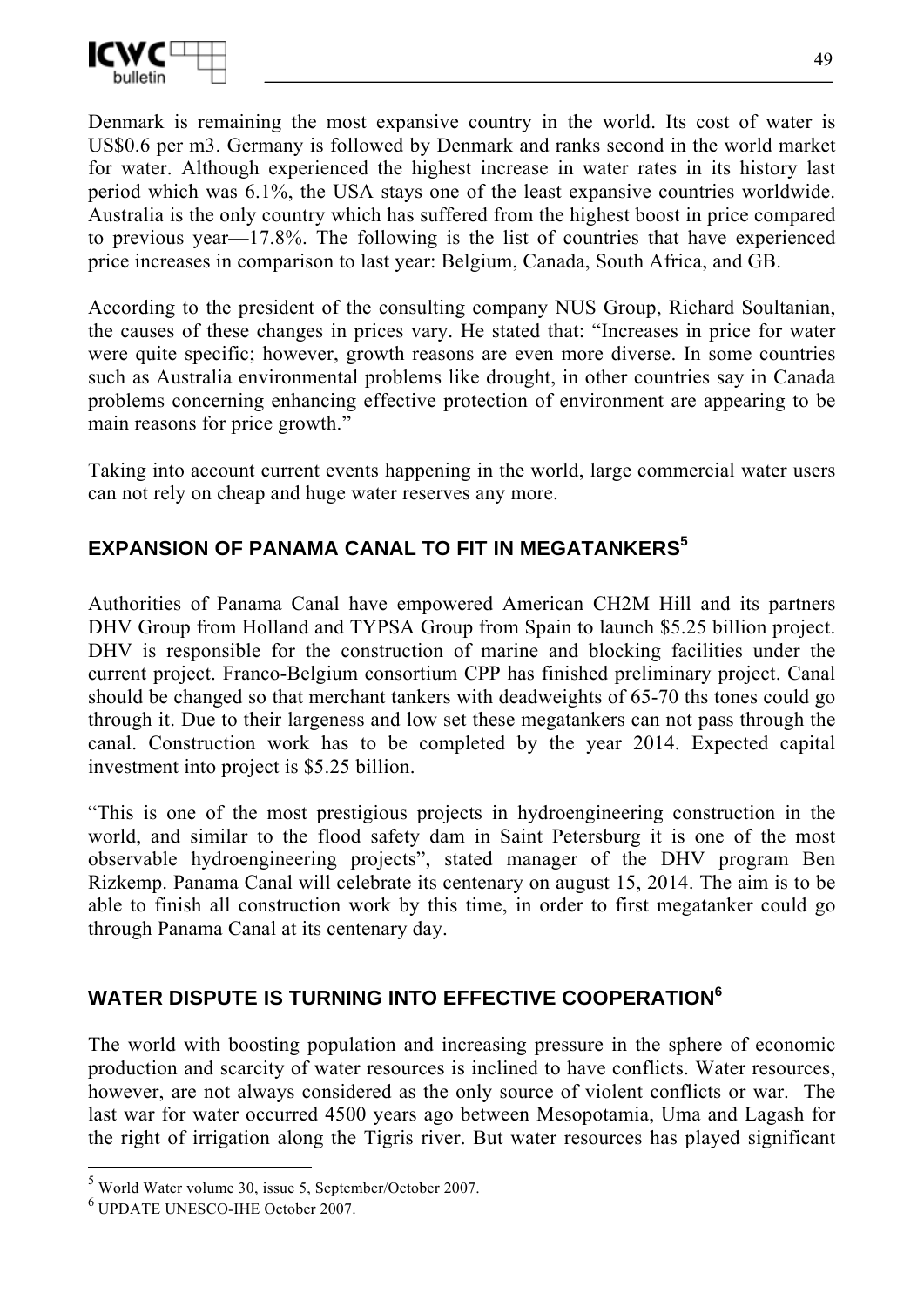Denmark is remaining the most expansive country in the world. Its cost of water is US$0.6 per m3. Germany is followed by Denmark and ranks second in the world market for water. Although experienced the highest increase in water rates in its history last period which was 6.1%, the USA stays one of the least expansive countries worldwide. Australia is the only country which has suffered from the highest boost in price compared to previous year—17.8%. The following is the list of countries that have experienced price increases in comparison to last year: Belgium, Canada, South Africa, and GB.

According to the president of the consulting company NUS Group, Richard Soultanian, the causes of these changes in prices vary. He stated that: "Increases in price for water were quite specific; however, growth reasons are even more diverse. In some countries such as Australia environmental problems like drought, in other countries say in Canada problems concerning enhancing effective protection of environment are appearing to be main reasons for price growth."

Taking into account current events happening in the world, large commercial water users can not rely on cheap and huge water reserves any more.

## EXPANSION OF PANAMA CANAL TO FIT IN MEGATANKERS[5]

Authorities of Panama Canal have empowered American CH2M Hill and its partners DHV Group from Holland and TYPSA Group from Spain to launch $5.25 billion project. DHV is responsible for the construction of marine and blocking facilities under the current project. Franco-Belgium consortium CPP has finished preliminary project. Canal should be changed so that merchant tankers with deadweights of 65-70 ths tones could go through it. Due to their largeness and low set these megatankers can not pass through the canal. Construction work has to be completed by the year 2014. Expected capital investment into project is $5.25 billion.

"This is one of the most prestigious projects in hydroengineering construction in the world, and similar to the flood safety dam in Saint Petersburg it is one of the most observable hydroengineering projects", stated manager of the DHV program Ben Rizkemp. Panama Canal will celebrate its centenary on august 15, 2014. The aim is to be able to finish all construction work by this time, in order to first megatanker could go through Panama Canal at its centenary day.

## WATER DISPUTE IS TURNING INTO EFFECTIVE COOPERATION[6]

The world with boosting population and increasing pressure in the sphere of economic production and scarcity of water resources is inclined to have conflicts. Water resources, however, are not always considered as the only source of violent conflicts or war. The last war for water occurred 4500 years ago between Mesopotamia, Uma and Lagash for the right of irrigation along the Tigris river. But water resources has played significant

---

[5] World Water volume 30, issue 5, September/October 2007.

[6] UPDATE UNESCO-IHE October 2007.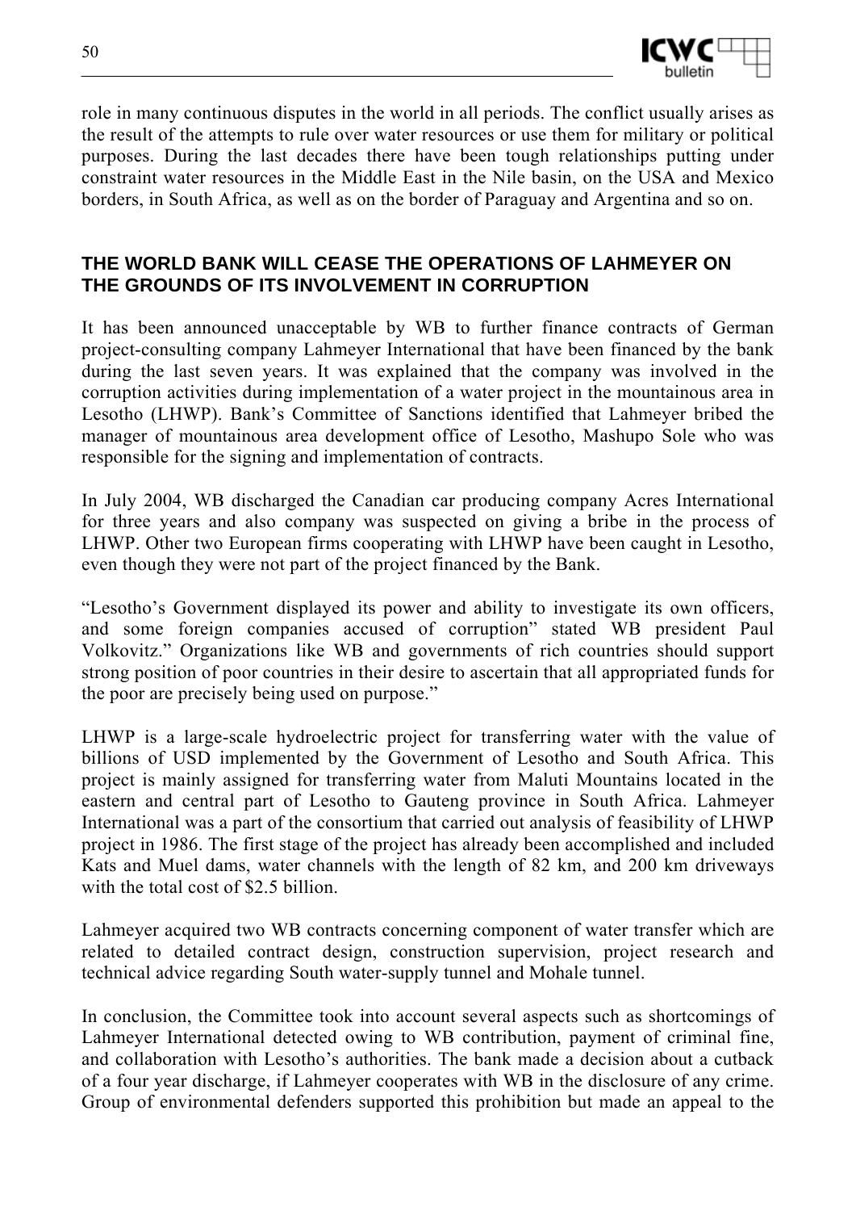role in many continuous disputes in the world in all periods. The conflict usually arises as the result of the attempts to rule over water resources or use them for military or political purposes. During the last decades there have been tough relationships putting under constraint water resources in the Middle East in the Nile basin, on the USA and Mexico borders, in South Africa, as well as on the border of Paraguay and Argentina and so on.

## THE WORLD BANK WILL CEASE THE OPERATIONS OF LAHMEYER ON THE GROUNDS OF ITS INVOLVEMENT IN CORRUPTION

It has been announced unacceptable by WB to further finance contracts of German project-consulting company Lahmeyer International that have been financed by the bank during the last seven years. It was explained that the company was involved in the corruption activities during implementation of a water project in the mountainous area in Lesotho (LHWP). Bank's Committee of Sanctions identified that Lahmeyer bribed the manager of mountainous area development office of Lesotho, Mashupo Sole who was responsible for the signing and implementation of contracts.

In July 2004, WB discharged the Canadian car producing company Acres International for three years and also company was suspected on giving a bribe in the process of LHWP. Other two European firms cooperating with LHWP have been caught in Lesotho, even though they were not part of the project financed by the Bank.

"Lesotho's Government displayed its power and ability to investigate its own officers, and some foreign companies accused of corruption" stated WB president Paul Volkovitz." Organizations like WB and governments of rich countries should support strong position of poor countries in their desire to ascertain that all appropriated funds for the poor are precisely being used on purpose."

LHWP is a large-scale hydroelectric project for transferring water with the value of billions of USD implemented by the Government of Lesotho and South Africa. This project is mainly assigned for transferring water from Maluti Mountains located in the eastern and central part of Lesotho to Gauteng province in South Africa. Lahmeyer International was a part of the consortium that carried out analysis of feasibility of LHWP project in 1986. The first stage of the project has already been accomplished and included Kats and Muel dams, water channels with the length of 82 km, and 200 km driveways with the total cost of $2.5 billion.

Lahmeyer acquired two WB contracts concerning component of water transfer which are related to detailed contract design, construction supervision, project research and technical advice regarding South water-supply tunnel and Mohale tunnel.

In conclusion, the Committee took into account several aspects such as shortcomings of Lahmeyer International detected owing to WB contribution, payment of criminal fine, and collaboration with Lesotho's authorities. The bank made a decision about a cutback of a four year discharge, if Lahmeyer cooperates with WB in the disclosure of any crime. Group of environmental defenders supported this prohibition but made an appeal to the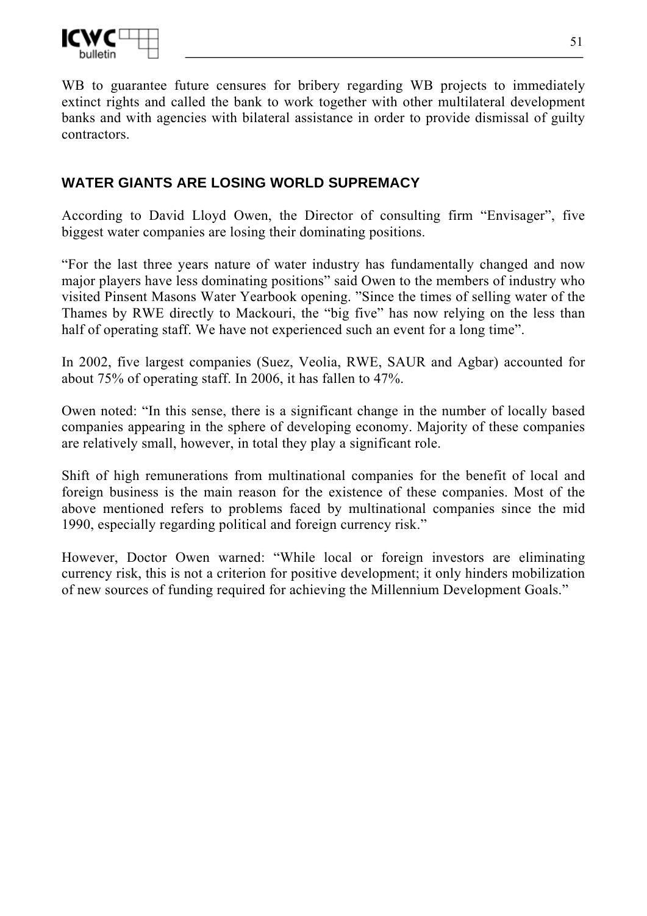WB to guarantee future censures for bribery regarding WB projects to immediately extinct rights and called the bank to work together with other multilateral development banks and with agencies with bilateral assistance in order to provide dismissal of guilty contractors.

## WATER GIANTS ARE LOSING WORLD SUPREMACY

According to David Lloyd Owen, the Director of consulting firm "Envisager", five biggest water companies are losing their dominating positions.

"For the last three years nature of water industry has fundamentally changed and now major players have less dominating positions" said Owen to the members of industry who visited Pinsent Masons Water Yearbook opening. "Since the times of selling water of the Thames by RWE directly to Mackouri, the "big five" has now relying on the less than half of operating staff. We have not experienced such an event for a long time".

In 2002, five largest companies (Suez, Veolia, RWE, SAUR and Agbar) accounted for about 75% of operating staff. In 2006, it has fallen to 47%.

Owen noted: "In this sense, there is a significant change in the number of locally based companies appearing in the sphere of developing economy. Majority of these companies are relatively small, however, in total they play a significant role.

Shift of high remunerations from multinational companies for the benefit of local and foreign business is the main reason for the existence of these companies. Most of the above mentioned refers to problems faced by multinational companies since the mid 1990, especially regarding political and foreign currency risk."

However, Doctor Owen warned: "While local or foreign investors are eliminating currency risk, this is not a criterion for positive development; it only hinders mobilization of new sources of funding required for achieving the Millennium Development Goals."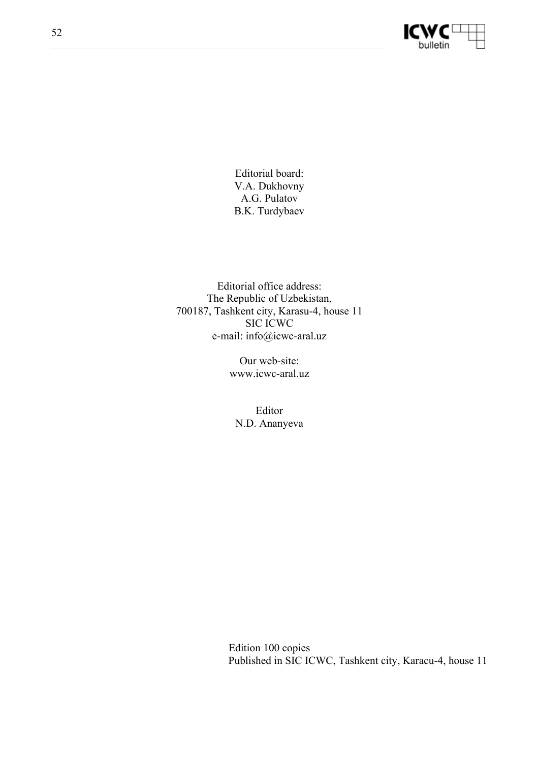Editorial board:
V.A. Dukhovny
A.G. Pulatov
B.K. Turdybaev

Editorial office address:
The Republic of Uzbekistan,
700187, Tashkent city, Karasu-4, house 11
SIC ICWC
e-mail: info@icwc-aral.uz

Our web-site:
www.icwc-aral.uz

Editor
N.D. Ananyeva

Edition 100 copies
Published in SIC ICWC, Tashkent city, Karacu-4, house 11